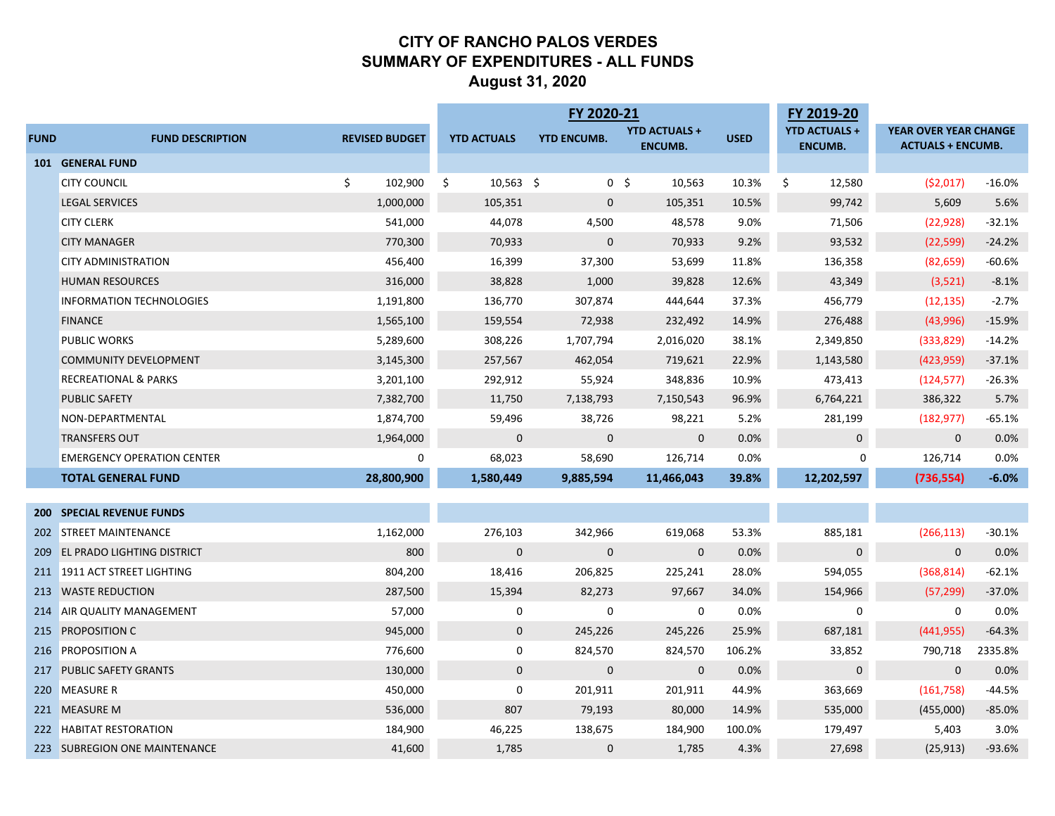# CITY OF RANCHO PALOS VERDES
# SUMMARY OF EXPENDITURES - ALL FUNDS
# August 31, 2020

| | | | FY 2020-21 | | | | FY 2019-20 | | |
|---|---|---|---|---|---|---|---|---|---|
| FUND | FUND DESCRIPTION | REVISED BUDGET | YTD ACTUALS | YTD ENCUMB. | YTD ACTUALS + ENCUMB. | USED | YTD ACTUALS + ENCUMB. | YEAR OVER YEAR CHANGE ACTUALS + ENCUMB. | |
| **101** | **GENERAL FUND** | | | | | | | | |
| | CITY COUNCIL | $ 102,900 | $ 10,563 | $ 0 | $ 10,563 | 10.3% | $ 12,580 | ($2,017) | -16.0% |
| | LEGAL SERVICES | 1,000,000 | 105,351 | 0 | 105,351 | 10.5% | 99,742 | 5,609 | 5.6% |
| | CITY CLERK | 541,000 | 44,078 | 4,500 | 48,578 | 9.0% | 71,506 | (22,928) | -32.1% |
| | CITY MANAGER | 770,300 | 70,933 | 0 | 70,933 | 9.2% | 93,532 | (22,599) | -24.2% |
| | CITY ADMINISTRATION | 456,400 | 16,399 | 37,300 | 53,699 | 11.8% | 136,358 | (82,659) | -60.6% |
| | HUMAN RESOURCES | 316,000 | 38,828 | 1,000 | 39,828 | 12.6% | 43,349 | (3,521) | -8.1% |
| | INFORMATION TECHNOLOGIES | 1,191,800 | 136,770 | 307,874 | 444,644 | 37.3% | 456,779 | (12,135) | -2.7% |
| | FINANCE | 1,565,100 | 159,554 | 72,938 | 232,492 | 14.9% | 276,488 | (43,996) | -15.9% |
| | PUBLIC WORKS | 5,289,600 | 308,226 | 1,707,794 | 2,016,020 | 38.1% | 2,349,850 | (333,829) | -14.2% |
| | COMMUNITY DEVELOPMENT | 3,145,300 | 257,567 | 462,054 | 719,621 | 22.9% | 1,143,580 | (423,959) | -37.1% |
| | RECREATIONAL & PARKS | 3,201,100 | 292,912 | 55,924 | 348,836 | 10.9% | 473,413 | (124,577) | -26.3% |
| | PUBLIC SAFETY | 7,382,700 | 11,750 | 7,138,793 | 7,150,543 | 96.9% | 6,764,221 | 386,322 | 5.7% |
| | NON-DEPARTMENTAL | 1,874,700 | 59,496 | 38,726 | 98,221 | 5.2% | 281,199 | (182,977) | -65.1% |
| | TRANSFERS OUT | 1,964,000 | 0 | 0 | 0 | 0.0% | 0 | 0 | 0.0% |
| | EMERGENCY OPERATION CENTER | 0 | 68,023 | 58,690 | 126,714 | 0.0% | 0 | 126,714 | 0.0% |
| | **TOTAL GENERAL FUND** | **28,800,900** | **1,580,449** | **9,885,594** | **11,466,043** | **39.8%** | **12,202,597** | **(736,554)** | **-6.0%** |
| **200** | **SPECIAL REVENUE FUNDS** | | | | | | | | |
| 202 | STREET MAINTENANCE | 1,162,000 | 276,103 | 342,966 | 619,068 | 53.3% | 885,181 | (266,113) | -30.1% |
| 209 | EL PRADO LIGHTING DISTRICT | 800 | 0 | 0 | 0 | 0.0% | 0 | 0 | 0.0% |
| 211 | 1911 ACT STREET LIGHTING | 804,200 | 18,416 | 206,825 | 225,241 | 28.0% | 594,055 | (368,814) | -62.1% |
| 213 | WASTE REDUCTION | 287,500 | 15,394 | 82,273 | 97,667 | 34.0% | 154,966 | (57,299) | -37.0% |
| 214 | AIR QUALITY MANAGEMENT | 57,000 | 0 | 0 | 0 | 0.0% | 0 | 0 | 0.0% |
| 215 | PROPOSITION C | 945,000 | 0 | 245,226 | 245,226 | 25.9% | 687,181 | (441,955) | -64.3% |
| 216 | PROPOSITION A | 776,600 | 0 | 824,570 | 824,570 | 106.2% | 33,852 | 790,718 | 2335.8% |
| 217 | PUBLIC SAFETY GRANTS | 130,000 | 0 | 0 | 0 | 0.0% | 0 | 0 | 0.0% |
| 220 | MEASURE R | 450,000 | 0 | 201,911 | 201,911 | 44.9% | 363,669 | (161,758) | -44.5% |
| 221 | MEASURE M | 536,000 | 807 | 79,193 | 80,000 | 14.9% | 535,000 | (455,000) | -85.0% |
| 222 | HABITAT RESTORATION | 184,900 | 46,225 | 138,675 | 184,900 | 100.0% | 179,497 | 5,403 | 3.0% |
| 223 | SUBREGION ONE MAINTENANCE | 41,600 | 1,785 | 0 | 1,785 | 4.3% | 27,698 | (25,913) | -93.6% |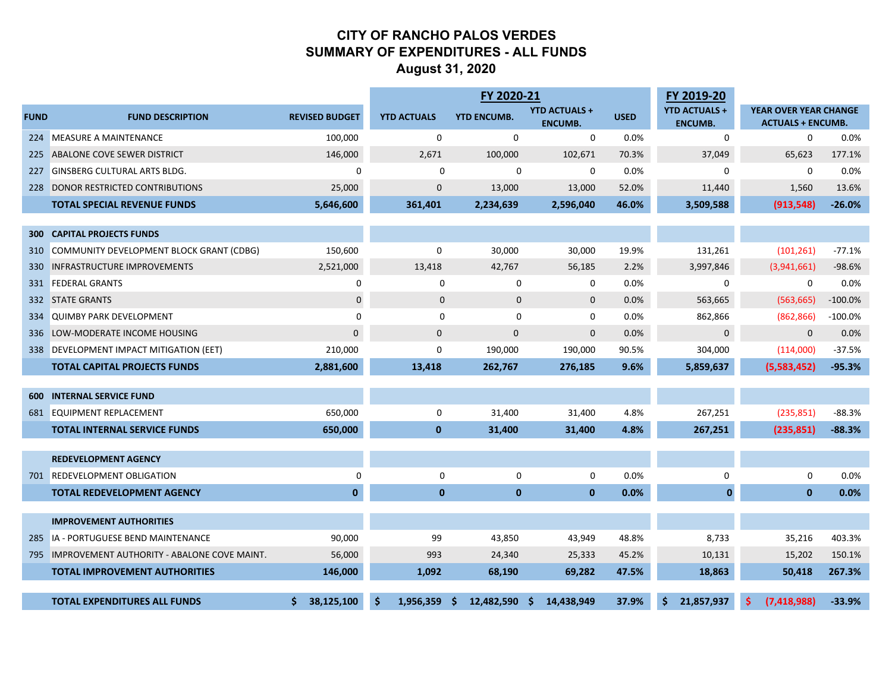# CITY OF RANCHO PALOS VERDES
# SUMMARY OF EXPENDITURES - ALL FUNDS
# August 31, 2020

| | | | FY 2020-21 | | | | FY 2019-20 | | |
|---|---|---|---|---|---|---|---|---|---|
| FUND | FUND DESCRIPTION | REVISED BUDGET | YTD ACTUALS | YTD ENCUMB. | YTD ACTUALS + ENCUMB. | USED | YTD ACTUALS + ENCUMB. | YEAR OVER YEAR CHANGE ACTUALS + ENCUMB. | |
| 224 | MEASURE A MAINTENANCE | 100,000 | 0 | 0 | 0 | 0.0% | 0 | 0 | 0.0% |
| 225 | ABALONE COVE SEWER DISTRICT | 146,000 | 2,671 | 100,000 | 102,671 | 70.3% | 37,049 | 65,623 | 177.1% |
| 227 | GINSBERG CULTURAL ARTS BLDG. | 0 | 0 | 0 | 0 | 0.0% | 0 | 0 | 0.0% |
| 228 | DONOR RESTRICTED CONTRIBUTIONS | 25,000 | 0 | 13,000 | 13,000 | 52.0% | 11,440 | 1,560 | 13.6% |
| | **TOTAL SPECIAL REVENUE FUNDS** | **5,646,600** | **361,401** | **2,234,639** | **2,596,040** | **46.0%** | **3,509,588** | **(913,548)** | **-26.0%** |
| | | | | | | | | | |
| **300** | **CAPITAL PROJECTS FUNDS** | | | | | | | | |
| 310 | COMMUNITY DEVELOPMENT BLOCK GRANT (CDBG) | 150,600 | 0 | 30,000 | 30,000 | 19.9% | 131,261 | (101,261) | -77.1% |
| 330 | INFRASTRUCTURE IMPROVEMENTS | 2,521,000 | 13,418 | 42,767 | 56,185 | 2.2% | 3,997,846 | (3,941,661) | -98.6% |
| 331 | FEDERAL GRANTS | 0 | 0 | 0 | 0 | 0.0% | 0 | 0 | 0.0% |
| 332 | STATE GRANTS | 0 | 0 | 0 | 0 | 0.0% | 563,665 | (563,665) | -100.0% |
| 334 | QUIMBY PARK DEVELOPMENT | 0 | 0 | 0 | 0 | 0.0% | 862,866 | (862,866) | -100.0% |
| 336 | LOW-MODERATE INCOME HOUSING | 0 | 0 | 0 | 0 | 0.0% | 0 | 0 | 0.0% |
| 338 | DEVELOPMENT IMPACT MITIGATION (EET) | 210,000 | 0 | 190,000 | 190,000 | 90.5% | 304,000 | (114,000) | -37.5% |
| | **TOTAL CAPITAL PROJECTS FUNDS** | **2,881,600** | **13,418** | **262,767** | **276,185** | **9.6%** | **5,859,637** | **(5,583,452)** | **-95.3%** |
| | | | | | | | | | |
| **600** | **INTERNAL SERVICE FUND** | | | | | | | | |
| 681 | EQUIPMENT REPLACEMENT | 650,000 | 0 | 31,400 | 31,400 | 4.8% | 267,251 | (235,851) | -88.3% |
| | **TOTAL INTERNAL SERVICE FUNDS** | **650,000** | **0** | **31,400** | **31,400** | **4.8%** | **267,251** | **(235,851)** | **-88.3%** |
| | | | | | | | | | |
| | **REDEVELOPMENT AGENCY** | | | | | | | | |
| 701 | REDEVELOPMENT OBLIGATION | 0 | 0 | 0 | 0 | 0.0% | 0 | 0 | 0.0% |
| | **TOTAL REDEVELOPMENT AGENCY** | **0** | **0** | **0** | **0** | **0.0%** | **0** | **0** | **0.0%** |
| | | | | | | | | | |
| | **IMPROVEMENT AUTHORITIES** | | | | | | | | |
| 285 | IA - PORTUGUESE BEND MAINTENANCE | 90,000 | 99 | 43,850 | 43,949 | 48.8% | 8,733 | 35,216 | 403.3% |
| 795 | IMPROVEMENT AUTHORITY - ABALONE COVE MAINT. | 56,000 | 993 | 24,340 | 25,333 | 45.2% | 10,131 | 15,202 | 150.1% |
| | **TOTAL IMPROVEMENT AUTHORITIES** | **146,000** | **1,092** | **68,190** | **69,282** | **47.5%** | **18,863** | **50,418** | **267.3%** |
| | | | | | | | | | |
| | **TOTAL EXPENDITURES ALL FUNDS** | **$ 38,125,100** | **$ 1,956,359** | **$ 12,482,590** | **$ 14,438,949** | **37.9%** | **$ 21,857,937** | **$ (7,418,988)** | **-33.9%** |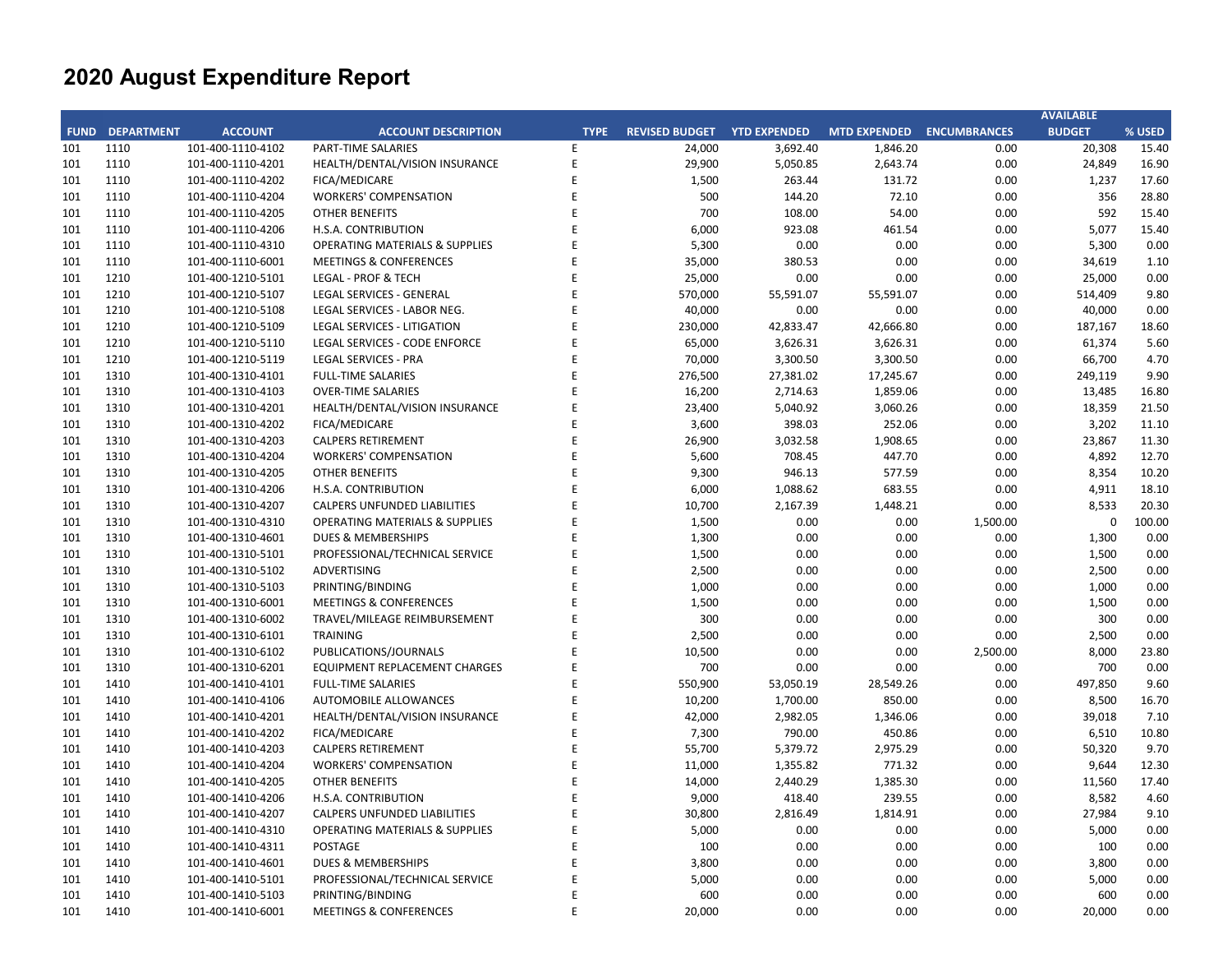# 2020 August Expenditure Report

| FUND | DEPARTMENT | ACCOUNT | ACCOUNT DESCRIPTION | TYPE | REVISED BUDGET | YTD EXPENDED | MTD EXPENDED | ENCUMBRANCES | AVAILABLE BUDGET | % USED |
|---|---|---|---|---|---|---|---|---|---|---|
| 101 | 1110 | 101-400-1110-4102 | PART-TIME SALARIES | E | 24,000 | 3,692.40 | 1,846.20 | 0.00 | 20,308 | 15.40 |
| 101 | 1110 | 101-400-1110-4201 | HEALTH/DENTAL/VISION INSURANCE | E | 29,900 | 5,050.85 | 2,643.74 | 0.00 | 24,849 | 16.90 |
| 101 | 1110 | 101-400-1110-4202 | FICA/MEDICARE | E | 1,500 | 263.44 | 131.72 | 0.00 | 1,237 | 17.60 |
| 101 | 1110 | 101-400-1110-4204 | WORKERS' COMPENSATION | E | 500 | 144.20 | 72.10 | 0.00 | 356 | 28.80 |
| 101 | 1110 | 101-400-1110-4205 | OTHER BENEFITS | E | 700 | 108.00 | 54.00 | 0.00 | 592 | 15.40 |
| 101 | 1110 | 101-400-1110-4206 | H.S.A. CONTRIBUTION | E | 6,000 | 923.08 | 461.54 | 0.00 | 5,077 | 15.40 |
| 101 | 1110 | 101-400-1110-4310 | OPERATING MATERIALS & SUPPLIES | E | 5,300 | 0.00 | 0.00 | 0.00 | 5,300 | 0.00 |
| 101 | 1110 | 101-400-1110-6001 | MEETINGS & CONFERENCES | E | 35,000 | 380.53 | 0.00 | 0.00 | 34,619 | 1.10 |
| 101 | 1210 | 101-400-1210-5101 | LEGAL - PROF & TECH | E | 25,000 | 0.00 | 0.00 | 0.00 | 25,000 | 0.00 |
| 101 | 1210 | 101-400-1210-5107 | LEGAL SERVICES - GENERAL | E | 570,000 | 55,591.07 | 55,591.07 | 0.00 | 514,409 | 9.80 |
| 101 | 1210 | 101-400-1210-5108 | LEGAL SERVICES - LABOR NEG. | E | 40,000 | 0.00 | 0.00 | 0.00 | 40,000 | 0.00 |
| 101 | 1210 | 101-400-1210-5109 | LEGAL SERVICES - LITIGATION | E | 230,000 | 42,833.47 | 42,666.80 | 0.00 | 187,167 | 18.60 |
| 101 | 1210 | 101-400-1210-5110 | LEGAL SERVICES - CODE ENFORCE | E | 65,000 | 3,626.31 | 3,626.31 | 0.00 | 61,374 | 5.60 |
| 101 | 1210 | 101-400-1210-5119 | LEGAL SERVICES - PRA | E | 70,000 | 3,300.50 | 3,300.50 | 0.00 | 66,700 | 4.70 |
| 101 | 1310 | 101-400-1310-4101 | FULL-TIME SALARIES | E | 276,500 | 27,381.02 | 17,245.67 | 0.00 | 249,119 | 9.90 |
| 101 | 1310 | 101-400-1310-4103 | OVER-TIME SALARIES | E | 16,200 | 2,714.63 | 1,859.06 | 0.00 | 13,485 | 16.80 |
| 101 | 1310 | 101-400-1310-4201 | HEALTH/DENTAL/VISION INSURANCE | E | 23,400 | 5,040.92 | 3,060.26 | 0.00 | 18,359 | 21.50 |
| 101 | 1310 | 101-400-1310-4202 | FICA/MEDICARE | E | 3,600 | 398.03 | 252.06 | 0.00 | 3,202 | 11.10 |
| 101 | 1310 | 101-400-1310-4203 | CALPERS RETIREMENT | E | 26,900 | 3,032.58 | 1,908.65 | 0.00 | 23,867 | 11.30 |
| 101 | 1310 | 101-400-1310-4204 | WORKERS' COMPENSATION | E | 5,600 | 708.45 | 447.70 | 0.00 | 4,892 | 12.70 |
| 101 | 1310 | 101-400-1310-4205 | OTHER BENEFITS | E | 9,300 | 946.13 | 577.59 | 0.00 | 8,354 | 10.20 |
| 101 | 1310 | 101-400-1310-4206 | H.S.A. CONTRIBUTION | E | 6,000 | 1,088.62 | 683.55 | 0.00 | 4,911 | 18.10 |
| 101 | 1310 | 101-400-1310-4207 | CALPERS UNFUNDED LIABILITIES | E | 10,700 | 2,167.39 | 1,448.21 | 0.00 | 8,533 | 20.30 |
| 101 | 1310 | 101-400-1310-4310 | OPERATING MATERIALS & SUPPLIES | E | 1,500 | 0.00 | 0.00 | 1,500.00 | 0 | 100.00 |
| 101 | 1310 | 101-400-1310-4601 | DUES & MEMBERSHIPS | E | 1,300 | 0.00 | 0.00 | 0.00 | 1,300 | 0.00 |
| 101 | 1310 | 101-400-1310-5101 | PROFESSIONAL/TECHNICAL SERVICE | E | 1,500 | 0.00 | 0.00 | 0.00 | 1,500 | 0.00 |
| 101 | 1310 | 101-400-1310-5102 | ADVERTISING | E | 2,500 | 0.00 | 0.00 | 0.00 | 2,500 | 0.00 |
| 101 | 1310 | 101-400-1310-5103 | PRINTING/BINDING | E | 1,000 | 0.00 | 0.00 | 0.00 | 1,000 | 0.00 |
| 101 | 1310 | 101-400-1310-6001 | MEETINGS & CONFERENCES | E | 1,500 | 0.00 | 0.00 | 0.00 | 1,500 | 0.00 |
| 101 | 1310 | 101-400-1310-6002 | TRAVEL/MILEAGE REIMBURSEMENT | E | 300 | 0.00 | 0.00 | 0.00 | 300 | 0.00 |
| 101 | 1310 | 101-400-1310-6101 | TRAINING | E | 2,500 | 0.00 | 0.00 | 0.00 | 2,500 | 0.00 |
| 101 | 1310 | 101-400-1310-6102 | PUBLICATIONS/JOURNALS | E | 10,500 | 0.00 | 0.00 | 2,500.00 | 8,000 | 23.80 |
| 101 | 1310 | 101-400-1310-6201 | EQUIPMENT REPLACEMENT CHARGES | E | 700 | 0.00 | 0.00 | 0.00 | 700 | 0.00 |
| 101 | 1410 | 101-400-1410-4101 | FULL-TIME SALARIES | E | 550,900 | 53,050.19 | 28,549.26 | 0.00 | 497,850 | 9.60 |
| 101 | 1410 | 101-400-1410-4106 | AUTOMOBILE ALLOWANCES | E | 10,200 | 1,700.00 | 850.00 | 0.00 | 8,500 | 16.70 |
| 101 | 1410 | 101-400-1410-4201 | HEALTH/DENTAL/VISION INSURANCE | E | 42,000 | 2,982.05 | 1,346.06 | 0.00 | 39,018 | 7.10 |
| 101 | 1410 | 101-400-1410-4202 | FICA/MEDICARE | E | 7,300 | 790.00 | 450.86 | 0.00 | 6,510 | 10.80 |
| 101 | 1410 | 101-400-1410-4203 | CALPERS RETIREMENT | E | 55,700 | 5,379.72 | 2,975.29 | 0.00 | 50,320 | 9.70 |
| 101 | 1410 | 101-400-1410-4204 | WORKERS' COMPENSATION | E | 11,000 | 1,355.82 | 771.32 | 0.00 | 9,644 | 12.30 |
| 101 | 1410 | 101-400-1410-4205 | OTHER BENEFITS | E | 14,000 | 2,440.29 | 1,385.30 | 0.00 | 11,560 | 17.40 |
| 101 | 1410 | 101-400-1410-4206 | H.S.A. CONTRIBUTION | E | 9,000 | 418.40 | 239.55 | 0.00 | 8,582 | 4.60 |
| 101 | 1410 | 101-400-1410-4207 | CALPERS UNFUNDED LIABILITIES | E | 30,800 | 2,816.49 | 1,814.91 | 0.00 | 27,984 | 9.10 |
| 101 | 1410 | 101-400-1410-4310 | OPERATING MATERIALS & SUPPLIES | E | 5,000 | 0.00 | 0.00 | 0.00 | 5,000 | 0.00 |
| 101 | 1410 | 101-400-1410-4311 | POSTAGE | E | 100 | 0.00 | 0.00 | 0.00 | 100 | 0.00 |
| 101 | 1410 | 101-400-1410-4601 | DUES & MEMBERSHIPS | E | 3,800 | 0.00 | 0.00 | 0.00 | 3,800 | 0.00 |
| 101 | 1410 | 101-400-1410-5101 | PROFESSIONAL/TECHNICAL SERVICE | E | 5,000 | 0.00 | 0.00 | 0.00 | 5,000 | 0.00 |
| 101 | 1410 | 101-400-1410-5103 | PRINTING/BINDING | E | 600 | 0.00 | 0.00 | 0.00 | 600 | 0.00 |
| 101 | 1410 | 101-400-1410-6001 | MEETINGS & CONFERENCES | E | 20,000 | 0.00 | 0.00 | 0.00 | 20,000 | 0.00 |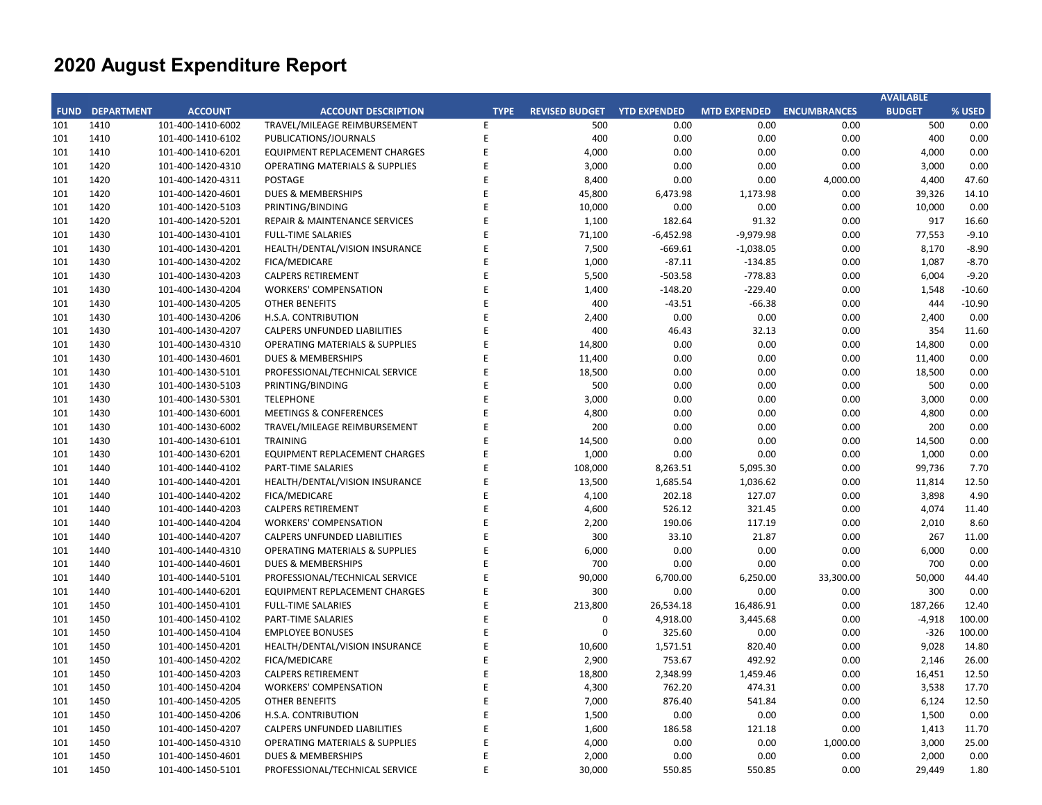# 2020 August Expenditure Report

| FUND | DEPARTMENT | ACCOUNT | ACCOUNT DESCRIPTION | TYPE | REVISED BUDGET | YTD EXPENDED | MTD EXPENDED | ENCUMBRANCES | AVAILABLE BUDGET | % USED |
|---|---|---|---|---|---|---|---|---|---|---|
| 101 | 1410 | 101-400-1410-6002 | TRAVEL/MILEAGE REIMBURSEMENT | E | 500 | 0.00 | 0.00 | 0.00 | 500 | 0.00 |
| 101 | 1410 | 101-400-1410-6102 | PUBLICATIONS/JOURNALS | E | 400 | 0.00 | 0.00 | 0.00 | 400 | 0.00 |
| 101 | 1410 | 101-400-1410-6201 | EQUIPMENT REPLACEMENT CHARGES | E | 4,000 | 0.00 | 0.00 | 0.00 | 4,000 | 0.00 |
| 101 | 1420 | 101-400-1420-4310 | OPERATING MATERIALS & SUPPLIES | E | 3,000 | 0.00 | 0.00 | 0.00 | 3,000 | 0.00 |
| 101 | 1420 | 101-400-1420-4311 | POSTAGE | E | 8,400 | 0.00 | 0.00 | 4,000.00 | 4,400 | 47.60 |
| 101 | 1420 | 101-400-1420-4601 | DUES & MEMBERSHIPS | E | 45,800 | 6,473.98 | 1,173.98 | 0.00 | 39,326 | 14.10 |
| 101 | 1420 | 101-400-1420-5103 | PRINTING/BINDING | E | 10,000 | 0.00 | 0.00 | 0.00 | 10,000 | 0.00 |
| 101 | 1420 | 101-400-1420-5201 | REPAIR & MAINTENANCE SERVICES | E | 1,100 | 182.64 | 91.32 | 0.00 | 917 | 16.60 |
| 101 | 1430 | 101-400-1430-4101 | FULL-TIME SALARIES | E | 71,100 | -6,452.98 | -9,979.98 | 0.00 | 77,553 | -9.10 |
| 101 | 1430 | 101-400-1430-4201 | HEALTH/DENTAL/VISION INSURANCE | E | 7,500 | -669.61 | -1,038.05 | 0.00 | 8,170 | -8.90 |
| 101 | 1430 | 101-400-1430-4202 | FICA/MEDICARE | E | 1,000 | -87.11 | -134.85 | 0.00 | 1,087 | -8.70 |
| 101 | 1430 | 101-400-1430-4203 | CALPERS RETIREMENT | E | 5,500 | -503.58 | -778.83 | 0.00 | 6,004 | -9.20 |
| 101 | 1430 | 101-400-1430-4204 | WORKERS' COMPENSATION | E | 1,400 | -148.20 | -229.40 | 0.00 | 1,548 | -10.60 |
| 101 | 1430 | 101-400-1430-4205 | OTHER BENEFITS | E | 400 | -43.51 | -66.38 | 0.00 | 444 | -10.90 |
| 101 | 1430 | 101-400-1430-4206 | H.S.A. CONTRIBUTION | E | 2,400 | 0.00 | 0.00 | 0.00 | 2,400 | 0.00 |
| 101 | 1430 | 101-400-1430-4207 | CALPERS UNFUNDED LIABILITIES | E | 400 | 46.43 | 32.13 | 0.00 | 354 | 11.60 |
| 101 | 1430 | 101-400-1430-4310 | OPERATING MATERIALS & SUPPLIES | E | 14,800 | 0.00 | 0.00 | 0.00 | 14,800 | 0.00 |
| 101 | 1430 | 101-400-1430-4601 | DUES & MEMBERSHIPS | E | 11,400 | 0.00 | 0.00 | 0.00 | 11,400 | 0.00 |
| 101 | 1430 | 101-400-1430-5101 | PROFESSIONAL/TECHNICAL SERVICE | E | 18,500 | 0.00 | 0.00 | 0.00 | 18,500 | 0.00 |
| 101 | 1430 | 101-400-1430-5103 | PRINTING/BINDING | E | 500 | 0.00 | 0.00 | 0.00 | 500 | 0.00 |
| 101 | 1430 | 101-400-1430-5301 | TELEPHONE | E | 3,000 | 0.00 | 0.00 | 0.00 | 3,000 | 0.00 |
| 101 | 1430 | 101-400-1430-6001 | MEETINGS & CONFERENCES | E | 4,800 | 0.00 | 0.00 | 0.00 | 4,800 | 0.00 |
| 101 | 1430 | 101-400-1430-6002 | TRAVEL/MILEAGE REIMBURSEMENT | E | 200 | 0.00 | 0.00 | 0.00 | 200 | 0.00 |
| 101 | 1430 | 101-400-1430-6101 | TRAINING | E | 14,500 | 0.00 | 0.00 | 0.00 | 14,500 | 0.00 |
| 101 | 1430 | 101-400-1430-6201 | EQUIPMENT REPLACEMENT CHARGES | E | 1,000 | 0.00 | 0.00 | 0.00 | 1,000 | 0.00 |
| 101 | 1440 | 101-400-1440-4102 | PART-TIME SALARIES | E | 108,000 | 8,263.51 | 5,095.30 | 0.00 | 99,736 | 7.70 |
| 101 | 1440 | 101-400-1440-4201 | HEALTH/DENTAL/VISION INSURANCE | E | 13,500 | 1,685.54 | 1,036.62 | 0.00 | 11,814 | 12.50 |
| 101 | 1440 | 101-400-1440-4202 | FICA/MEDICARE | E | 4,100 | 202.18 | 127.07 | 0.00 | 3,898 | 4.90 |
| 101 | 1440 | 101-400-1440-4203 | CALPERS RETIREMENT | E | 4,600 | 526.12 | 321.45 | 0.00 | 4,074 | 11.40 |
| 101 | 1440 | 101-400-1440-4204 | WORKERS' COMPENSATION | E | 2,200 | 190.06 | 117.19 | 0.00 | 2,010 | 8.60 |
| 101 | 1440 | 101-400-1440-4207 | CALPERS UNFUNDED LIABILITIES | E | 300 | 33.10 | 21.87 | 0.00 | 267 | 11.00 |
| 101 | 1440 | 101-400-1440-4310 | OPERATING MATERIALS & SUPPLIES | E | 6,000 | 0.00 | 0.00 | 0.00 | 6,000 | 0.00 |
| 101 | 1440 | 101-400-1440-4601 | DUES & MEMBERSHIPS | E | 700 | 0.00 | 0.00 | 0.00 | 700 | 0.00 |
| 101 | 1440 | 101-400-1440-5101 | PROFESSIONAL/TECHNICAL SERVICE | E | 90,000 | 6,700.00 | 6,250.00 | 33,300.00 | 50,000 | 44.40 |
| 101 | 1440 | 101-400-1440-6201 | EQUIPMENT REPLACEMENT CHARGES | E | 300 | 0.00 | 0.00 | 0.00 | 300 | 0.00 |
| 101 | 1450 | 101-400-1450-4101 | FULL-TIME SALARIES | E | 213,800 | 26,534.18 | 16,486.91 | 0.00 | 187,266 | 12.40 |
| 101 | 1450 | 101-400-1450-4102 | PART-TIME SALARIES | E | 0 | 4,918.00 | 3,445.68 | 0.00 | -4,918 | 100.00 |
| 101 | 1450 | 101-400-1450-4104 | EMPLOYEE BONUSES | E | 0 | 325.60 | 0.00 | 0.00 | -326 | 100.00 |
| 101 | 1450 | 101-400-1450-4201 | HEALTH/DENTAL/VISION INSURANCE | E | 10,600 | 1,571.51 | 820.40 | 0.00 | 9,028 | 14.80 |
| 101 | 1450 | 101-400-1450-4202 | FICA/MEDICARE | E | 2,900 | 753.67 | 492.92 | 0.00 | 2,146 | 26.00 |
| 101 | 1450 | 101-400-1450-4203 | CALPERS RETIREMENT | E | 18,800 | 2,348.99 | 1,459.46 | 0.00 | 16,451 | 12.50 |
| 101 | 1450 | 101-400-1450-4204 | WORKERS' COMPENSATION | E | 4,300 | 762.20 | 474.31 | 0.00 | 3,538 | 17.70 |
| 101 | 1450 | 101-400-1450-4205 | OTHER BENEFITS | E | 7,000 | 876.40 | 541.84 | 0.00 | 6,124 | 12.50 |
| 101 | 1450 | 101-400-1450-4206 | H.S.A. CONTRIBUTION | E | 1,500 | 0.00 | 0.00 | 0.00 | 1,500 | 0.00 |
| 101 | 1450 | 101-400-1450-4207 | CALPERS UNFUNDED LIABILITIES | E | 1,600 | 186.58 | 121.18 | 0.00 | 1,413 | 11.70 |
| 101 | 1450 | 101-400-1450-4310 | OPERATING MATERIALS & SUPPLIES | E | 4,000 | 0.00 | 0.00 | 1,000.00 | 3,000 | 25.00 |
| 101 | 1450 | 101-400-1450-4601 | DUES & MEMBERSHIPS | E | 2,000 | 0.00 | 0.00 | 0.00 | 2,000 | 0.00 |
| 101 | 1450 | 101-400-1450-5101 | PROFESSIONAL/TECHNICAL SERVICE | E | 30,000 | 550.85 | 550.85 | 0.00 | 29,449 | 1.80 |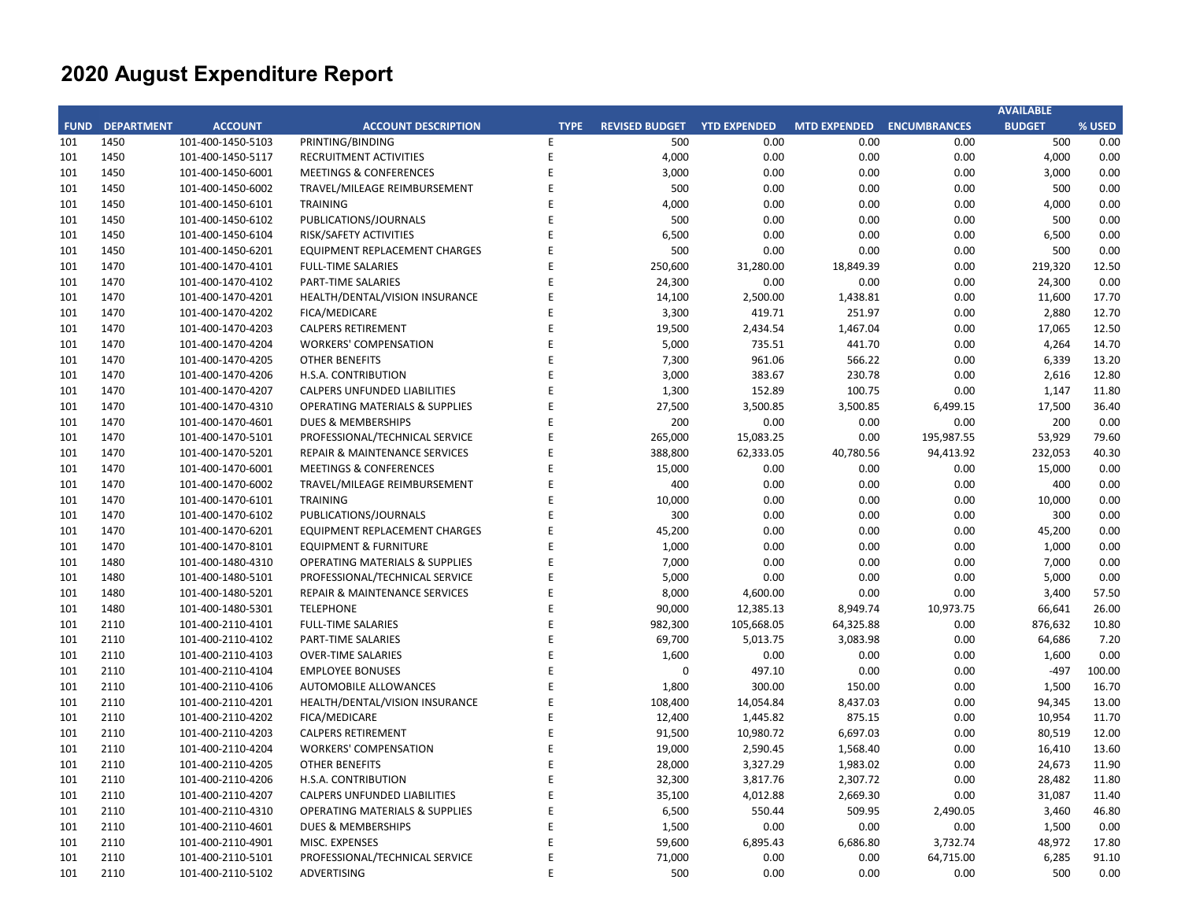# 2020 August Expenditure Report

| FUND | DEPARTMENT | ACCOUNT | ACCOUNT DESCRIPTION | TYPE | REVISED BUDGET | YTD EXPENDED | MTD EXPENDED | ENCUMBRANCES | AVAILABLE BUDGET | % USED |
|---|---|---|---|---|---|---|---|---|---|---|
| 101 | 1450 | 101-400-1450-5103 | PRINTING/BINDING | E | 500 | 0.00 | 0.00 | 0.00 | 500 | 0.00 |
| 101 | 1450 | 101-400-1450-5117 | RECRUITMENT ACTIVITIES | E | 4,000 | 0.00 | 0.00 | 0.00 | 4,000 | 0.00 |
| 101 | 1450 | 101-400-1450-6001 | MEETINGS & CONFERENCES | E | 3,000 | 0.00 | 0.00 | 0.00 | 3,000 | 0.00 |
| 101 | 1450 | 101-400-1450-6002 | TRAVEL/MILEAGE REIMBURSEMENT | E | 500 | 0.00 | 0.00 | 0.00 | 500 | 0.00 |
| 101 | 1450 | 101-400-1450-6101 | TRAINING | E | 4,000 | 0.00 | 0.00 | 0.00 | 4,000 | 0.00 |
| 101 | 1450 | 101-400-1450-6102 | PUBLICATIONS/JOURNALS | E | 500 | 0.00 | 0.00 | 0.00 | 500 | 0.00 |
| 101 | 1450 | 101-400-1450-6104 | RISK/SAFETY ACTIVITIES | E | 6,500 | 0.00 | 0.00 | 0.00 | 6,500 | 0.00 |
| 101 | 1450 | 101-400-1450-6201 | EQUIPMENT REPLACEMENT CHARGES | E | 500 | 0.00 | 0.00 | 0.00 | 500 | 0.00 |
| 101 | 1470 | 101-400-1470-4101 | FULL-TIME SALARIES | E | 250,600 | 31,280.00 | 18,849.39 | 0.00 | 219,320 | 12.50 |
| 101 | 1470 | 101-400-1470-4102 | PART-TIME SALARIES | E | 24,300 | 0.00 | 0.00 | 0.00 | 24,300 | 0.00 |
| 101 | 1470 | 101-400-1470-4201 | HEALTH/DENTAL/VISION INSURANCE | E | 14,100 | 2,500.00 | 1,438.81 | 0.00 | 11,600 | 17.70 |
| 101 | 1470 | 101-400-1470-4202 | FICA/MEDICARE | E | 3,300 | 419.71 | 251.97 | 0.00 | 2,880 | 12.70 |
| 101 | 1470 | 101-400-1470-4203 | CALPERS RETIREMENT | E | 19,500 | 2,434.54 | 1,467.04 | 0.00 | 17,065 | 12.50 |
| 101 | 1470 | 101-400-1470-4204 | WORKERS' COMPENSATION | E | 5,000 | 735.51 | 441.70 | 0.00 | 4,264 | 14.70 |
| 101 | 1470 | 101-400-1470-4205 | OTHER BENEFITS | E | 7,300 | 961.06 | 566.22 | 0.00 | 6,339 | 13.20 |
| 101 | 1470 | 101-400-1470-4206 | H.S.A. CONTRIBUTION | E | 3,000 | 383.67 | 230.78 | 0.00 | 2,616 | 12.80 |
| 101 | 1470 | 101-400-1470-4207 | CALPERS UNFUNDED LIABILITIES | E | 1,300 | 152.89 | 100.75 | 0.00 | 1,147 | 11.80 |
| 101 | 1470 | 101-400-1470-4310 | OPERATING MATERIALS & SUPPLIES | E | 27,500 | 3,500.85 | 3,500.85 | 6,499.15 | 17,500 | 36.40 |
| 101 | 1470 | 101-400-1470-4601 | DUES & MEMBERSHIPS | E | 200 | 0.00 | 0.00 | 0.00 | 200 | 0.00 |
| 101 | 1470 | 101-400-1470-5101 | PROFESSIONAL/TECHNICAL SERVICE | E | 265,000 | 15,083.25 | 0.00 | 195,987.55 | 53,929 | 79.60 |
| 101 | 1470 | 101-400-1470-5201 | REPAIR & MAINTENANCE SERVICES | E | 388,800 | 62,333.05 | 40,780.56 | 94,413.92 | 232,053 | 40.30 |
| 101 | 1470 | 101-400-1470-6001 | MEETINGS & CONFERENCES | E | 15,000 | 0.00 | 0.00 | 0.00 | 15,000 | 0.00 |
| 101 | 1470 | 101-400-1470-6002 | TRAVEL/MILEAGE REIMBURSEMENT | E | 400 | 0.00 | 0.00 | 0.00 | 400 | 0.00 |
| 101 | 1470 | 101-400-1470-6101 | TRAINING | E | 10,000 | 0.00 | 0.00 | 0.00 | 10,000 | 0.00 |
| 101 | 1470 | 101-400-1470-6102 | PUBLICATIONS/JOURNALS | E | 300 | 0.00 | 0.00 | 0.00 | 300 | 0.00 |
| 101 | 1470 | 101-400-1470-6201 | EQUIPMENT REPLACEMENT CHARGES | E | 45,200 | 0.00 | 0.00 | 0.00 | 45,200 | 0.00 |
| 101 | 1470 | 101-400-1470-8101 | EQUIPMENT & FURNITURE | E | 1,000 | 0.00 | 0.00 | 0.00 | 1,000 | 0.00 |
| 101 | 1480 | 101-400-1480-4310 | OPERATING MATERIALS & SUPPLIES | E | 7,000 | 0.00 | 0.00 | 0.00 | 7,000 | 0.00 |
| 101 | 1480 | 101-400-1480-5101 | PROFESSIONAL/TECHNICAL SERVICE | E | 5,000 | 0.00 | 0.00 | 0.00 | 5,000 | 0.00 |
| 101 | 1480 | 101-400-1480-5201 | REPAIR & MAINTENANCE SERVICES | E | 8,000 | 4,600.00 | 0.00 | 0.00 | 3,400 | 57.50 |
| 101 | 1480 | 101-400-1480-5301 | TELEPHONE | E | 90,000 | 12,385.13 | 8,949.74 | 10,973.75 | 66,641 | 26.00 |
| 101 | 2110 | 101-400-2110-4101 | FULL-TIME SALARIES | E | 982,300 | 105,668.05 | 64,325.88 | 0.00 | 876,632 | 10.80 |
| 101 | 2110 | 101-400-2110-4102 | PART-TIME SALARIES | E | 69,700 | 5,013.75 | 3,083.98 | 0.00 | 64,686 | 7.20 |
| 101 | 2110 | 101-400-2110-4103 | OVER-TIME SALARIES | E | 1,600 | 0.00 | 0.00 | 0.00 | 1,600 | 0.00 |
| 101 | 2110 | 101-400-2110-4104 | EMPLOYEE BONUSES | E | 0 | 497.10 | 0.00 | 0.00 | -497 | 100.00 |
| 101 | 2110 | 101-400-2110-4106 | AUTOMOBILE ALLOWANCES | E | 1,800 | 300.00 | 150.00 | 0.00 | 1,500 | 16.70 |
| 101 | 2110 | 101-400-2110-4201 | HEALTH/DENTAL/VISION INSURANCE | E | 108,400 | 14,054.84 | 8,437.03 | 0.00 | 94,345 | 13.00 |
| 101 | 2110 | 101-400-2110-4202 | FICA/MEDICARE | E | 12,400 | 1,445.82 | 875.15 | 0.00 | 10,954 | 11.70 |
| 101 | 2110 | 101-400-2110-4203 | CALPERS RETIREMENT | E | 91,500 | 10,980.72 | 6,697.03 | 0.00 | 80,519 | 12.00 |
| 101 | 2110 | 101-400-2110-4204 | WORKERS' COMPENSATION | E | 19,000 | 2,590.45 | 1,568.40 | 0.00 | 16,410 | 13.60 |
| 101 | 2110 | 101-400-2110-4205 | OTHER BENEFITS | E | 28,000 | 3,327.29 | 1,983.02 | 0.00 | 24,673 | 11.90 |
| 101 | 2110 | 101-400-2110-4206 | H.S.A. CONTRIBUTION | E | 32,300 | 3,817.76 | 2,307.72 | 0.00 | 28,482 | 11.80 |
| 101 | 2110 | 101-400-2110-4207 | CALPERS UNFUNDED LIABILITIES | E | 35,100 | 4,012.88 | 2,669.30 | 0.00 | 31,087 | 11.40 |
| 101 | 2110 | 101-400-2110-4310 | OPERATING MATERIALS & SUPPLIES | E | 6,500 | 550.44 | 509.95 | 2,490.05 | 3,460 | 46.80 |
| 101 | 2110 | 101-400-2110-4601 | DUES & MEMBERSHIPS | E | 1,500 | 0.00 | 0.00 | 0.00 | 1,500 | 0.00 |
| 101 | 2110 | 101-400-2110-4901 | MISC. EXPENSES | E | 59,600 | 6,895.43 | 6,686.80 | 3,732.74 | 48,972 | 17.80 |
| 101 | 2110 | 101-400-2110-5101 | PROFESSIONAL/TECHNICAL SERVICE | E | 71,000 | 0.00 | 0.00 | 64,715.00 | 6,285 | 91.10 |
| 101 | 2110 | 101-400-2110-5102 | ADVERTISING | E | 500 | 0.00 | 0.00 | 0.00 | 500 | 0.00 |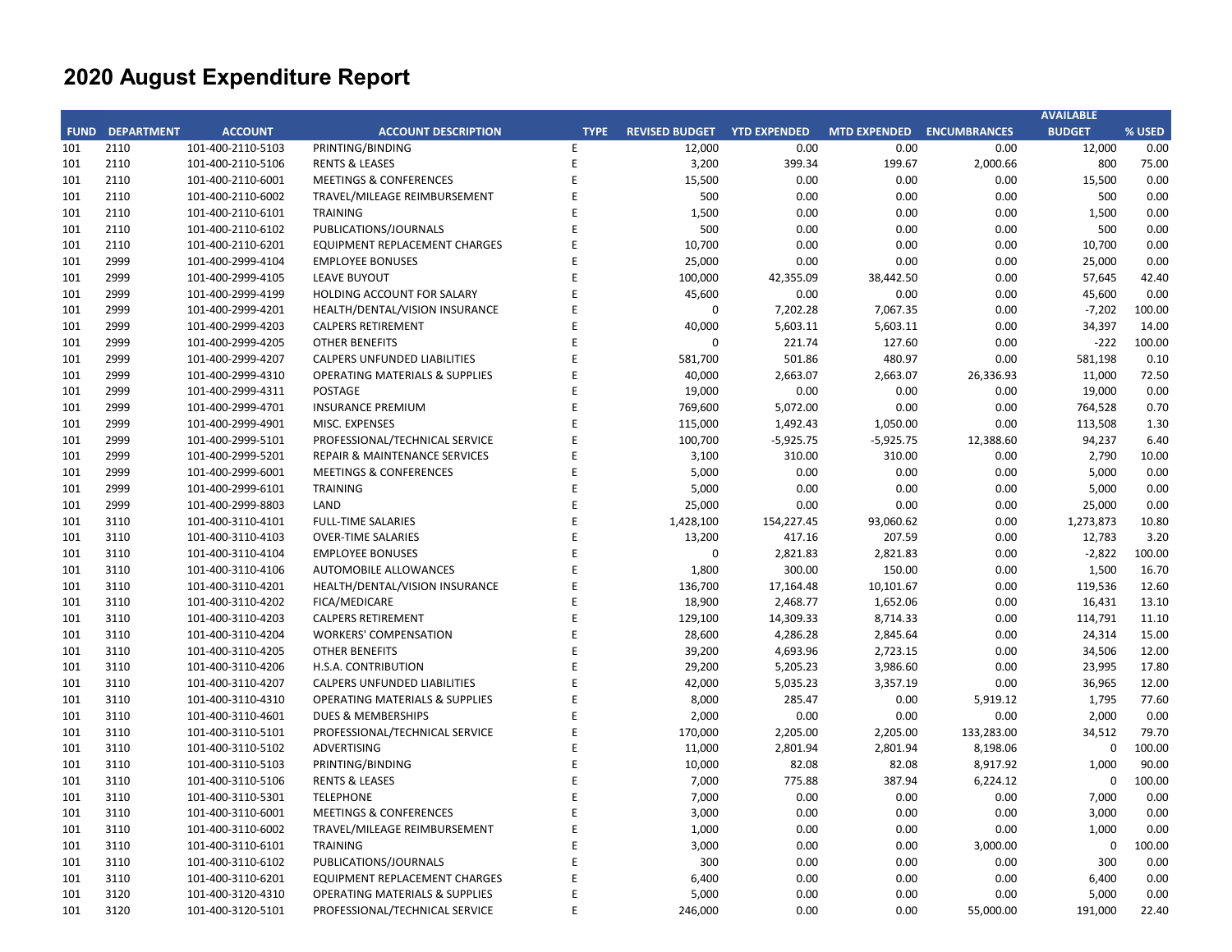# 2020 August Expenditure Report

| FUND | DEPARTMENT | ACCOUNT | ACCOUNT DESCRIPTION | TYPE | REVISED BUDGET | YTD EXPENDED | MTD EXPENDED | ENCUMBRANCES | AVAILABLE BUDGET | % USED |
|---|---|---|---|---|---|---|---|---|---|---|
| 101 | 2110 | 101-400-2110-5103 | PRINTING/BINDING | E | 12,000 | 0.00 | 0.00 | 0.00 | 12,000 | 0.00 |
| 101 | 2110 | 101-400-2110-5106 | RENTS & LEASES | E | 3,200 | 399.34 | 199.67 | 2,000.66 | 800 | 75.00 |
| 101 | 2110 | 101-400-2110-6001 | MEETINGS & CONFERENCES | E | 15,500 | 0.00 | 0.00 | 0.00 | 15,500 | 0.00 |
| 101 | 2110 | 101-400-2110-6002 | TRAVEL/MILEAGE REIMBURSEMENT | E | 500 | 0.00 | 0.00 | 0.00 | 500 | 0.00 |
| 101 | 2110 | 101-400-2110-6101 | TRAINING | E | 1,500 | 0.00 | 0.00 | 0.00 | 1,500 | 0.00 |
| 101 | 2110 | 101-400-2110-6102 | PUBLICATIONS/JOURNALS | E | 500 | 0.00 | 0.00 | 0.00 | 500 | 0.00 |
| 101 | 2110 | 101-400-2110-6201 | EQUIPMENT REPLACEMENT CHARGES | E | 10,700 | 0.00 | 0.00 | 0.00 | 10,700 | 0.00 |
| 101 | 2999 | 101-400-2999-4104 | EMPLOYEE BONUSES | E | 25,000 | 0.00 | 0.00 | 0.00 | 25,000 | 0.00 |
| 101 | 2999 | 101-400-2999-4105 | LEAVE BUYOUT | E | 100,000 | 42,355.09 | 38,442.50 | 0.00 | 57,645 | 42.40 |
| 101 | 2999 | 101-400-2999-4199 | HOLDING ACCOUNT FOR SALARY | E | 45,600 | 0.00 | 0.00 | 0.00 | 45,600 | 0.00 |
| 101 | 2999 | 101-400-2999-4201 | HEALTH/DENTAL/VISION INSURANCE | E | 0 | 7,202.28 | 7,067.35 | 0.00 | -7,202 | 100.00 |
| 101 | 2999 | 101-400-2999-4203 | CALPERS RETIREMENT | E | 40,000 | 5,603.11 | 5,603.11 | 0.00 | 34,397 | 14.00 |
| 101 | 2999 | 101-400-2999-4205 | OTHER BENEFITS | E | 0 | 221.74 | 127.60 | 0.00 | -222 | 100.00 |
| 101 | 2999 | 101-400-2999-4207 | CALPERS UNFUNDED LIABILITIES | E | 581,700 | 501.86 | 480.97 | 0.00 | 581,198 | 0.10 |
| 101 | 2999 | 101-400-2999-4310 | OPERATING MATERIALS & SUPPLIES | E | 40,000 | 2,663.07 | 2,663.07 | 26,336.93 | 11,000 | 72.50 |
| 101 | 2999 | 101-400-2999-4311 | POSTAGE | E | 19,000 | 0.00 | 0.00 | 0.00 | 19,000 | 0.00 |
| 101 | 2999 | 101-400-2999-4701 | INSURANCE PREMIUM | E | 769,600 | 5,072.00 | 0.00 | 0.00 | 764,528 | 0.70 |
| 101 | 2999 | 101-400-2999-4901 | MISC. EXPENSES | E | 115,000 | 1,492.43 | 1,050.00 | 0.00 | 113,508 | 1.30 |
| 101 | 2999 | 101-400-2999-5101 | PROFESSIONAL/TECHNICAL SERVICE | E | 100,700 | -5,925.75 | -5,925.75 | 12,388.60 | 94,237 | 6.40 |
| 101 | 2999 | 101-400-2999-5201 | REPAIR & MAINTENANCE SERVICES | E | 3,100 | 310.00 | 310.00 | 0.00 | 2,790 | 10.00 |
| 101 | 2999 | 101-400-2999-6001 | MEETINGS & CONFERENCES | E | 5,000 | 0.00 | 0.00 | 0.00 | 5,000 | 0.00 |
| 101 | 2999 | 101-400-2999-6101 | TRAINING | E | 5,000 | 0.00 | 0.00 | 0.00 | 5,000 | 0.00 |
| 101 | 2999 | 101-400-2999-8803 | LAND | E | 25,000 | 0.00 | 0.00 | 0.00 | 25,000 | 0.00 |
| 101 | 3110 | 101-400-3110-4101 | FULL-TIME SALARIES | E | 1,428,100 | 154,227.45 | 93,060.62 | 0.00 | 1,273,873 | 10.80 |
| 101 | 3110 | 101-400-3110-4103 | OVER-TIME SALARIES | E | 13,200 | 417.16 | 207.59 | 0.00 | 12,783 | 3.20 |
| 101 | 3110 | 101-400-3110-4104 | EMPLOYEE BONUSES | E | 0 | 2,821.83 | 2,821.83 | 0.00 | -2,822 | 100.00 |
| 101 | 3110 | 101-400-3110-4106 | AUTOMOBILE ALLOWANCES | E | 1,800 | 300.00 | 150.00 | 0.00 | 1,500 | 16.70 |
| 101 | 3110 | 101-400-3110-4201 | HEALTH/DENTAL/VISION INSURANCE | E | 136,700 | 17,164.48 | 10,101.67 | 0.00 | 119,536 | 12.60 |
| 101 | 3110 | 101-400-3110-4202 | FICA/MEDICARE | E | 18,900 | 2,468.77 | 1,652.06 | 0.00 | 16,431 | 13.10 |
| 101 | 3110 | 101-400-3110-4203 | CALPERS RETIREMENT | E | 129,100 | 14,309.33 | 8,714.33 | 0.00 | 114,791 | 11.10 |
| 101 | 3110 | 101-400-3110-4204 | WORKERS' COMPENSATION | E | 28,600 | 4,286.28 | 2,845.64 | 0.00 | 24,314 | 15.00 |
| 101 | 3110 | 101-400-3110-4205 | OTHER BENEFITS | E | 39,200 | 4,693.96 | 2,723.15 | 0.00 | 34,506 | 12.00 |
| 101 | 3110 | 101-400-3110-4206 | H.S.A. CONTRIBUTION | E | 29,200 | 5,205.23 | 3,986.60 | 0.00 | 23,995 | 17.80 |
| 101 | 3110 | 101-400-3110-4207 | CALPERS UNFUNDED LIABILITIES | E | 42,000 | 5,035.23 | 3,357.19 | 0.00 | 36,965 | 12.00 |
| 101 | 3110 | 101-400-3110-4310 | OPERATING MATERIALS & SUPPLIES | E | 8,000 | 285.47 | 0.00 | 5,919.12 | 1,795 | 77.60 |
| 101 | 3110 | 101-400-3110-4601 | DUES & MEMBERSHIPS | E | 2,000 | 0.00 | 0.00 | 0.00 | 2,000 | 0.00 |
| 101 | 3110 | 101-400-3110-5101 | PROFESSIONAL/TECHNICAL SERVICE | E | 170,000 | 2,205.00 | 2,205.00 | 133,283.00 | 34,512 | 79.70 |
| 101 | 3110 | 101-400-3110-5102 | ADVERTISING | E | 11,000 | 2,801.94 | 2,801.94 | 8,198.06 | 0 | 100.00 |
| 101 | 3110 | 101-400-3110-5103 | PRINTING/BINDING | E | 10,000 | 82.08 | 82.08 | 8,917.92 | 1,000 | 90.00 |
| 101 | 3110 | 101-400-3110-5106 | RENTS & LEASES | E | 7,000 | 775.88 | 387.94 | 6,224.12 | 0 | 100.00 |
| 101 | 3110 | 101-400-3110-5301 | TELEPHONE | E | 7,000 | 0.00 | 0.00 | 0.00 | 7,000 | 0.00 |
| 101 | 3110 | 101-400-3110-6001 | MEETINGS & CONFERENCES | E | 3,000 | 0.00 | 0.00 | 0.00 | 3,000 | 0.00 |
| 101 | 3110 | 101-400-3110-6002 | TRAVEL/MILEAGE REIMBURSEMENT | E | 1,000 | 0.00 | 0.00 | 0.00 | 1,000 | 0.00 |
| 101 | 3110 | 101-400-3110-6101 | TRAINING | E | 3,000 | 0.00 | 0.00 | 3,000.00 | 0 | 100.00 |
| 101 | 3110 | 101-400-3110-6102 | PUBLICATIONS/JOURNALS | E | 300 | 0.00 | 0.00 | 0.00 | 300 | 0.00 |
| 101 | 3110 | 101-400-3110-6201 | EQUIPMENT REPLACEMENT CHARGES | E | 6,400 | 0.00 | 0.00 | 0.00 | 6,400 | 0.00 |
| 101 | 3120 | 101-400-3120-4310 | OPERATING MATERIALS & SUPPLIES | E | 5,000 | 0.00 | 0.00 | 0.00 | 5,000 | 0.00 |
| 101 | 3120 | 101-400-3120-5101 | PROFESSIONAL/TECHNICAL SERVICE | E | 246,000 | 0.00 | 0.00 | 55,000.00 | 191,000 | 22.40 |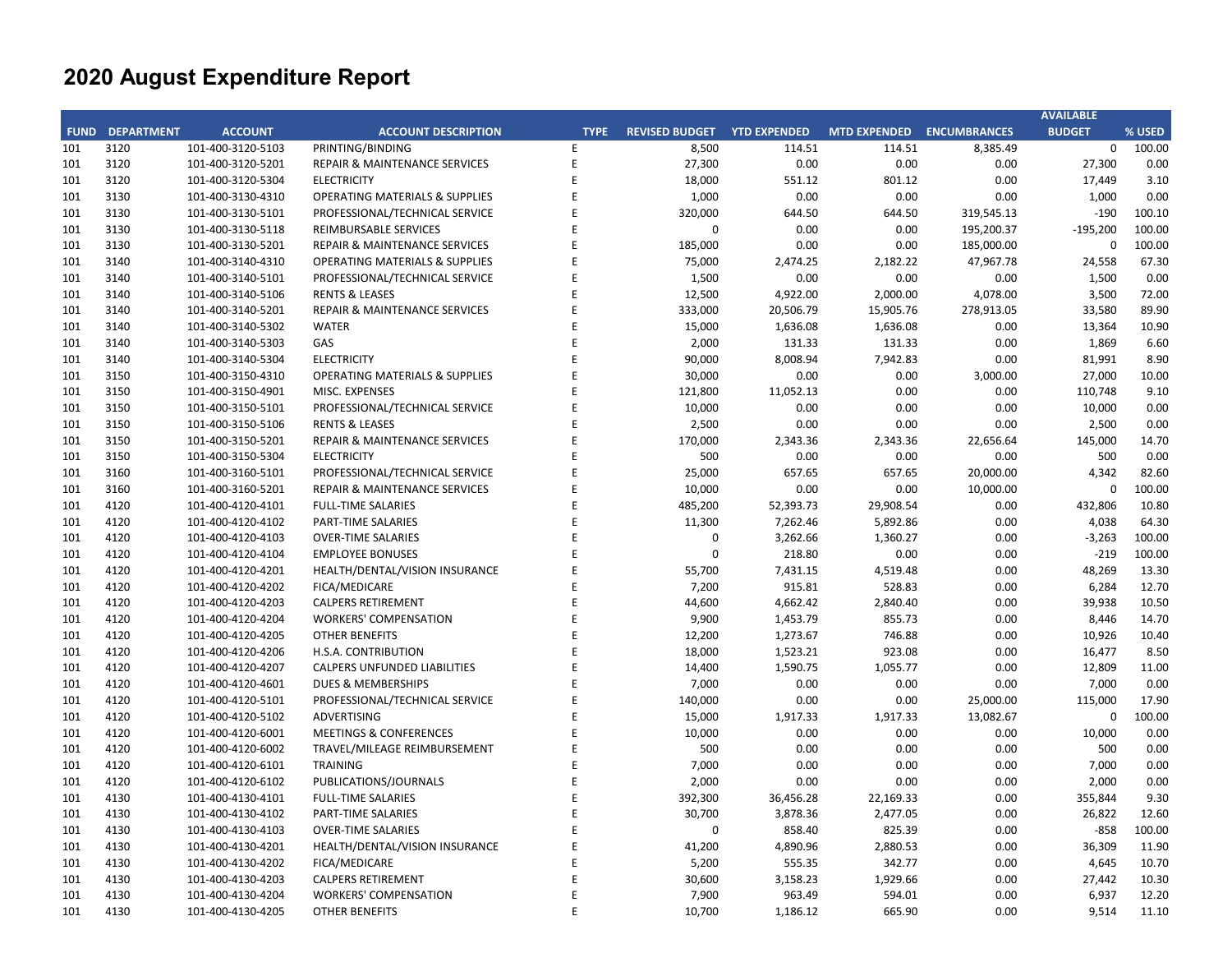# 2020 August Expenditure Report

| FUND | DEPARTMENT | ACCOUNT | ACCOUNT DESCRIPTION | TYPE | REVISED BUDGET | YTD EXPENDED | MTD EXPENDED | ENCUMBRANCES | AVAILABLE BUDGET | % USED |
|---|---|---|---|---|---|---|---|---|---|---|
| 101 | 3120 | 101-400-3120-5103 | PRINTING/BINDING | E | 8,500 | 114.51 | 114.51 | 8,385.49 | 0 | 100.00 |
| 101 | 3120 | 101-400-3120-5201 | REPAIR & MAINTENANCE SERVICES | E | 27,300 | 0.00 | 0.00 | 0.00 | 27,300 | 0.00 |
| 101 | 3120 | 101-400-3120-5304 | ELECTRICITY | E | 18,000 | 551.12 | 801.12 | 0.00 | 17,449 | 3.10 |
| 101 | 3130 | 101-400-3130-4310 | OPERATING MATERIALS & SUPPLIES | E | 1,000 | 0.00 | 0.00 | 0.00 | 1,000 | 0.00 |
| 101 | 3130 | 101-400-3130-5101 | PROFESSIONAL/TECHNICAL SERVICE | E | 320,000 | 644.50 | 644.50 | 319,545.13 | -190 | 100.10 |
| 101 | 3130 | 101-400-3130-5118 | REIMBURSABLE SERVICES | E | 0 | 0.00 | 0.00 | 195,200.37 | -195,200 | 100.00 |
| 101 | 3130 | 101-400-3130-5201 | REPAIR & MAINTENANCE SERVICES | E | 185,000 | 0.00 | 0.00 | 185,000.00 | 0 | 100.00 |
| 101 | 3140 | 101-400-3140-4310 | OPERATING MATERIALS & SUPPLIES | E | 75,000 | 2,474.25 | 2,182.22 | 47,967.78 | 24,558 | 67.30 |
| 101 | 3140 | 101-400-3140-5101 | PROFESSIONAL/TECHNICAL SERVICE | E | 1,500 | 0.00 | 0.00 | 0.00 | 1,500 | 0.00 |
| 101 | 3140 | 101-400-3140-5106 | RENTS & LEASES | E | 12,500 | 4,922.00 | 2,000.00 | 4,078.00 | 3,500 | 72.00 |
| 101 | 3140 | 101-400-3140-5201 | REPAIR & MAINTENANCE SERVICES | E | 333,000 | 20,506.79 | 15,905.76 | 278,913.05 | 33,580 | 89.90 |
| 101 | 3140 | 101-400-3140-5302 | WATER | E | 15,000 | 1,636.08 | 1,636.08 | 0.00 | 13,364 | 10.90 |
| 101 | 3140 | 101-400-3140-5303 | GAS | E | 2,000 | 131.33 | 131.33 | 0.00 | 1,869 | 6.60 |
| 101 | 3140 | 101-400-3140-5304 | ELECTRICITY | E | 90,000 | 8,008.94 | 7,942.83 | 0.00 | 81,991 | 8.90 |
| 101 | 3150 | 101-400-3150-4310 | OPERATING MATERIALS & SUPPLIES | E | 30,000 | 0.00 | 0.00 | 3,000.00 | 27,000 | 10.00 |
| 101 | 3150 | 101-400-3150-4901 | MISC. EXPENSES | E | 121,800 | 11,052.13 | 0.00 | 0.00 | 110,748 | 9.10 |
| 101 | 3150 | 101-400-3150-5101 | PROFESSIONAL/TECHNICAL SERVICE | E | 10,000 | 0.00 | 0.00 | 0.00 | 10,000 | 0.00 |
| 101 | 3150 | 101-400-3150-5106 | RENTS & LEASES | E | 2,500 | 0.00 | 0.00 | 0.00 | 2,500 | 0.00 |
| 101 | 3150 | 101-400-3150-5201 | REPAIR & MAINTENANCE SERVICES | E | 170,000 | 2,343.36 | 2,343.36 | 22,656.64 | 145,000 | 14.70 |
| 101 | 3150 | 101-400-3150-5304 | ELECTRICITY | E | 500 | 0.00 | 0.00 | 0.00 | 500 | 0.00 |
| 101 | 3160 | 101-400-3160-5101 | PROFESSIONAL/TECHNICAL SERVICE | E | 25,000 | 657.65 | 657.65 | 20,000.00 | 4,342 | 82.60 |
| 101 | 3160 | 101-400-3160-5201 | REPAIR & MAINTENANCE SERVICES | E | 10,000 | 0.00 | 0.00 | 10,000.00 | 0 | 100.00 |
| 101 | 4120 | 101-400-4120-4101 | FULL-TIME SALARIES | E | 485,200 | 52,393.73 | 29,908.54 | 0.00 | 432,806 | 10.80 |
| 101 | 4120 | 101-400-4120-4102 | PART-TIME SALARIES | E | 11,300 | 7,262.46 | 5,892.86 | 0.00 | 4,038 | 64.30 |
| 101 | 4120 | 101-400-4120-4103 | OVER-TIME SALARIES | E | 0 | 3,262.66 | 1,360.27 | 0.00 | -3,263 | 100.00 |
| 101 | 4120 | 101-400-4120-4104 | EMPLOYEE BONUSES | E | 0 | 218.80 | 0.00 | 0.00 | -219 | 100.00 |
| 101 | 4120 | 101-400-4120-4201 | HEALTH/DENTAL/VISION INSURANCE | E | 55,700 | 7,431.15 | 4,519.48 | 0.00 | 48,269 | 13.30 |
| 101 | 4120 | 101-400-4120-4202 | FICA/MEDICARE | E | 7,200 | 915.81 | 528.83 | 0.00 | 6,284 | 12.70 |
| 101 | 4120 | 101-400-4120-4203 | CALPERS RETIREMENT | E | 44,600 | 4,662.42 | 2,840.40 | 0.00 | 39,938 | 10.50 |
| 101 | 4120 | 101-400-4120-4204 | WORKERS' COMPENSATION | E | 9,900 | 1,453.79 | 855.73 | 0.00 | 8,446 | 14.70 |
| 101 | 4120 | 101-400-4120-4205 | OTHER BENEFITS | E | 12,200 | 1,273.67 | 746.88 | 0.00 | 10,926 | 10.40 |
| 101 | 4120 | 101-400-4120-4206 | H.S.A. CONTRIBUTION | E | 18,000 | 1,523.21 | 923.08 | 0.00 | 16,477 | 8.50 |
| 101 | 4120 | 101-400-4120-4207 | CALPERS UNFUNDED LIABILITIES | E | 14,400 | 1,590.75 | 1,055.77 | 0.00 | 12,809 | 11.00 |
| 101 | 4120 | 101-400-4120-4601 | DUES & MEMBERSHIPS | E | 7,000 | 0.00 | 0.00 | 0.00 | 7,000 | 0.00 |
| 101 | 4120 | 101-400-4120-5101 | PROFESSIONAL/TECHNICAL SERVICE | E | 140,000 | 0.00 | 0.00 | 25,000.00 | 115,000 | 17.90 |
| 101 | 4120 | 101-400-4120-5102 | ADVERTISING | E | 15,000 | 1,917.33 | 1,917.33 | 13,082.67 | 0 | 100.00 |
| 101 | 4120 | 101-400-4120-6001 | MEETINGS & CONFERENCES | E | 10,000 | 0.00 | 0.00 | 0.00 | 10,000 | 0.00 |
| 101 | 4120 | 101-400-4120-6002 | TRAVEL/MILEAGE REIMBURSEMENT | E | 500 | 0.00 | 0.00 | 0.00 | 500 | 0.00 |
| 101 | 4120 | 101-400-4120-6101 | TRAINING | E | 7,000 | 0.00 | 0.00 | 0.00 | 7,000 | 0.00 |
| 101 | 4120 | 101-400-4120-6102 | PUBLICATIONS/JOURNALS | E | 2,000 | 0.00 | 0.00 | 0.00 | 2,000 | 0.00 |
| 101 | 4130 | 101-400-4130-4101 | FULL-TIME SALARIES | E | 392,300 | 36,456.28 | 22,169.33 | 0.00 | 355,844 | 9.30 |
| 101 | 4130 | 101-400-4130-4102 | PART-TIME SALARIES | E | 30,700 | 3,878.36 | 2,477.05 | 0.00 | 26,822 | 12.60 |
| 101 | 4130 | 101-400-4130-4103 | OVER-TIME SALARIES | E | 0 | 858.40 | 825.39 | 0.00 | -858 | 100.00 |
| 101 | 4130 | 101-400-4130-4201 | HEALTH/DENTAL/VISION INSURANCE | E | 41,200 | 4,890.96 | 2,880.53 | 0.00 | 36,309 | 11.90 |
| 101 | 4130 | 101-400-4130-4202 | FICA/MEDICARE | E | 5,200 | 555.35 | 342.77 | 0.00 | 4,645 | 10.70 |
| 101 | 4130 | 101-400-4130-4203 | CALPERS RETIREMENT | E | 30,600 | 3,158.23 | 1,929.66 | 0.00 | 27,442 | 10.30 |
| 101 | 4130 | 101-400-4130-4204 | WORKERS' COMPENSATION | E | 7,900 | 963.49 | 594.01 | 0.00 | 6,937 | 12.20 |
| 101 | 4130 | 101-400-4130-4205 | OTHER BENEFITS | E | 10,700 | 1,186.12 | 665.90 | 0.00 | 9,514 | 11.10 |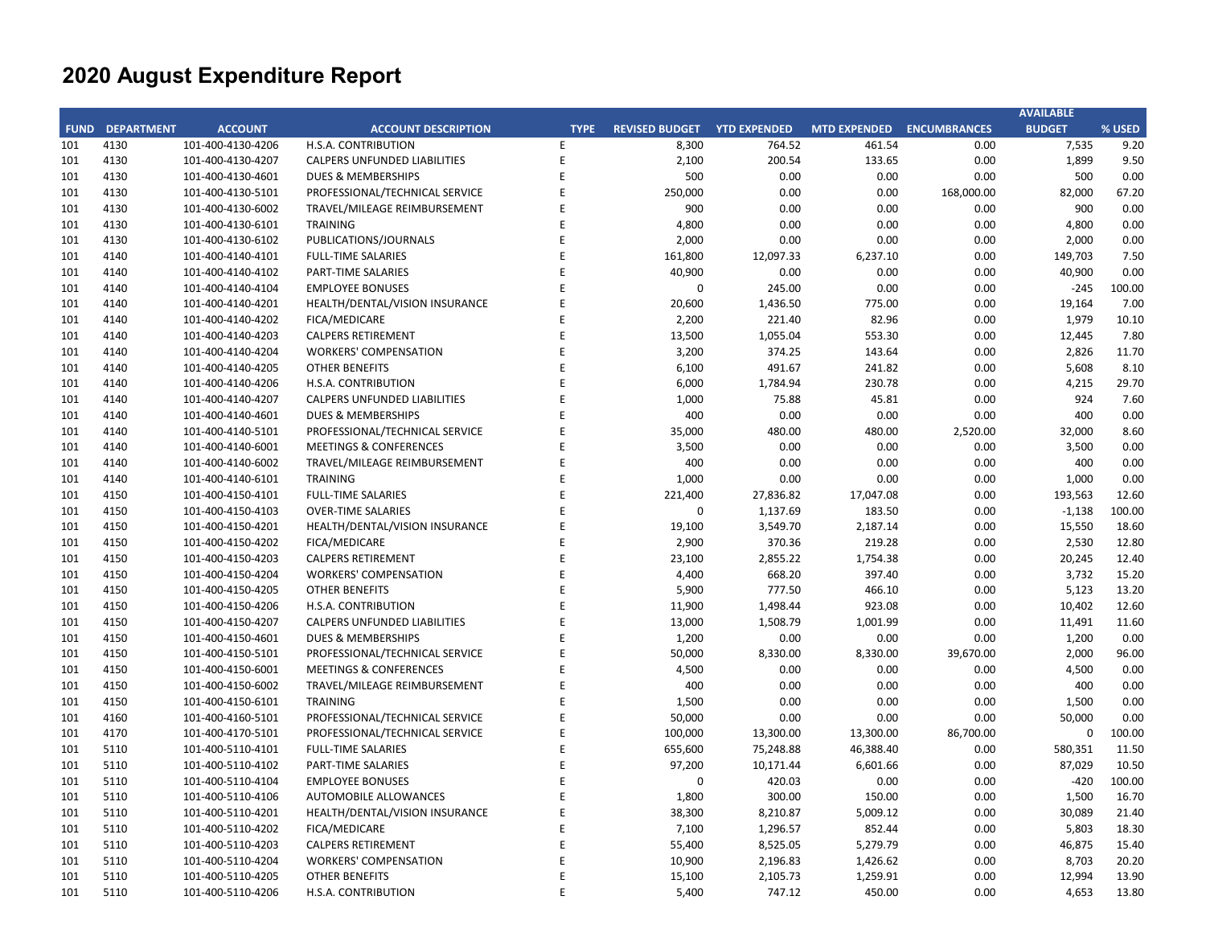# 2020 August Expenditure Report

| FUND | DEPARTMENT | ACCOUNT | ACCOUNT DESCRIPTION | TYPE | REVISED BUDGET | YTD EXPENDED | MTD EXPENDED | ENCUMBRANCES | AVAILABLE BUDGET | % USED |
|---|---|---|---|---|---|---|---|---|---|---|
| 101 | 4130 | 101-400-4130-4206 | H.S.A. CONTRIBUTION | E | 8,300 | 764.52 | 461.54 | 0.00 | 7,535 | 9.20 |
| 101 | 4130 | 101-400-4130-4207 | CALPERS UNFUNDED LIABILITIES | E | 2,100 | 200.54 | 133.65 | 0.00 | 1,899 | 9.50 |
| 101 | 4130 | 101-400-4130-4601 | DUES & MEMBERSHIPS | E | 500 | 0.00 | 0.00 | 0.00 | 500 | 0.00 |
| 101 | 4130 | 101-400-4130-5101 | PROFESSIONAL/TECHNICAL SERVICE | E | 250,000 | 0.00 | 0.00 | 168,000.00 | 82,000 | 67.20 |
| 101 | 4130 | 101-400-4130-6002 | TRAVEL/MILEAGE REIMBURSEMENT | E | 900 | 0.00 | 0.00 | 0.00 | 900 | 0.00 |
| 101 | 4130 | 101-400-4130-6101 | TRAINING | E | 4,800 | 0.00 | 0.00 | 0.00 | 4,800 | 0.00 |
| 101 | 4130 | 101-400-4130-6102 | PUBLICATIONS/JOURNALS | E | 2,000 | 0.00 | 0.00 | 0.00 | 2,000 | 0.00 |
| 101 | 4140 | 101-400-4140-4101 | FULL-TIME SALARIES | E | 161,800 | 12,097.33 | 6,237.10 | 0.00 | 149,703 | 7.50 |
| 101 | 4140 | 101-400-4140-4102 | PART-TIME SALARIES | E | 40,900 | 0.00 | 0.00 | 0.00 | 40,900 | 0.00 |
| 101 | 4140 | 101-400-4140-4104 | EMPLOYEE BONUSES | E | 0 | 245.00 | 0.00 | 0.00 | -245 | 100.00 |
| 101 | 4140 | 101-400-4140-4201 | HEALTH/DENTAL/VISION INSURANCE | E | 20,600 | 1,436.50 | 775.00 | 0.00 | 19,164 | 7.00 |
| 101 | 4140 | 101-400-4140-4202 | FICA/MEDICARE | E | 2,200 | 221.40 | 82.96 | 0.00 | 1,979 | 10.10 |
| 101 | 4140 | 101-400-4140-4203 | CALPERS RETIREMENT | E | 13,500 | 1,055.04 | 553.30 | 0.00 | 12,445 | 7.80 |
| 101 | 4140 | 101-400-4140-4204 | WORKERS' COMPENSATION | E | 3,200 | 374.25 | 143.64 | 0.00 | 2,826 | 11.70 |
| 101 | 4140 | 101-400-4140-4205 | OTHER BENEFITS | E | 6,100 | 491.67 | 241.82 | 0.00 | 5,608 | 8.10 |
| 101 | 4140 | 101-400-4140-4206 | H.S.A. CONTRIBUTION | E | 6,000 | 1,784.94 | 230.78 | 0.00 | 4,215 | 29.70 |
| 101 | 4140 | 101-400-4140-4207 | CALPERS UNFUNDED LIABILITIES | E | 1,000 | 75.88 | 45.81 | 0.00 | 924 | 7.60 |
| 101 | 4140 | 101-400-4140-4601 | DUES & MEMBERSHIPS | E | 400 | 0.00 | 0.00 | 0.00 | 400 | 0.00 |
| 101 | 4140 | 101-400-4140-5101 | PROFESSIONAL/TECHNICAL SERVICE | E | 35,000 | 480.00 | 480.00 | 2,520.00 | 32,000 | 8.60 |
| 101 | 4140 | 101-400-4140-6001 | MEETINGS & CONFERENCES | E | 3,500 | 0.00 | 0.00 | 0.00 | 3,500 | 0.00 |
| 101 | 4140 | 101-400-4140-6002 | TRAVEL/MILEAGE REIMBURSEMENT | E | 400 | 0.00 | 0.00 | 0.00 | 400 | 0.00 |
| 101 | 4140 | 101-400-4140-6101 | TRAINING | E | 1,000 | 0.00 | 0.00 | 0.00 | 1,000 | 0.00 |
| 101 | 4150 | 101-400-4150-4101 | FULL-TIME SALARIES | E | 221,400 | 27,836.82 | 17,047.08 | 0.00 | 193,563 | 12.60 |
| 101 | 4150 | 101-400-4150-4103 | OVER-TIME SALARIES | E | 0 | 1,137.69 | 183.50 | 0.00 | -1,138 | 100.00 |
| 101 | 4150 | 101-400-4150-4201 | HEALTH/DENTAL/VISION INSURANCE | E | 19,100 | 3,549.70 | 2,187.14 | 0.00 | 15,550 | 18.60 |
| 101 | 4150 | 101-400-4150-4202 | FICA/MEDICARE | E | 2,900 | 370.36 | 219.28 | 0.00 | 2,530 | 12.80 |
| 101 | 4150 | 101-400-4150-4203 | CALPERS RETIREMENT | E | 23,100 | 2,855.22 | 1,754.38 | 0.00 | 20,245 | 12.40 |
| 101 | 4150 | 101-400-4150-4204 | WORKERS' COMPENSATION | E | 4,400 | 668.20 | 397.40 | 0.00 | 3,732 | 15.20 |
| 101 | 4150 | 101-400-4150-4205 | OTHER BENEFITS | E | 5,900 | 777.50 | 466.10 | 0.00 | 5,123 | 13.20 |
| 101 | 4150 | 101-400-4150-4206 | H.S.A. CONTRIBUTION | E | 11,900 | 1,498.44 | 923.08 | 0.00 | 10,402 | 12.60 |
| 101 | 4150 | 101-400-4150-4207 | CALPERS UNFUNDED LIABILITIES | E | 13,000 | 1,508.79 | 1,001.99 | 0.00 | 11,491 | 11.60 |
| 101 | 4150 | 101-400-4150-4601 | DUES & MEMBERSHIPS | E | 1,200 | 0.00 | 0.00 | 0.00 | 1,200 | 0.00 |
| 101 | 4150 | 101-400-4150-5101 | PROFESSIONAL/TECHNICAL SERVICE | E | 50,000 | 8,330.00 | 8,330.00 | 39,670.00 | 2,000 | 96.00 |
| 101 | 4150 | 101-400-4150-6001 | MEETINGS & CONFERENCES | E | 4,500 | 0.00 | 0.00 | 0.00 | 4,500 | 0.00 |
| 101 | 4150 | 101-400-4150-6002 | TRAVEL/MILEAGE REIMBURSEMENT | E | 400 | 0.00 | 0.00 | 0.00 | 400 | 0.00 |
| 101 | 4150 | 101-400-4150-6101 | TRAINING | E | 1,500 | 0.00 | 0.00 | 0.00 | 1,500 | 0.00 |
| 101 | 4160 | 101-400-4160-5101 | PROFESSIONAL/TECHNICAL SERVICE | E | 50,000 | 0.00 | 0.00 | 0.00 | 50,000 | 0.00 |
| 101 | 4170 | 101-400-4170-5101 | PROFESSIONAL/TECHNICAL SERVICE | E | 100,000 | 13,300.00 | 13,300.00 | 86,700.00 | 0 | 100.00 |
| 101 | 5110 | 101-400-5110-4101 | FULL-TIME SALARIES | E | 655,600 | 75,248.88 | 46,388.40 | 0.00 | 580,351 | 11.50 |
| 101 | 5110 | 101-400-5110-4102 | PART-TIME SALARIES | E | 97,200 | 10,171.44 | 6,601.66 | 0.00 | 87,029 | 10.50 |
| 101 | 5110 | 101-400-5110-4104 | EMPLOYEE BONUSES | E | 0 | 420.03 | 0.00 | 0.00 | -420 | 100.00 |
| 101 | 5110 | 101-400-5110-4106 | AUTOMOBILE ALLOWANCES | E | 1,800 | 300.00 | 150.00 | 0.00 | 1,500 | 16.70 |
| 101 | 5110 | 101-400-5110-4201 | HEALTH/DENTAL/VISION INSURANCE | E | 38,300 | 8,210.87 | 5,009.12 | 0.00 | 30,089 | 21.40 |
| 101 | 5110 | 101-400-5110-4202 | FICA/MEDICARE | E | 7,100 | 1,296.57 | 852.44 | 0.00 | 5,803 | 18.30 |
| 101 | 5110 | 101-400-5110-4203 | CALPERS RETIREMENT | E | 55,400 | 8,525.05 | 5,279.79 | 0.00 | 46,875 | 15.40 |
| 101 | 5110 | 101-400-5110-4204 | WORKERS' COMPENSATION | E | 10,900 | 2,196.83 | 1,426.62 | 0.00 | 8,703 | 20.20 |
| 101 | 5110 | 101-400-5110-4205 | OTHER BENEFITS | E | 15,100 | 2,105.73 | 1,259.91 | 0.00 | 12,994 | 13.90 |
| 101 | 5110 | 101-400-5110-4206 | H.S.A. CONTRIBUTION | E | 5,400 | 747.12 | 450.00 | 0.00 | 4,653 | 13.80 |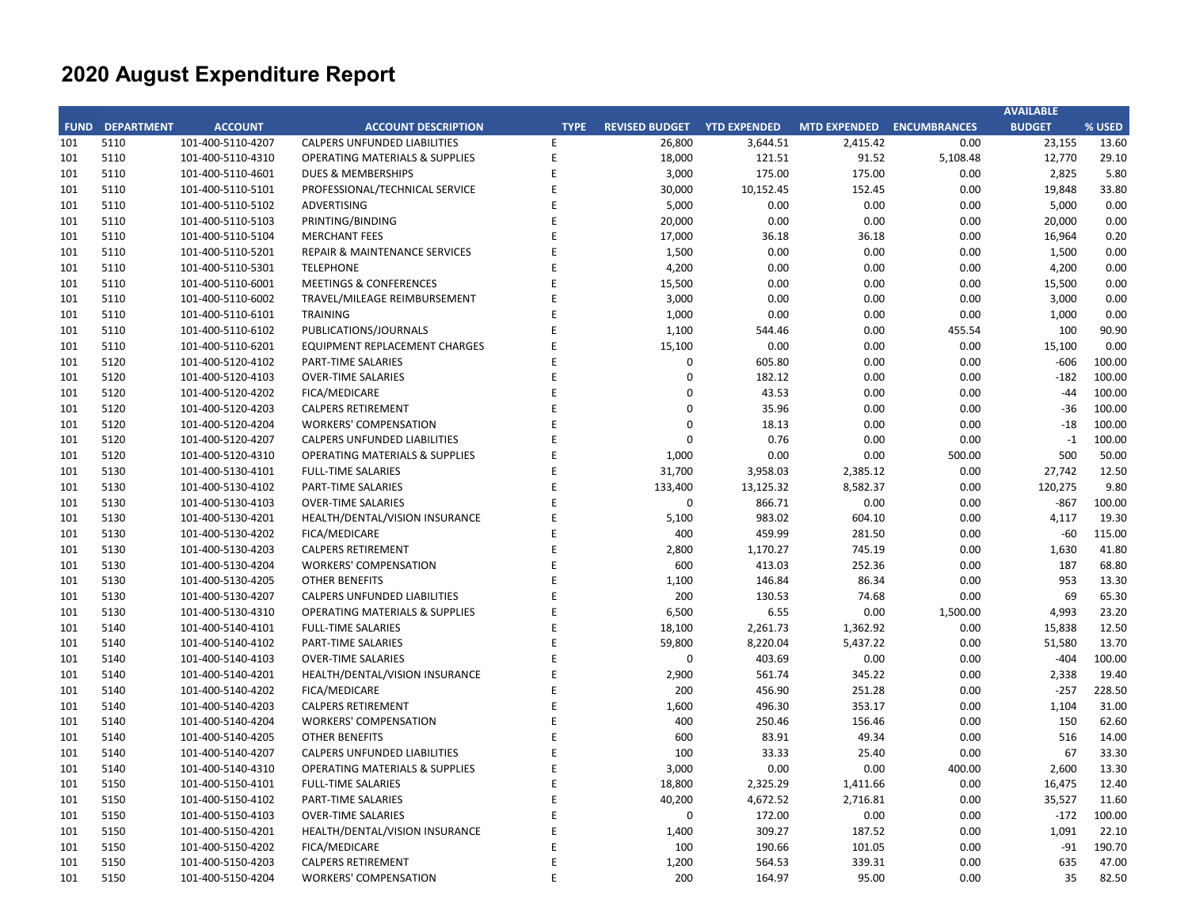# 2020 August Expenditure Report

| FUND | DEPARTMENT | ACCOUNT | ACCOUNT DESCRIPTION | TYPE | REVISED BUDGET | YTD EXPENDED | MTD EXPENDED | ENCUMBRANCES | AVAILABLE BUDGET | % USED |
|---|---|---|---|---|---|---|---|---|---|---|
| 101 | 5110 | 101-400-5110-4207 | CALPERS UNFUNDED LIABILITIES | E | 26,800 | 3,644.51 | 2,415.42 | 0.00 | 23,155 | 13.60 |
| 101 | 5110 | 101-400-5110-4310 | OPERATING MATERIALS & SUPPLIES | E | 18,000 | 121.51 | 91.52 | 5,108.48 | 12,770 | 29.10 |
| 101 | 5110 | 101-400-5110-4601 | DUES & MEMBERSHIPS | E | 3,000 | 175.00 | 175.00 | 0.00 | 2,825 | 5.80 |
| 101 | 5110 | 101-400-5110-5101 | PROFESSIONAL/TECHNICAL SERVICE | E | 30,000 | 10,152.45 | 152.45 | 0.00 | 19,848 | 33.80 |
| 101 | 5110 | 101-400-5110-5102 | ADVERTISING | E | 5,000 | 0.00 | 0.00 | 0.00 | 5,000 | 0.00 |
| 101 | 5110 | 101-400-5110-5103 | PRINTING/BINDING | E | 20,000 | 0.00 | 0.00 | 0.00 | 20,000 | 0.00 |
| 101 | 5110 | 101-400-5110-5104 | MERCHANT FEES | E | 17,000 | 36.18 | 36.18 | 0.00 | 16,964 | 0.20 |
| 101 | 5110 | 101-400-5110-5201 | REPAIR & MAINTENANCE SERVICES | E | 1,500 | 0.00 | 0.00 | 0.00 | 1,500 | 0.00 |
| 101 | 5110 | 101-400-5110-5301 | TELEPHONE | E | 4,200 | 0.00 | 0.00 | 0.00 | 4,200 | 0.00 |
| 101 | 5110 | 101-400-5110-6001 | MEETINGS & CONFERENCES | E | 15,500 | 0.00 | 0.00 | 0.00 | 15,500 | 0.00 |
| 101 | 5110 | 101-400-5110-6002 | TRAVEL/MILEAGE REIMBURSEMENT | E | 3,000 | 0.00 | 0.00 | 0.00 | 3,000 | 0.00 |
| 101 | 5110 | 101-400-5110-6101 | TRAINING | E | 1,000 | 0.00 | 0.00 | 0.00 | 1,000 | 0.00 |
| 101 | 5110 | 101-400-5110-6102 | PUBLICATIONS/JOURNALS | E | 1,100 | 544.46 | 0.00 | 455.54 | 100 | 90.90 |
| 101 | 5110 | 101-400-5110-6201 | EQUIPMENT REPLACEMENT CHARGES | E | 15,100 | 0.00 | 0.00 | 0.00 | 15,100 | 0.00 |
| 101 | 5120 | 101-400-5120-4102 | PART-TIME SALARIES | E | 0 | 605.80 | 0.00 | 0.00 | -606 | 100.00 |
| 101 | 5120 | 101-400-5120-4103 | OVER-TIME SALARIES | E | 0 | 182.12 | 0.00 | 0.00 | -182 | 100.00 |
| 101 | 5120 | 101-400-5120-4202 | FICA/MEDICARE | E | 0 | 43.53 | 0.00 | 0.00 | -44 | 100.00 |
| 101 | 5120 | 101-400-5120-4203 | CALPERS RETIREMENT | E | 0 | 35.96 | 0.00 | 0.00 | -36 | 100.00 |
| 101 | 5120 | 101-400-5120-4204 | WORKERS' COMPENSATION | E | 0 | 18.13 | 0.00 | 0.00 | -18 | 100.00 |
| 101 | 5120 | 101-400-5120-4207 | CALPERS UNFUNDED LIABILITIES | E | 0 | 0.76 | 0.00 | 0.00 | -1 | 100.00 |
| 101 | 5120 | 101-400-5120-4310 | OPERATING MATERIALS & SUPPLIES | E | 1,000 | 0.00 | 0.00 | 500.00 | 500 | 50.00 |
| 101 | 5130 | 101-400-5130-4101 | FULL-TIME SALARIES | E | 31,700 | 3,958.03 | 2,385.12 | 0.00 | 27,742 | 12.50 |
| 101 | 5130 | 101-400-5130-4102 | PART-TIME SALARIES | E | 133,400 | 13,125.32 | 8,582.37 | 0.00 | 120,275 | 9.80 |
| 101 | 5130 | 101-400-5130-4103 | OVER-TIME SALARIES | E | 0 | 866.71 | 0.00 | 0.00 | -867 | 100.00 |
| 101 | 5130 | 101-400-5130-4201 | HEALTH/DENTAL/VISION INSURANCE | E | 5,100 | 983.02 | 604.10 | 0.00 | 4,117 | 19.30 |
| 101 | 5130 | 101-400-5130-4202 | FICA/MEDICARE | E | 400 | 459.99 | 281.50 | 0.00 | -60 | 115.00 |
| 101 | 5130 | 101-400-5130-4203 | CALPERS RETIREMENT | E | 2,800 | 1,170.27 | 745.19 | 0.00 | 1,630 | 41.80 |
| 101 | 5130 | 101-400-5130-4204 | WORKERS' COMPENSATION | E | 600 | 413.03 | 252.36 | 0.00 | 187 | 68.80 |
| 101 | 5130 | 101-400-5130-4205 | OTHER BENEFITS | E | 1,100 | 146.84 | 86.34 | 0.00 | 953 | 13.30 |
| 101 | 5130 | 101-400-5130-4207 | CALPERS UNFUNDED LIABILITIES | E | 200 | 130.53 | 74.68 | 0.00 | 69 | 65.30 |
| 101 | 5130 | 101-400-5130-4310 | OPERATING MATERIALS & SUPPLIES | E | 6,500 | 6.55 | 0.00 | 1,500.00 | 4,993 | 23.20 |
| 101 | 5140 | 101-400-5140-4101 | FULL-TIME SALARIES | E | 18,100 | 2,261.73 | 1,362.92 | 0.00 | 15,838 | 12.50 |
| 101 | 5140 | 101-400-5140-4102 | PART-TIME SALARIES | E | 59,800 | 8,220.04 | 5,437.22 | 0.00 | 51,580 | 13.70 |
| 101 | 5140 | 101-400-5140-4103 | OVER-TIME SALARIES | E | 0 | 403.69 | 0.00 | 0.00 | -404 | 100.00 |
| 101 | 5140 | 101-400-5140-4201 | HEALTH/DENTAL/VISION INSURANCE | E | 2,900 | 561.74 | 345.22 | 0.00 | 2,338 | 19.40 |
| 101 | 5140 | 101-400-5140-4202 | FICA/MEDICARE | E | 200 | 456.90 | 251.28 | 0.00 | -257 | 228.50 |
| 101 | 5140 | 101-400-5140-4203 | CALPERS RETIREMENT | E | 1,600 | 496.30 | 353.17 | 0.00 | 1,104 | 31.00 |
| 101 | 5140 | 101-400-5140-4204 | WORKERS' COMPENSATION | E | 400 | 250.46 | 156.46 | 0.00 | 150 | 62.60 |
| 101 | 5140 | 101-400-5140-4205 | OTHER BENEFITS | E | 600 | 83.91 | 49.34 | 0.00 | 516 | 14.00 |
| 101 | 5140 | 101-400-5140-4207 | CALPERS UNFUNDED LIABILITIES | E | 100 | 33.33 | 25.40 | 0.00 | 67 | 33.30 |
| 101 | 5140 | 101-400-5140-4310 | OPERATING MATERIALS & SUPPLIES | E | 3,000 | 0.00 | 0.00 | 400.00 | 2,600 | 13.30 |
| 101 | 5150 | 101-400-5150-4101 | FULL-TIME SALARIES | E | 18,800 | 2,325.29 | 1,411.66 | 0.00 | 16,475 | 12.40 |
| 101 | 5150 | 101-400-5150-4102 | PART-TIME SALARIES | E | 40,200 | 4,672.52 | 2,716.81 | 0.00 | 35,527 | 11.60 |
| 101 | 5150 | 101-400-5150-4103 | OVER-TIME SALARIES | E | 0 | 172.00 | 0.00 | 0.00 | -172 | 100.00 |
| 101 | 5150 | 101-400-5150-4201 | HEALTH/DENTAL/VISION INSURANCE | E | 1,400 | 309.27 | 187.52 | 0.00 | 1,091 | 22.10 |
| 101 | 5150 | 101-400-5150-4202 | FICA/MEDICARE | E | 100 | 190.66 | 101.05 | 0.00 | -91 | 190.70 |
| 101 | 5150 | 101-400-5150-4203 | CALPERS RETIREMENT | E | 1,200 | 564.53 | 339.31 | 0.00 | 635 | 47.00 |
| 101 | 5150 | 101-400-5150-4204 | WORKERS' COMPENSATION | E | 200 | 164.97 | 95.00 | 0.00 | 35 | 82.50 |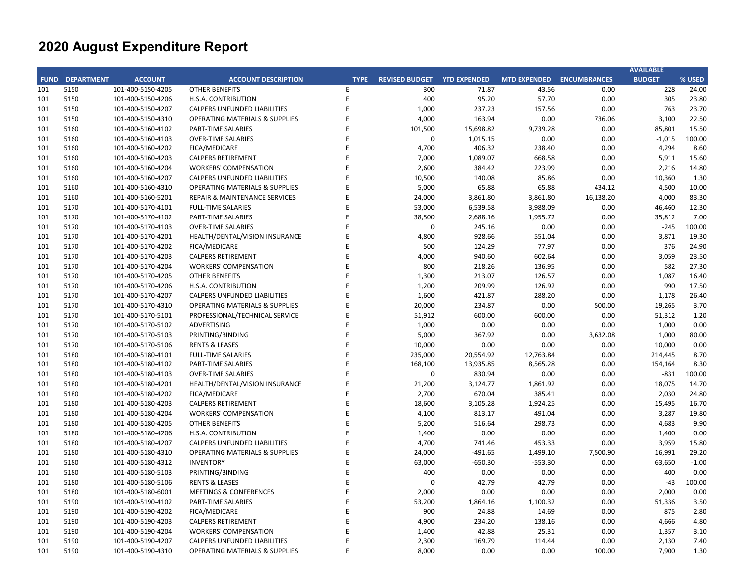# 2020 August Expenditure Report

| FUND | DEPARTMENT | ACCOUNT | ACCOUNT DESCRIPTION | TYPE | REVISED BUDGET | YTD EXPENDED | MTD EXPENDED | ENCUMBRANCES | AVAILABLE BUDGET | % USED |
|---|---|---|---|---|---|---|---|---|---|---|
| 101 | 5150 | 101-400-5150-4205 | OTHER BENEFITS | E | 300 | 71.87 | 43.56 | 0.00 | 228 | 24.00 |
| 101 | 5150 | 101-400-5150-4206 | H.S.A. CONTRIBUTION | E | 400 | 95.20 | 57.70 | 0.00 | 305 | 23.80 |
| 101 | 5150 | 101-400-5150-4207 | CALPERS UNFUNDED LIABILITIES | E | 1,000 | 237.23 | 157.56 | 0.00 | 763 | 23.70 |
| 101 | 5150 | 101-400-5150-4310 | OPERATING MATERIALS & SUPPLIES | E | 4,000 | 163.94 | 0.00 | 736.06 | 3,100 | 22.50 |
| 101 | 5160 | 101-400-5160-4102 | PART-TIME SALARIES | E | 101,500 | 15,698.82 | 9,739.28 | 0.00 | 85,801 | 15.50 |
| 101 | 5160 | 101-400-5160-4103 | OVER-TIME SALARIES | E | 0 | 1,015.15 | 0.00 | 0.00 | -1,015 | 100.00 |
| 101 | 5160 | 101-400-5160-4202 | FICA/MEDICARE | E | 4,700 | 406.32 | 238.40 | 0.00 | 4,294 | 8.60 |
| 101 | 5160 | 101-400-5160-4203 | CALPERS RETIREMENT | E | 7,000 | 1,089.07 | 668.58 | 0.00 | 5,911 | 15.60 |
| 101 | 5160 | 101-400-5160-4204 | WORKERS' COMPENSATION | E | 2,600 | 384.42 | 223.99 | 0.00 | 2,216 | 14.80 |
| 101 | 5160 | 101-400-5160-4207 | CALPERS UNFUNDED LIABILITIES | E | 10,500 | 140.08 | 85.86 | 0.00 | 10,360 | 1.30 |
| 101 | 5160 | 101-400-5160-4310 | OPERATING MATERIALS & SUPPLIES | E | 5,000 | 65.88 | 65.88 | 434.12 | 4,500 | 10.00 |
| 101 | 5160 | 101-400-5160-5201 | REPAIR & MAINTENANCE SERVICES | E | 24,000 | 3,861.80 | 3,861.80 | 16,138.20 | 4,000 | 83.30 |
| 101 | 5170 | 101-400-5170-4101 | FULL-TIME SALARIES | E | 53,000 | 6,539.58 | 3,988.09 | 0.00 | 46,460 | 12.30 |
| 101 | 5170 | 101-400-5170-4102 | PART-TIME SALARIES | E | 38,500 | 2,688.16 | 1,955.72 | 0.00 | 35,812 | 7.00 |
| 101 | 5170 | 101-400-5170-4103 | OVER-TIME SALARIES | E | 0 | 245.16 | 0.00 | 0.00 | -245 | 100.00 |
| 101 | 5170 | 101-400-5170-4201 | HEALTH/DENTAL/VISION INSURANCE | E | 4,800 | 928.66 | 551.04 | 0.00 | 3,871 | 19.30 |
| 101 | 5170 | 101-400-5170-4202 | FICA/MEDICARE | E | 500 | 124.29 | 77.97 | 0.00 | 376 | 24.90 |
| 101 | 5170 | 101-400-5170-4203 | CALPERS RETIREMENT | E | 4,000 | 940.60 | 602.64 | 0.00 | 3,059 | 23.50 |
| 101 | 5170 | 101-400-5170-4204 | WORKERS' COMPENSATION | E | 800 | 218.26 | 136.95 | 0.00 | 582 | 27.30 |
| 101 | 5170 | 101-400-5170-4205 | OTHER BENEFITS | E | 1,300 | 213.07 | 126.57 | 0.00 | 1,087 | 16.40 |
| 101 | 5170 | 101-400-5170-4206 | H.S.A. CONTRIBUTION | E | 1,200 | 209.99 | 126.92 | 0.00 | 990 | 17.50 |
| 101 | 5170 | 101-400-5170-4207 | CALPERS UNFUNDED LIABILITIES | E | 1,600 | 421.87 | 288.20 | 0.00 | 1,178 | 26.40 |
| 101 | 5170 | 101-400-5170-4310 | OPERATING MATERIALS & SUPPLIES | E | 20,000 | 234.87 | 0.00 | 500.00 | 19,265 | 3.70 |
| 101 | 5170 | 101-400-5170-5101 | PROFESSIONAL/TECHNICAL SERVICE | E | 51,912 | 600.00 | 600.00 | 0.00 | 51,312 | 1.20 |
| 101 | 5170 | 101-400-5170-5102 | ADVERTISING | E | 1,000 | 0.00 | 0.00 | 0.00 | 1,000 | 0.00 |
| 101 | 5170 | 101-400-5170-5103 | PRINTING/BINDING | E | 5,000 | 367.92 | 0.00 | 3,632.08 | 1,000 | 80.00 |
| 101 | 5170 | 101-400-5170-5106 | RENTS & LEASES | E | 10,000 | 0.00 | 0.00 | 0.00 | 10,000 | 0.00 |
| 101 | 5180 | 101-400-5180-4101 | FULL-TIME SALARIES | E | 235,000 | 20,554.92 | 12,763.84 | 0.00 | 214,445 | 8.70 |
| 101 | 5180 | 101-400-5180-4102 | PART-TIME SALARIES | E | 168,100 | 13,935.85 | 8,565.28 | 0.00 | 154,164 | 8.30 |
| 101 | 5180 | 101-400-5180-4103 | OVER-TIME SALARIES | E | 0 | 830.94 | 0.00 | 0.00 | -831 | 100.00 |
| 101 | 5180 | 101-400-5180-4201 | HEALTH/DENTAL/VISION INSURANCE | E | 21,200 | 3,124.77 | 1,861.92 | 0.00 | 18,075 | 14.70 |
| 101 | 5180 | 101-400-5180-4202 | FICA/MEDICARE | E | 2,700 | 670.04 | 385.41 | 0.00 | 2,030 | 24.80 |
| 101 | 5180 | 101-400-5180-4203 | CALPERS RETIREMENT | E | 18,600 | 3,105.28 | 1,924.25 | 0.00 | 15,495 | 16.70 |
| 101 | 5180 | 101-400-5180-4204 | WORKERS' COMPENSATION | E | 4,100 | 813.17 | 491.04 | 0.00 | 3,287 | 19.80 |
| 101 | 5180 | 101-400-5180-4205 | OTHER BENEFITS | E | 5,200 | 516.64 | 298.73 | 0.00 | 4,683 | 9.90 |
| 101 | 5180 | 101-400-5180-4206 | H.S.A. CONTRIBUTION | E | 1,400 | 0.00 | 0.00 | 0.00 | 1,400 | 0.00 |
| 101 | 5180 | 101-400-5180-4207 | CALPERS UNFUNDED LIABILITIES | E | 4,700 | 741.46 | 453.33 | 0.00 | 3,959 | 15.80 |
| 101 | 5180 | 101-400-5180-4310 | OPERATING MATERIALS & SUPPLIES | E | 24,000 | -491.65 | 1,499.10 | 7,500.90 | 16,991 | 29.20 |
| 101 | 5180 | 101-400-5180-4312 | INVENTORY | E | 63,000 | -650.30 | -553.30 | 0.00 | 63,650 | -1.00 |
| 101 | 5180 | 101-400-5180-5103 | PRINTING/BINDING | E | 400 | 0.00 | 0.00 | 0.00 | 400 | 0.00 |
| 101 | 5180 | 101-400-5180-5106 | RENTS & LEASES | E | 0 | 42.79 | 42.79 | 0.00 | -43 | 100.00 |
| 101 | 5180 | 101-400-5180-6001 | MEETINGS & CONFERENCES | E | 2,000 | 0.00 | 0.00 | 0.00 | 2,000 | 0.00 |
| 101 | 5190 | 101-400-5190-4102 | PART-TIME SALARIES | E | 53,200 | 1,864.16 | 1,100.32 | 0.00 | 51,336 | 3.50 |
| 101 | 5190 | 101-400-5190-4202 | FICA/MEDICARE | E | 900 | 24.88 | 14.69 | 0.00 | 875 | 2.80 |
| 101 | 5190 | 101-400-5190-4203 | CALPERS RETIREMENT | E | 4,900 | 234.20 | 138.16 | 0.00 | 4,666 | 4.80 |
| 101 | 5190 | 101-400-5190-4204 | WORKERS' COMPENSATION | E | 1,400 | 42.88 | 25.31 | 0.00 | 1,357 | 3.10 |
| 101 | 5190 | 101-400-5190-4207 | CALPERS UNFUNDED LIABILITIES | E | 2,300 | 169.79 | 114.44 | 0.00 | 2,130 | 7.40 |
| 101 | 5190 | 101-400-5190-4310 | OPERATING MATERIALS & SUPPLIES | E | 8,000 | 0.00 | 0.00 | 100.00 | 7,900 | 1.30 |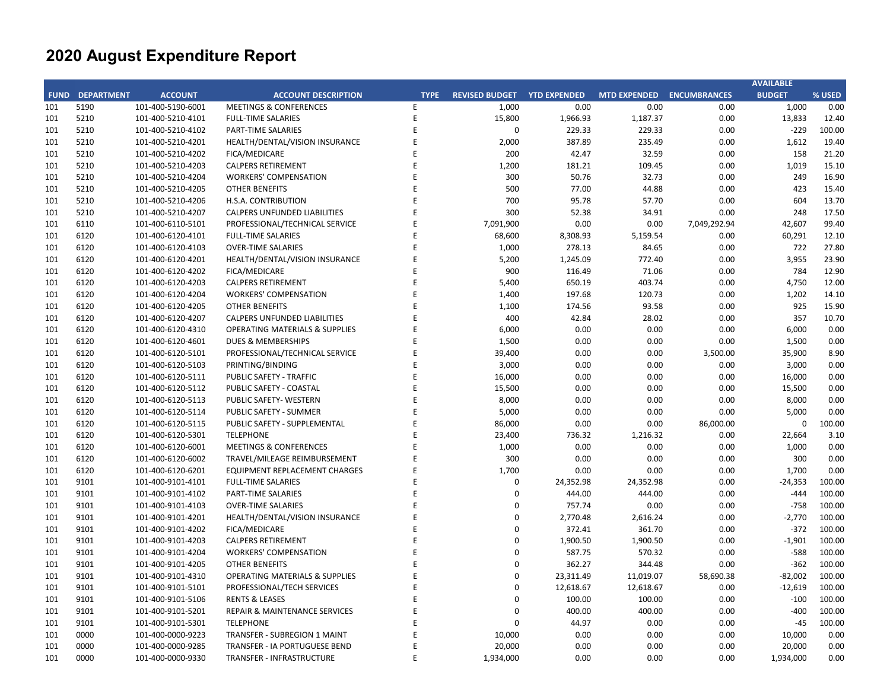# 2020 August Expenditure Report

| FUND | DEPARTMENT | ACCOUNT | ACCOUNT DESCRIPTION | TYPE | REVISED BUDGET | YTD EXPENDED | MTD EXPENDED | ENCUMBRANCES | AVAILABLE BUDGET | % USED |
|---|---|---|---|---|---|---|---|---|---|---|
| 101 | 5190 | 101-400-5190-6001 | MEETINGS & CONFERENCES | E | 1,000 | 0.00 | 0.00 | 0.00 | 1,000 | 0.00 |
| 101 | 5210 | 101-400-5210-4101 | FULL-TIME SALARIES | E | 15,800 | 1,966.93 | 1,187.37 | 0.00 | 13,833 | 12.40 |
| 101 | 5210 | 101-400-5210-4102 | PART-TIME SALARIES | E | 0 | 229.33 | 229.33 | 0.00 | -229 | 100.00 |
| 101 | 5210 | 101-400-5210-4201 | HEALTH/DENTAL/VISION INSURANCE | E | 2,000 | 387.89 | 235.49 | 0.00 | 1,612 | 19.40 |
| 101 | 5210 | 101-400-5210-4202 | FICA/MEDICARE | E | 200 | 42.47 | 32.59 | 0.00 | 158 | 21.20 |
| 101 | 5210 | 101-400-5210-4203 | CALPERS RETIREMENT | E | 1,200 | 181.21 | 109.45 | 0.00 | 1,019 | 15.10 |
| 101 | 5210 | 101-400-5210-4204 | WORKERS' COMPENSATION | E | 300 | 50.76 | 32.73 | 0.00 | 249 | 16.90 |
| 101 | 5210 | 101-400-5210-4205 | OTHER BENEFITS | E | 500 | 77.00 | 44.88 | 0.00 | 423 | 15.40 |
| 101 | 5210 | 101-400-5210-4206 | H.S.A. CONTRIBUTION | E | 700 | 95.78 | 57.70 | 0.00 | 604 | 13.70 |
| 101 | 5210 | 101-400-5210-4207 | CALPERS UNFUNDED LIABILITIES | E | 300 | 52.38 | 34.91 | 0.00 | 248 | 17.50 |
| 101 | 6110 | 101-400-6110-5101 | PROFESSIONAL/TECHNICAL SERVICE | E | 7,091,900 | 0.00 | 0.00 | 7,049,292.94 | 42,607 | 99.40 |
| 101 | 6120 | 101-400-6120-4101 | FULL-TIME SALARIES | E | 68,600 | 8,308.93 | 5,159.54 | 0.00 | 60,291 | 12.10 |
| 101 | 6120 | 101-400-6120-4103 | OVER-TIME SALARIES | E | 1,000 | 278.13 | 84.65 | 0.00 | 722 | 27.80 |
| 101 | 6120 | 101-400-6120-4201 | HEALTH/DENTAL/VISION INSURANCE | E | 5,200 | 1,245.09 | 772.40 | 0.00 | 3,955 | 23.90 |
| 101 | 6120 | 101-400-6120-4202 | FICA/MEDICARE | E | 900 | 116.49 | 71.06 | 0.00 | 784 | 12.90 |
| 101 | 6120 | 101-400-6120-4203 | CALPERS RETIREMENT | E | 5,400 | 650.19 | 403.74 | 0.00 | 4,750 | 12.00 |
| 101 | 6120 | 101-400-6120-4204 | WORKERS' COMPENSATION | E | 1,400 | 197.68 | 120.73 | 0.00 | 1,202 | 14.10 |
| 101 | 6120 | 101-400-6120-4205 | OTHER BENEFITS | E | 1,100 | 174.56 | 93.58 | 0.00 | 925 | 15.90 |
| 101 | 6120 | 101-400-6120-4207 | CALPERS UNFUNDED LIABILITIES | E | 400 | 42.84 | 28.02 | 0.00 | 357 | 10.70 |
| 101 | 6120 | 101-400-6120-4310 | OPERATING MATERIALS & SUPPLIES | E | 6,000 | 0.00 | 0.00 | 0.00 | 6,000 | 0.00 |
| 101 | 6120 | 101-400-6120-4601 | DUES & MEMBERSHIPS | E | 1,500 | 0.00 | 0.00 | 0.00 | 1,500 | 0.00 |
| 101 | 6120 | 101-400-6120-5101 | PROFESSIONAL/TECHNICAL SERVICE | E | 39,400 | 0.00 | 0.00 | 3,500.00 | 35,900 | 8.90 |
| 101 | 6120 | 101-400-6120-5103 | PRINTING/BINDING | E | 3,000 | 0.00 | 0.00 | 0.00 | 3,000 | 0.00 |
| 101 | 6120 | 101-400-6120-5111 | PUBLIC SAFETY - TRAFFIC | E | 16,000 | 0.00 | 0.00 | 0.00 | 16,000 | 0.00 |
| 101 | 6120 | 101-400-6120-5112 | PUBLIC SAFETY - COASTAL | E | 15,500 | 0.00 | 0.00 | 0.00 | 15,500 | 0.00 |
| 101 | 6120 | 101-400-6120-5113 | PUBLIC SAFETY- WESTERN | E | 8,000 | 0.00 | 0.00 | 0.00 | 8,000 | 0.00 |
| 101 | 6120 | 101-400-6120-5114 | PUBLIC SAFETY - SUMMER | E | 5,000 | 0.00 | 0.00 | 0.00 | 5,000 | 0.00 |
| 101 | 6120 | 101-400-6120-5115 | PUBLIC SAFETY - SUPPLEMENTAL | E | 86,000 | 0.00 | 0.00 | 86,000.00 | 0 | 100.00 |
| 101 | 6120 | 101-400-6120-5301 | TELEPHONE | E | 23,400 | 736.32 | 1,216.32 | 0.00 | 22,664 | 3.10 |
| 101 | 6120 | 101-400-6120-6001 | MEETINGS & CONFERENCES | E | 1,000 | 0.00 | 0.00 | 0.00 | 1,000 | 0.00 |
| 101 | 6120 | 101-400-6120-6002 | TRAVEL/MILEAGE REIMBURSEMENT | E | 300 | 0.00 | 0.00 | 0.00 | 300 | 0.00 |
| 101 | 6120 | 101-400-6120-6201 | EQUIPMENT REPLACEMENT CHARGES | E | 1,700 | 0.00 | 0.00 | 0.00 | 1,700 | 0.00 |
| 101 | 9101 | 101-400-9101-4101 | FULL-TIME SALARIES | E | 0 | 24,352.98 | 24,352.98 | 0.00 | -24,353 | 100.00 |
| 101 | 9101 | 101-400-9101-4102 | PART-TIME SALARIES | E | 0 | 444.00 | 444.00 | 0.00 | -444 | 100.00 |
| 101 | 9101 | 101-400-9101-4103 | OVER-TIME SALARIES | E | 0 | 757.74 | 0.00 | 0.00 | -758 | 100.00 |
| 101 | 9101 | 101-400-9101-4201 | HEALTH/DENTAL/VISION INSURANCE | E | 0 | 2,770.48 | 2,616.24 | 0.00 | -2,770 | 100.00 |
| 101 | 9101 | 101-400-9101-4202 | FICA/MEDICARE | E | 0 | 372.41 | 361.70 | 0.00 | -372 | 100.00 |
| 101 | 9101 | 101-400-9101-4203 | CALPERS RETIREMENT | E | 0 | 1,900.50 | 1,900.50 | 0.00 | -1,901 | 100.00 |
| 101 | 9101 | 101-400-9101-4204 | WORKERS' COMPENSATION | E | 0 | 587.75 | 570.32 | 0.00 | -588 | 100.00 |
| 101 | 9101 | 101-400-9101-4205 | OTHER BENEFITS | E | 0 | 362.27 | 344.48 | 0.00 | -362 | 100.00 |
| 101 | 9101 | 101-400-9101-4310 | OPERATING MATERIALS & SUPPLIES | E | 0 | 23,311.49 | 11,019.07 | 58,690.38 | -82,002 | 100.00 |
| 101 | 9101 | 101-400-9101-5101 | PROFESSIONAL/TECH SERVICES | E | 0 | 12,618.67 | 12,618.67 | 0.00 | -12,619 | 100.00 |
| 101 | 9101 | 101-400-9101-5106 | RENTS & LEASES | E | 0 | 100.00 | 100.00 | 0.00 | -100 | 100.00 |
| 101 | 9101 | 101-400-9101-5201 | REPAIR & MAINTENANCE SERVICES | E | 0 | 400.00 | 400.00 | 0.00 | -400 | 100.00 |
| 101 | 9101 | 101-400-9101-5301 | TELEPHONE | E | 0 | 44.97 | 0.00 | 0.00 | -45 | 100.00 |
| 101 | 0000 | 101-400-0000-9223 | TRANSFER - SUBREGION 1 MAINT | E | 10,000 | 0.00 | 0.00 | 0.00 | 10,000 | 0.00 |
| 101 | 0000 | 101-400-0000-9285 | TRANSFER - IA PORTUGUESE BEND | E | 20,000 | 0.00 | 0.00 | 0.00 | 20,000 | 0.00 |
| 101 | 0000 | 101-400-0000-9330 | TRANSFER - INFRASTRUCTURE | E | 1,934,000 | 0.00 | 0.00 | 0.00 | 1,934,000 | 0.00 |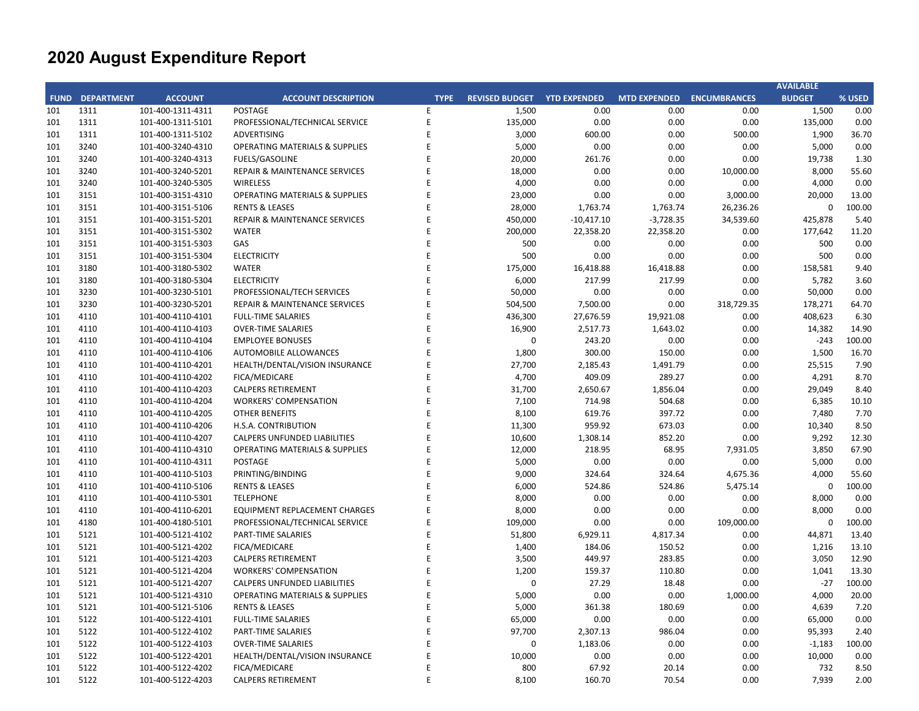# 2020 August Expenditure Report

| FUND | DEPARTMENT | ACCOUNT | ACCOUNT DESCRIPTION | TYPE | REVISED BUDGET | YTD EXPENDED | MTD EXPENDED | ENCUMBRANCES | AVAILABLE BUDGET | % USED |
|---|---|---|---|---|---|---|---|---|---|---|
| 101 | 1311 | 101-400-1311-4311 | POSTAGE | E | 1,500 | 0.00 | 0.00 | 0.00 | 1,500 | 0.00 |
| 101 | 1311 | 101-400-1311-5101 | PROFESSIONAL/TECHNICAL SERVICE | E | 135,000 | 0.00 | 0.00 | 0.00 | 135,000 | 0.00 |
| 101 | 1311 | 101-400-1311-5102 | ADVERTISING | E | 3,000 | 600.00 | 0.00 | 500.00 | 1,900 | 36.70 |
| 101 | 3240 | 101-400-3240-4310 | OPERATING MATERIALS & SUPPLIES | E | 5,000 | 0.00 | 0.00 | 0.00 | 5,000 | 0.00 |
| 101 | 3240 | 101-400-3240-4313 | FUELS/GASOLINE | E | 20,000 | 261.76 | 0.00 | 0.00 | 19,738 | 1.30 |
| 101 | 3240 | 101-400-3240-5201 | REPAIR & MAINTENANCE SERVICES | E | 18,000 | 0.00 | 0.00 | 10,000.00 | 8,000 | 55.60 |
| 101 | 3240 | 101-400-3240-5305 | WIRELESS | E | 4,000 | 0.00 | 0.00 | 0.00 | 4,000 | 0.00 |
| 101 | 3151 | 101-400-3151-4310 | OPERATING MATERIALS & SUPPLIES | E | 23,000 | 0.00 | 0.00 | 3,000.00 | 20,000 | 13.00 |
| 101 | 3151 | 101-400-3151-5106 | RENTS & LEASES | E | 28,000 | 1,763.74 | 1,763.74 | 26,236.26 | 0 | 100.00 |
| 101 | 3151 | 101-400-3151-5201 | REPAIR & MAINTENANCE SERVICES | E | 450,000 | -10,417.10 | -3,728.35 | 34,539.60 | 425,878 | 5.40 |
| 101 | 3151 | 101-400-3151-5302 | WATER | E | 200,000 | 22,358.20 | 22,358.20 | 0.00 | 177,642 | 11.20 |
| 101 | 3151 | 101-400-3151-5303 | GAS | E | 500 | 0.00 | 0.00 | 0.00 | 500 | 0.00 |
| 101 | 3151 | 101-400-3151-5304 | ELECTRICITY | E | 500 | 0.00 | 0.00 | 0.00 | 500 | 0.00 |
| 101 | 3180 | 101-400-3180-5302 | WATER | E | 175,000 | 16,418.88 | 16,418.88 | 0.00 | 158,581 | 9.40 |
| 101 | 3180 | 101-400-3180-5304 | ELECTRICITY | E | 6,000 | 217.99 | 217.99 | 0.00 | 5,782 | 3.60 |
| 101 | 3230 | 101-400-3230-5101 | PROFESSIONAL/TECH SERVICES | E | 50,000 | 0.00 | 0.00 | 0.00 | 50,000 | 0.00 |
| 101 | 3230 | 101-400-3230-5201 | REPAIR & MAINTENANCE SERVICES | E | 504,500 | 7,500.00 | 0.00 | 318,729.35 | 178,271 | 64.70 |
| 101 | 4110 | 101-400-4110-4101 | FULL-TIME SALARIES | E | 436,300 | 27,676.59 | 19,921.08 | 0.00 | 408,623 | 6.30 |
| 101 | 4110 | 101-400-4110-4103 | OVER-TIME SALARIES | E | 16,900 | 2,517.73 | 1,643.02 | 0.00 | 14,382 | 14.90 |
| 101 | 4110 | 101-400-4110-4104 | EMPLOYEE BONUSES | E | 0 | 243.20 | 0.00 | 0.00 | -243 | 100.00 |
| 101 | 4110 | 101-400-4110-4106 | AUTOMOBILE ALLOWANCES | E | 1,800 | 300.00 | 150.00 | 0.00 | 1,500 | 16.70 |
| 101 | 4110 | 101-400-4110-4201 | HEALTH/DENTAL/VISION INSURANCE | E | 27,700 | 2,185.43 | 1,491.79 | 0.00 | 25,515 | 7.90 |
| 101 | 4110 | 101-400-4110-4202 | FICA/MEDICARE | E | 4,700 | 409.09 | 289.27 | 0.00 | 4,291 | 8.70 |
| 101 | 4110 | 101-400-4110-4203 | CALPERS RETIREMENT | E | 31,700 | 2,650.67 | 1,856.04 | 0.00 | 29,049 | 8.40 |
| 101 | 4110 | 101-400-4110-4204 | WORKERS' COMPENSATION | E | 7,100 | 714.98 | 504.68 | 0.00 | 6,385 | 10.10 |
| 101 | 4110 | 101-400-4110-4205 | OTHER BENEFITS | E | 8,100 | 619.76 | 397.72 | 0.00 | 7,480 | 7.70 |
| 101 | 4110 | 101-400-4110-4206 | H.S.A. CONTRIBUTION | E | 11,300 | 959.92 | 673.03 | 0.00 | 10,340 | 8.50 |
| 101 | 4110 | 101-400-4110-4207 | CALPERS UNFUNDED LIABILITIES | E | 10,600 | 1,308.14 | 852.20 | 0.00 | 9,292 | 12.30 |
| 101 | 4110 | 101-400-4110-4310 | OPERATING MATERIALS & SUPPLIES | E | 12,000 | 218.95 | 68.95 | 7,931.05 | 3,850 | 67.90 |
| 101 | 4110 | 101-400-4110-4311 | POSTAGE | E | 5,000 | 0.00 | 0.00 | 0.00 | 5,000 | 0.00 |
| 101 | 4110 | 101-400-4110-5103 | PRINTING/BINDING | E | 9,000 | 324.64 | 324.64 | 4,675.36 | 4,000 | 55.60 |
| 101 | 4110 | 101-400-4110-5106 | RENTS & LEASES | E | 6,000 | 524.86 | 524.86 | 5,475.14 | 0 | 100.00 |
| 101 | 4110 | 101-400-4110-5301 | TELEPHONE | E | 8,000 | 0.00 | 0.00 | 0.00 | 8,000 | 0.00 |
| 101 | 4110 | 101-400-4110-6201 | EQUIPMENT REPLACEMENT CHARGES | E | 8,000 | 0.00 | 0.00 | 0.00 | 8,000 | 0.00 |
| 101 | 4180 | 101-400-4180-5101 | PROFESSIONAL/TECHNICAL SERVICE | E | 109,000 | 0.00 | 0.00 | 109,000.00 | 0 | 100.00 |
| 101 | 5121 | 101-400-5121-4102 | PART-TIME SALARIES | E | 51,800 | 6,929.11 | 4,817.34 | 0.00 | 44,871 | 13.40 |
| 101 | 5121 | 101-400-5121-4202 | FICA/MEDICARE | E | 1,400 | 184.06 | 150.52 | 0.00 | 1,216 | 13.10 |
| 101 | 5121 | 101-400-5121-4203 | CALPERS RETIREMENT | E | 3,500 | 449.97 | 283.85 | 0.00 | 3,050 | 12.90 |
| 101 | 5121 | 101-400-5121-4204 | WORKERS' COMPENSATION | E | 1,200 | 159.37 | 110.80 | 0.00 | 1,041 | 13.30 |
| 101 | 5121 | 101-400-5121-4207 | CALPERS UNFUNDED LIABILITIES | E | 0 | 27.29 | 18.48 | 0.00 | -27 | 100.00 |
| 101 | 5121 | 101-400-5121-4310 | OPERATING MATERIALS & SUPPLIES | E | 5,000 | 0.00 | 0.00 | 1,000.00 | 4,000 | 20.00 |
| 101 | 5121 | 101-400-5121-5106 | RENTS & LEASES | E | 5,000 | 361.38 | 180.69 | 0.00 | 4,639 | 7.20 |
| 101 | 5122 | 101-400-5122-4101 | FULL-TIME SALARIES | E | 65,000 | 0.00 | 0.00 | 0.00 | 65,000 | 0.00 |
| 101 | 5122 | 101-400-5122-4102 | PART-TIME SALARIES | E | 97,700 | 2,307.13 | 986.04 | 0.00 | 95,393 | 2.40 |
| 101 | 5122 | 101-400-5122-4103 | OVER-TIME SALARIES | E | 0 | 1,183.06 | 0.00 | 0.00 | -1,183 | 100.00 |
| 101 | 5122 | 101-400-5122-4201 | HEALTH/DENTAL/VISION INSURANCE | E | 10,000 | 0.00 | 0.00 | 0.00 | 10,000 | 0.00 |
| 101 | 5122 | 101-400-5122-4202 | FICA/MEDICARE | E | 800 | 67.92 | 20.14 | 0.00 | 732 | 8.50 |
| 101 | 5122 | 101-400-5122-4203 | CALPERS RETIREMENT | E | 8,100 | 160.70 | 70.54 | 0.00 | 7,939 | 2.00 |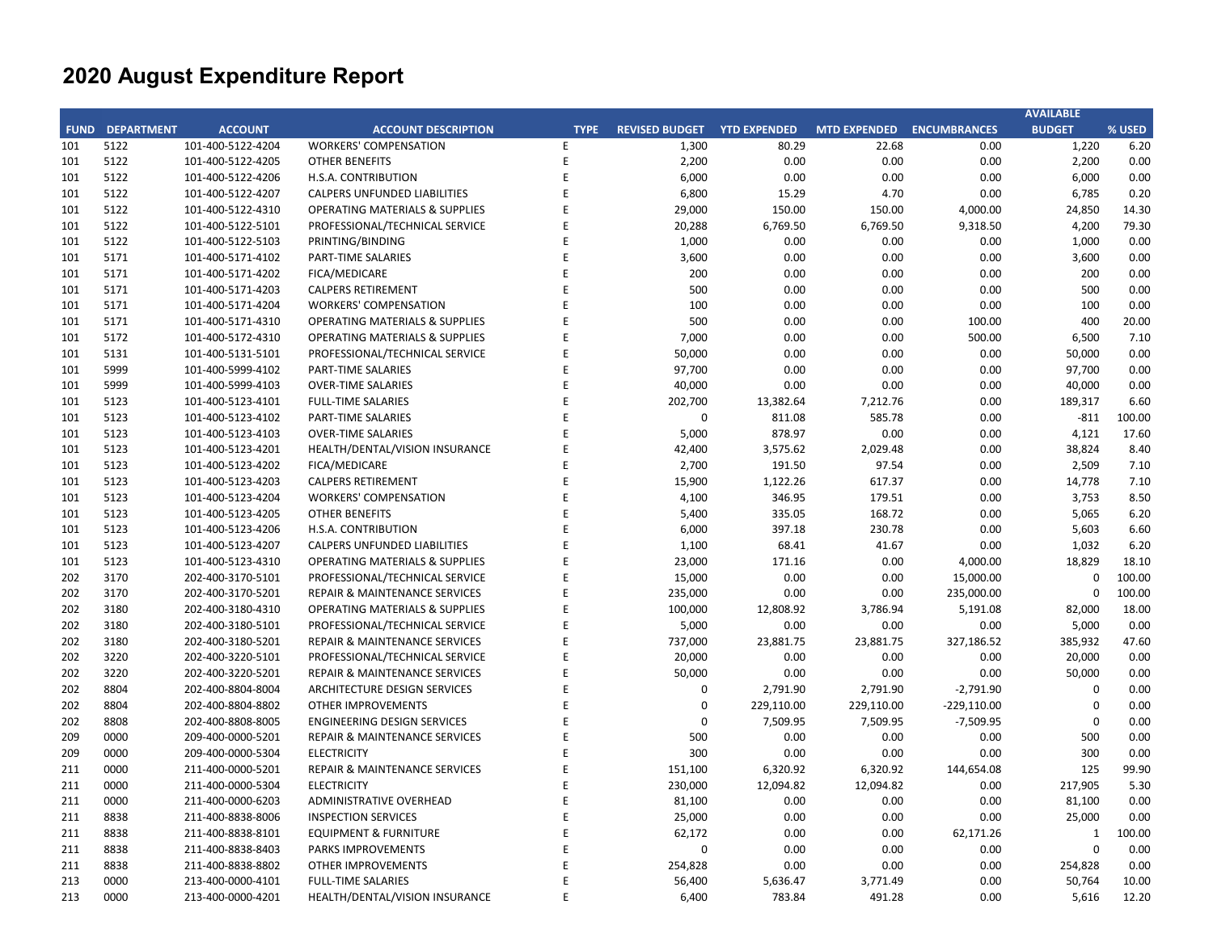# 2020 August Expenditure Report

| FUND | DEPARTMENT | ACCOUNT | ACCOUNT DESCRIPTION | TYPE | REVISED BUDGET | YTD EXPENDED | MTD EXPENDED | ENCUMBRANCES | AVAILABLE BUDGET | % USED |
|---|---|---|---|---|---|---|---|---|---|---|
| 101 | 5122 | 101-400-5122-4204 | WORKERS' COMPENSATION | E | 1,300 | 80.29 | 22.68 | 0.00 | 1,220 | 6.20 |
| 101 | 5122 | 101-400-5122-4205 | OTHER BENEFITS | E | 2,200 | 0.00 | 0.00 | 0.00 | 2,200 | 0.00 |
| 101 | 5122 | 101-400-5122-4206 | H.S.A. CONTRIBUTION | E | 6,000 | 0.00 | 0.00 | 0.00 | 6,000 | 0.00 |
| 101 | 5122 | 101-400-5122-4207 | CALPERS UNFUNDED LIABILITIES | E | 6,800 | 15.29 | 4.70 | 0.00 | 6,785 | 0.20 |
| 101 | 5122 | 101-400-5122-4310 | OPERATING MATERIALS & SUPPLIES | E | 29,000 | 150.00 | 150.00 | 4,000.00 | 24,850 | 14.30 |
| 101 | 5122 | 101-400-5122-5101 | PROFESSIONAL/TECHNICAL SERVICE | E | 20,288 | 6,769.50 | 6,769.50 | 9,318.50 | 4,200 | 79.30 |
| 101 | 5122 | 101-400-5122-5103 | PRINTING/BINDING | E | 1,000 | 0.00 | 0.00 | 0.00 | 1,000 | 0.00 |
| 101 | 5171 | 101-400-5171-4102 | PART-TIME SALARIES | E | 3,600 | 0.00 | 0.00 | 0.00 | 3,600 | 0.00 |
| 101 | 5171 | 101-400-5171-4202 | FICA/MEDICARE | E | 200 | 0.00 | 0.00 | 0.00 | 200 | 0.00 |
| 101 | 5171 | 101-400-5171-4203 | CALPERS RETIREMENT | E | 500 | 0.00 | 0.00 | 0.00 | 500 | 0.00 |
| 101 | 5171 | 101-400-5171-4204 | WORKERS' COMPENSATION | E | 100 | 0.00 | 0.00 | 0.00 | 100 | 0.00 |
| 101 | 5171 | 101-400-5171-4310 | OPERATING MATERIALS & SUPPLIES | E | 500 | 0.00 | 0.00 | 100.00 | 400 | 20.00 |
| 101 | 5172 | 101-400-5172-4310 | OPERATING MATERIALS & SUPPLIES | E | 7,000 | 0.00 | 0.00 | 500.00 | 6,500 | 7.10 |
| 101 | 5131 | 101-400-5131-5101 | PROFESSIONAL/TECHNICAL SERVICE | E | 50,000 | 0.00 | 0.00 | 0.00 | 50,000 | 0.00 |
| 101 | 5999 | 101-400-5999-4102 | PART-TIME SALARIES | E | 97,700 | 0.00 | 0.00 | 0.00 | 97,700 | 0.00 |
| 101 | 5999 | 101-400-5999-4103 | OVER-TIME SALARIES | E | 40,000 | 0.00 | 0.00 | 0.00 | 40,000 | 0.00 |
| 101 | 5123 | 101-400-5123-4101 | FULL-TIME SALARIES | E | 202,700 | 13,382.64 | 7,212.76 | 0.00 | 189,317 | 6.60 |
| 101 | 5123 | 101-400-5123-4102 | PART-TIME SALARIES | E | 0 | 811.08 | 585.78 | 0.00 | -811 | 100.00 |
| 101 | 5123 | 101-400-5123-4103 | OVER-TIME SALARIES | E | 5,000 | 878.97 | 0.00 | 0.00 | 4,121 | 17.60 |
| 101 | 5123 | 101-400-5123-4201 | HEALTH/DENTAL/VISION INSURANCE | E | 42,400 | 3,575.62 | 2,029.48 | 0.00 | 38,824 | 8.40 |
| 101 | 5123 | 101-400-5123-4202 | FICA/MEDICARE | E | 2,700 | 191.50 | 97.54 | 0.00 | 2,509 | 7.10 |
| 101 | 5123 | 101-400-5123-4203 | CALPERS RETIREMENT | E | 15,900 | 1,122.26 | 617.37 | 0.00 | 14,778 | 7.10 |
| 101 | 5123 | 101-400-5123-4204 | WORKERS' COMPENSATION | E | 4,100 | 346.95 | 179.51 | 0.00 | 3,753 | 8.50 |
| 101 | 5123 | 101-400-5123-4205 | OTHER BENEFITS | E | 5,400 | 335.05 | 168.72 | 0.00 | 5,065 | 6.20 |
| 101 | 5123 | 101-400-5123-4206 | H.S.A. CONTRIBUTION | E | 6,000 | 397.18 | 230.78 | 0.00 | 5,603 | 6.60 |
| 101 | 5123 | 101-400-5123-4207 | CALPERS UNFUNDED LIABILITIES | E | 1,100 | 68.41 | 41.67 | 0.00 | 1,032 | 6.20 |
| 101 | 5123 | 101-400-5123-4310 | OPERATING MATERIALS & SUPPLIES | E | 23,000 | 171.16 | 0.00 | 4,000.00 | 18,829 | 18.10 |
| 202 | 3170 | 202-400-3170-5101 | PROFESSIONAL/TECHNICAL SERVICE | E | 15,000 | 0.00 | 0.00 | 15,000.00 | 0 | 100.00 |
| 202 | 3170 | 202-400-3170-5201 | REPAIR & MAINTENANCE SERVICES | E | 235,000 | 0.00 | 0.00 | 235,000.00 | 0 | 100.00 |
| 202 | 3180 | 202-400-3180-4310 | OPERATING MATERIALS & SUPPLIES | E | 100,000 | 12,808.92 | 3,786.94 | 5,191.08 | 82,000 | 18.00 |
| 202 | 3180 | 202-400-3180-5101 | PROFESSIONAL/TECHNICAL SERVICE | E | 5,000 | 0.00 | 0.00 | 0.00 | 5,000 | 0.00 |
| 202 | 3180 | 202-400-3180-5201 | REPAIR & MAINTENANCE SERVICES | E | 737,000 | 23,881.75 | 23,881.75 | 327,186.52 | 385,932 | 47.60 |
| 202 | 3220 | 202-400-3220-5101 | PROFESSIONAL/TECHNICAL SERVICE | E | 20,000 | 0.00 | 0.00 | 0.00 | 20,000 | 0.00 |
| 202 | 3220 | 202-400-3220-5201 | REPAIR & MAINTENANCE SERVICES | E | 50,000 | 0.00 | 0.00 | 0.00 | 50,000 | 0.00 |
| 202 | 8804 | 202-400-8804-8004 | ARCHITECTURE DESIGN SERVICES | E | 0 | 2,791.90 | 2,791.90 | -2,791.90 | 0 | 0.00 |
| 202 | 8804 | 202-400-8804-8802 | OTHER IMPROVEMENTS | E | 0 | 229,110.00 | 229,110.00 | -229,110.00 | 0 | 0.00 |
| 202 | 8808 | 202-400-8808-8005 | ENGINEERING DESIGN SERVICES | E | 0 | 7,509.95 | 7,509.95 | -7,509.95 | 0 | 0.00 |
| 209 | 0000 | 209-400-0000-5201 | REPAIR & MAINTENANCE SERVICES | E | 500 | 0.00 | 0.00 | 0.00 | 500 | 0.00 |
| 209 | 0000 | 209-400-0000-5304 | ELECTRICITY | E | 300 | 0.00 | 0.00 | 0.00 | 300 | 0.00 |
| 211 | 0000 | 211-400-0000-5201 | REPAIR & MAINTENANCE SERVICES | E | 151,100 | 6,320.92 | 6,320.92 | 144,654.08 | 125 | 99.90 |
| 211 | 0000 | 211-400-0000-5304 | ELECTRICITY | E | 230,000 | 12,094.82 | 12,094.82 | 0.00 | 217,905 | 5.30 |
| 211 | 0000 | 211-400-0000-6203 | ADMINISTRATIVE OVERHEAD | E | 81,100 | 0.00 | 0.00 | 0.00 | 81,100 | 0.00 |
| 211 | 8838 | 211-400-8838-8006 | INSPECTION SERVICES | E | 25,000 | 0.00 | 0.00 | 0.00 | 25,000 | 0.00 |
| 211 | 8838 | 211-400-8838-8101 | EQUIPMENT & FURNITURE | E | 62,172 | 0.00 | 0.00 | 62,171.26 | 1 | 100.00 |
| 211 | 8838 | 211-400-8838-8403 | PARKS IMPROVEMENTS | E | 0 | 0.00 | 0.00 | 0.00 | 0 | 0.00 |
| 211 | 8838 | 211-400-8838-8802 | OTHER IMPROVEMENTS | E | 254,828 | 0.00 | 0.00 | 0.00 | 254,828 | 0.00 |
| 213 | 0000 | 213-400-0000-4101 | FULL-TIME SALARIES | E | 56,400 | 5,636.47 | 3,771.49 | 0.00 | 50,764 | 10.00 |
| 213 | 0000 | 213-400-0000-4201 | HEALTH/DENTAL/VISION INSURANCE | E | 6,400 | 783.84 | 491.28 | 0.00 | 5,616 | 12.20 |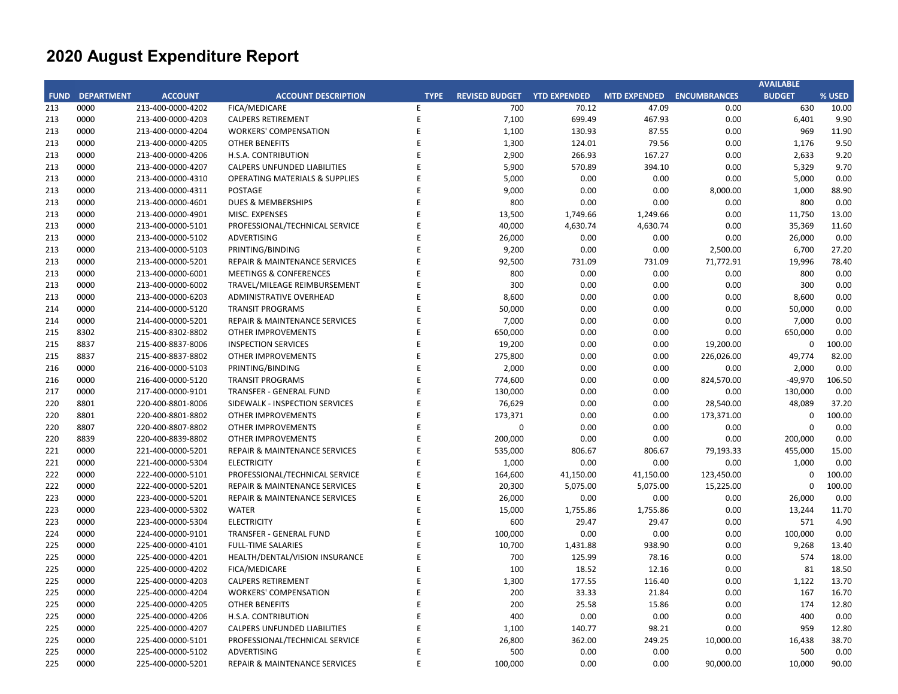# 2020 August Expenditure Report

| FUND | DEPARTMENT | ACCOUNT | ACCOUNT DESCRIPTION | TYPE | REVISED BUDGET | YTD EXPENDED | MTD EXPENDED | ENCUMBRANCES | AVAILABLE BUDGET | % USED |
|---|---|---|---|---|---|---|---|---|---|---|
| 213 | 0000 | 213-400-0000-4202 | FICA/MEDICARE | E | 700 | 70.12 | 47.09 | 0.00 | 630 | 10.00 |
| 213 | 0000 | 213-400-0000-4203 | CALPERS RETIREMENT | E | 7,100 | 699.49 | 467.93 | 0.00 | 6,401 | 9.90 |
| 213 | 0000 | 213-400-0000-4204 | WORKERS' COMPENSATION | E | 1,100 | 130.93 | 87.55 | 0.00 | 969 | 11.90 |
| 213 | 0000 | 213-400-0000-4205 | OTHER BENEFITS | E | 1,300 | 124.01 | 79.56 | 0.00 | 1,176 | 9.50 |
| 213 | 0000 | 213-400-0000-4206 | H.S.A. CONTRIBUTION | E | 2,900 | 266.93 | 167.27 | 0.00 | 2,633 | 9.20 |
| 213 | 0000 | 213-400-0000-4207 | CALPERS UNFUNDED LIABILITIES | E | 5,900 | 570.89 | 394.10 | 0.00 | 5,329 | 9.70 |
| 213 | 0000 | 213-400-0000-4310 | OPERATING MATERIALS & SUPPLIES | E | 5,000 | 0.00 | 0.00 | 0.00 | 5,000 | 0.00 |
| 213 | 0000 | 213-400-0000-4311 | POSTAGE | E | 9,000 | 0.00 | 0.00 | 8,000.00 | 1,000 | 88.90 |
| 213 | 0000 | 213-400-0000-4601 | DUES & MEMBERSHIPS | E | 800 | 0.00 | 0.00 | 0.00 | 800 | 0.00 |
| 213 | 0000 | 213-400-0000-4901 | MISC. EXPENSES | E | 13,500 | 1,749.66 | 1,249.66 | 0.00 | 11,750 | 13.00 |
| 213 | 0000 | 213-400-0000-5101 | PROFESSIONAL/TECHNICAL SERVICE | E | 40,000 | 4,630.74 | 4,630.74 | 0.00 | 35,369 | 11.60 |
| 213 | 0000 | 213-400-0000-5102 | ADVERTISING | E | 26,000 | 0.00 | 0.00 | 0.00 | 26,000 | 0.00 |
| 213 | 0000 | 213-400-0000-5103 | PRINTING/BINDING | E | 9,200 | 0.00 | 0.00 | 2,500.00 | 6,700 | 27.20 |
| 213 | 0000 | 213-400-0000-5201 | REPAIR & MAINTENANCE SERVICES | E | 92,500 | 731.09 | 731.09 | 71,772.91 | 19,996 | 78.40 |
| 213 | 0000 | 213-400-0000-6001 | MEETINGS & CONFERENCES | E | 800 | 0.00 | 0.00 | 0.00 | 800 | 0.00 |
| 213 | 0000 | 213-400-0000-6002 | TRAVEL/MILEAGE REIMBURSEMENT | E | 300 | 0.00 | 0.00 | 0.00 | 300 | 0.00 |
| 213 | 0000 | 213-400-0000-6203 | ADMINISTRATIVE OVERHEAD | E | 8,600 | 0.00 | 0.00 | 0.00 | 8,600 | 0.00 |
| 214 | 0000 | 214-400-0000-5120 | TRANSIT PROGRAMS | E | 50,000 | 0.00 | 0.00 | 0.00 | 50,000 | 0.00 |
| 214 | 0000 | 214-400-0000-5201 | REPAIR & MAINTENANCE SERVICES | E | 7,000 | 0.00 | 0.00 | 0.00 | 7,000 | 0.00 |
| 215 | 8302 | 215-400-8302-8802 | OTHER IMPROVEMENTS | E | 650,000 | 0.00 | 0.00 | 0.00 | 650,000 | 0.00 |
| 215 | 8837 | 215-400-8837-8006 | INSPECTION SERVICES | E | 19,200 | 0.00 | 0.00 | 19,200.00 | 0 | 100.00 |
| 215 | 8837 | 215-400-8837-8802 | OTHER IMPROVEMENTS | E | 275,800 | 0.00 | 0.00 | 226,026.00 | 49,774 | 82.00 |
| 216 | 0000 | 216-400-0000-5103 | PRINTING/BINDING | E | 2,000 | 0.00 | 0.00 | 0.00 | 2,000 | 0.00 |
| 216 | 0000 | 216-400-0000-5120 | TRANSIT PROGRAMS | E | 774,600 | 0.00 | 0.00 | 824,570.00 | -49,970 | 106.50 |
| 217 | 0000 | 217-400-0000-9101 | TRANSFER - GENERAL FUND | E | 130,000 | 0.00 | 0.00 | 0.00 | 130,000 | 0.00 |
| 220 | 8801 | 220-400-8801-8006 | SIDEWALK - INSPECTION SERVICES | E | 76,629 | 0.00 | 0.00 | 28,540.00 | 48,089 | 37.20 |
| 220 | 8801 | 220-400-8801-8802 | OTHER IMPROVEMENTS | E | 173,371 | 0.00 | 0.00 | 173,371.00 | 0 | 100.00 |
| 220 | 8807 | 220-400-8807-8802 | OTHER IMPROVEMENTS | E | 0 | 0.00 | 0.00 | 0.00 | 0 | 0.00 |
| 220 | 8839 | 220-400-8839-8802 | OTHER IMPROVEMENTS | E | 200,000 | 0.00 | 0.00 | 0.00 | 200,000 | 0.00 |
| 221 | 0000 | 221-400-0000-5201 | REPAIR & MAINTENANCE SERVICES | E | 535,000 | 806.67 | 806.67 | 79,193.33 | 455,000 | 15.00 |
| 221 | 0000 | 221-400-0000-5304 | ELECTRICITY | E | 1,000 | 0.00 | 0.00 | 0.00 | 1,000 | 0.00 |
| 222 | 0000 | 222-400-0000-5101 | PROFESSIONAL/TECHNICAL SERVICE | E | 164,600 | 41,150.00 | 41,150.00 | 123,450.00 | 0 | 100.00 |
| 222 | 0000 | 222-400-0000-5201 | REPAIR & MAINTENANCE SERVICES | E | 20,300 | 5,075.00 | 5,075.00 | 15,225.00 | 0 | 100.00 |
| 223 | 0000 | 223-400-0000-5201 | REPAIR & MAINTENANCE SERVICES | E | 26,000 | 0.00 | 0.00 | 0.00 | 26,000 | 0.00 |
| 223 | 0000 | 223-400-0000-5302 | WATER | E | 15,000 | 1,755.86 | 1,755.86 | 0.00 | 13,244 | 11.70 |
| 223 | 0000 | 223-400-0000-5304 | ELECTRICITY | E | 600 | 29.47 | 29.47 | 0.00 | 571 | 4.90 |
| 224 | 0000 | 224-400-0000-9101 | TRANSFER - GENERAL FUND | E | 100,000 | 0.00 | 0.00 | 0.00 | 100,000 | 0.00 |
| 225 | 0000 | 225-400-0000-4101 | FULL-TIME SALARIES | E | 10,700 | 1,431.88 | 938.90 | 0.00 | 9,268 | 13.40 |
| 225 | 0000 | 225-400-0000-4201 | HEALTH/DENTAL/VISION INSURANCE | E | 700 | 125.99 | 78.16 | 0.00 | 574 | 18.00 |
| 225 | 0000 | 225-400-0000-4202 | FICA/MEDICARE | E | 100 | 18.52 | 12.16 | 0.00 | 81 | 18.50 |
| 225 | 0000 | 225-400-0000-4203 | CALPERS RETIREMENT | E | 1,300 | 177.55 | 116.40 | 0.00 | 1,122 | 13.70 |
| 225 | 0000 | 225-400-0000-4204 | WORKERS' COMPENSATION | E | 200 | 33.33 | 21.84 | 0.00 | 167 | 16.70 |
| 225 | 0000 | 225-400-0000-4205 | OTHER BENEFITS | E | 200 | 25.58 | 15.86 | 0.00 | 174 | 12.80 |
| 225 | 0000 | 225-400-0000-4206 | H.S.A. CONTRIBUTION | E | 400 | 0.00 | 0.00 | 0.00 | 400 | 0.00 |
| 225 | 0000 | 225-400-0000-4207 | CALPERS UNFUNDED LIABILITIES | E | 1,100 | 140.77 | 98.21 | 0.00 | 959 | 12.80 |
| 225 | 0000 | 225-400-0000-5101 | PROFESSIONAL/TECHNICAL SERVICE | E | 26,800 | 362.00 | 249.25 | 10,000.00 | 16,438 | 38.70 |
| 225 | 0000 | 225-400-0000-5102 | ADVERTISING | E | 500 | 0.00 | 0.00 | 0.00 | 500 | 0.00 |
| 225 | 0000 | 225-400-0000-5201 | REPAIR & MAINTENANCE SERVICES | E | 100,000 | 0.00 | 0.00 | 90,000.00 | 10,000 | 90.00 |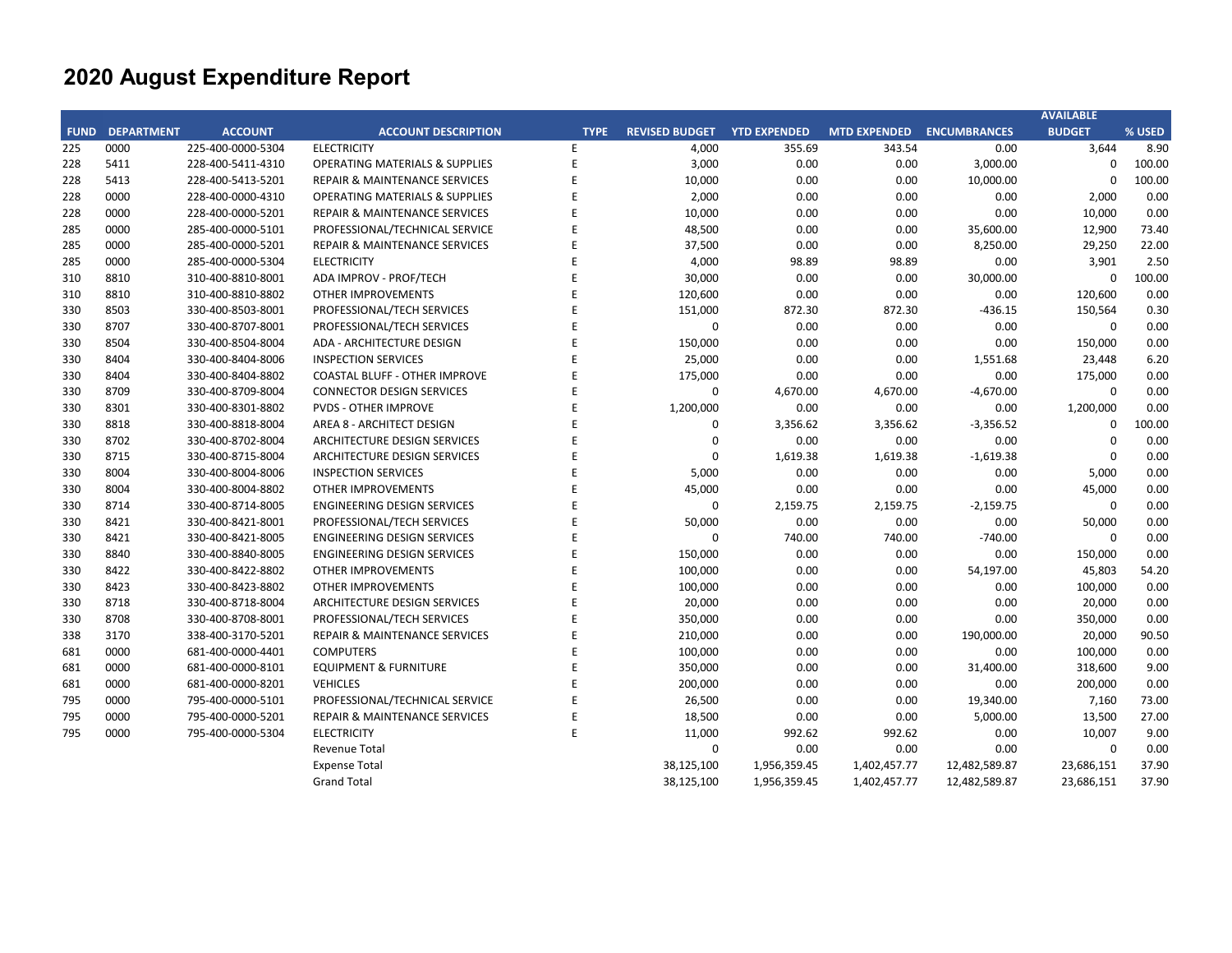# 2020 August Expenditure Report

| FUND | DEPARTMENT | ACCOUNT | ACCOUNT DESCRIPTION | TYPE | REVISED BUDGET | YTD EXPENDED | MTD EXPENDED | ENCUMBRANCES | AVAILABLE BUDGET | % USED |
|---|---|---|---|---|---|---|---|---|---|---|
| 225 | 0000 | 225-400-0000-5304 | ELECTRICITY | E | 4,000 | 355.69 | 343.54 | 0.00 | 3,644 | 8.90 |
| 228 | 5411 | 228-400-5411-4310 | OPERATING MATERIALS & SUPPLIES | E | 3,000 | 0.00 | 0.00 | 3,000.00 | 0 | 100.00 |
| 228 | 5413 | 228-400-5413-5201 | REPAIR & MAINTENANCE SERVICES | E | 10,000 | 0.00 | 0.00 | 10,000.00 | 0 | 100.00 |
| 228 | 0000 | 228-400-0000-4310 | OPERATING MATERIALS & SUPPLIES | E | 2,000 | 0.00 | 0.00 | 0.00 | 2,000 | 0.00 |
| 228 | 0000 | 228-400-0000-5201 | REPAIR & MAINTENANCE SERVICES | E | 10,000 | 0.00 | 0.00 | 0.00 | 10,000 | 0.00 |
| 285 | 0000 | 285-400-0000-5101 | PROFESSIONAL/TECHNICAL SERVICE | E | 48,500 | 0.00 | 0.00 | 35,600.00 | 12,900 | 73.40 |
| 285 | 0000 | 285-400-0000-5201 | REPAIR & MAINTENANCE SERVICES | E | 37,500 | 0.00 | 0.00 | 8,250.00 | 29,250 | 22.00 |
| 285 | 0000 | 285-400-0000-5304 | ELECTRICITY | E | 4,000 | 98.89 | 98.89 | 0.00 | 3,901 | 2.50 |
| 310 | 8810 | 310-400-8810-8001 | ADA IMPROV - PROF/TECH | E | 30,000 | 0.00 | 0.00 | 30,000.00 | 0 | 100.00 |
| 310 | 8810 | 310-400-8810-8802 | OTHER IMPROVEMENTS | E | 120,600 | 0.00 | 0.00 | 0.00 | 120,600 | 0.00 |
| 330 | 8503 | 330-400-8503-8001 | PROFESSIONAL/TECH SERVICES | E | 151,000 | 872.30 | 872.30 | -436.15 | 150,564 | 0.30 |
| 330 | 8707 | 330-400-8707-8001 | PROFESSIONAL/TECH SERVICES | E | 0 | 0.00 | 0.00 | 0.00 | 0 | 0.00 |
| 330 | 8504 | 330-400-8504-8004 | ADA - ARCHITECTURE DESIGN | E | 150,000 | 0.00 | 0.00 | 0.00 | 150,000 | 0.00 |
| 330 | 8404 | 330-400-8404-8006 | INSPECTION SERVICES | E | 25,000 | 0.00 | 0.00 | 1,551.68 | 23,448 | 6.20 |
| 330 | 8404 | 330-400-8404-8802 | COASTAL BLUFF - OTHER IMPROVE | E | 175,000 | 0.00 | 0.00 | 0.00 | 175,000 | 0.00 |
| 330 | 8709 | 330-400-8709-8004 | CONNECTOR DESIGN SERVICES | E | 0 | 4,670.00 | 4,670.00 | -4,670.00 | 0 | 0.00 |
| 330 | 8301 | 330-400-8301-8802 | PVDS - OTHER IMPROVE | E | 1,200,000 | 0.00 | 0.00 | 0.00 | 1,200,000 | 0.00 |
| 330 | 8818 | 330-400-8818-8004 | AREA 8 - ARCHITECT DESIGN | E | 0 | 3,356.62 | 3,356.62 | -3,356.52 | 0 | 100.00 |
| 330 | 8702 | 330-400-8702-8004 | ARCHITECTURE DESIGN SERVICES | E | 0 | 0.00 | 0.00 | 0.00 | 0 | 0.00 |
| 330 | 8715 | 330-400-8715-8004 | ARCHITECTURE DESIGN SERVICES | E | 0 | 1,619.38 | 1,619.38 | -1,619.38 | 0 | 0.00 |
| 330 | 8004 | 330-400-8004-8006 | INSPECTION SERVICES | E | 5,000 | 0.00 | 0.00 | 0.00 | 5,000 | 0.00 |
| 330 | 8004 | 330-400-8004-8802 | OTHER IMPROVEMENTS | E | 45,000 | 0.00 | 0.00 | 0.00 | 45,000 | 0.00 |
| 330 | 8714 | 330-400-8714-8005 | ENGINEERING DESIGN SERVICES | E | 0 | 2,159.75 | 2,159.75 | -2,159.75 | 0 | 0.00 |
| 330 | 8421 | 330-400-8421-8001 | PROFESSIONAL/TECH SERVICES | E | 50,000 | 0.00 | 0.00 | 0.00 | 50,000 | 0.00 |
| 330 | 8421 | 330-400-8421-8005 | ENGINEERING DESIGN SERVICES | E | 0 | 740.00 | 740.00 | -740.00 | 0 | 0.00 |
| 330 | 8840 | 330-400-8840-8005 | ENGINEERING DESIGN SERVICES | E | 150,000 | 0.00 | 0.00 | 0.00 | 150,000 | 0.00 |
| 330 | 8422 | 330-400-8422-8802 | OTHER IMPROVEMENTS | E | 100,000 | 0.00 | 0.00 | 54,197.00 | 45,803 | 54.20 |
| 330 | 8423 | 330-400-8423-8802 | OTHER IMPROVEMENTS | E | 100,000 | 0.00 | 0.00 | 0.00 | 100,000 | 0.00 |
| 330 | 8718 | 330-400-8718-8004 | ARCHITECTURE DESIGN SERVICES | E | 20,000 | 0.00 | 0.00 | 0.00 | 20,000 | 0.00 |
| 330 | 8708 | 330-400-8708-8001 | PROFESSIONAL/TECH SERVICES | E | 350,000 | 0.00 | 0.00 | 0.00 | 350,000 | 0.00 |
| 338 | 3170 | 338-400-3170-5201 | REPAIR & MAINTENANCE SERVICES | E | 210,000 | 0.00 | 0.00 | 190,000.00 | 20,000 | 90.50 |
| 681 | 0000 | 681-400-0000-4401 | COMPUTERS | E | 100,000 | 0.00 | 0.00 | 0.00 | 100,000 | 0.00 |
| 681 | 0000 | 681-400-0000-8101 | EQUIPMENT & FURNITURE | E | 350,000 | 0.00 | 0.00 | 31,400.00 | 318,600 | 9.00 |
| 681 | 0000 | 681-400-0000-8201 | VEHICLES | E | 200,000 | 0.00 | 0.00 | 0.00 | 200,000 | 0.00 |
| 795 | 0000 | 795-400-0000-5101 | PROFESSIONAL/TECHNICAL SERVICE | E | 26,500 | 0.00 | 0.00 | 19,340.00 | 7,160 | 73.00 |
| 795 | 0000 | 795-400-0000-5201 | REPAIR & MAINTENANCE SERVICES | E | 18,500 | 0.00 | 0.00 | 5,000.00 | 13,500 | 27.00 |
| 795 | 0000 | 795-400-0000-5304 | ELECTRICITY | E | 11,000 | 992.62 | 992.62 | 0.00 | 10,007 | 9.00 |
| | | | Revenue Total | | 0 | 0.00 | 0.00 | 0.00 | 0 | 0.00 |
| | | | Expense Total | | 38,125,100 | 1,956,359.45 | 1,402,457.77 | 12,482,589.87 | 23,686,151 | 37.90 |
| | | | Grand Total | | 38,125,100 | 1,956,359.45 | 1,402,457.77 | 12,482,589.87 | 23,686,151 | 37.90 |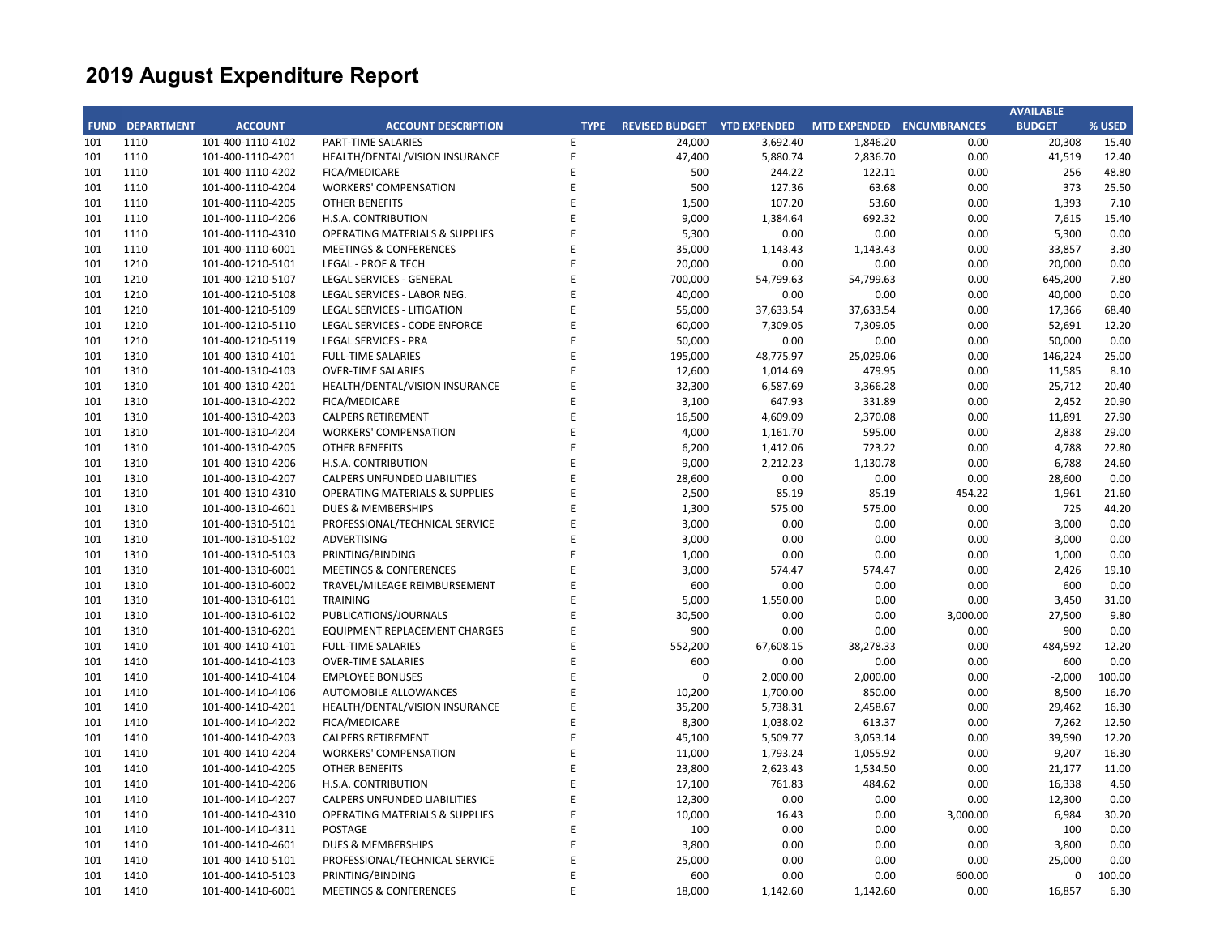# 2019 August Expenditure Report

| FUND | DEPARTMENT | ACCOUNT | ACCOUNT DESCRIPTION | TYPE | REVISED BUDGET | YTD EXPENDED | MTD EXPENDED | ENCUMBRANCES | AVAILABLE BUDGET | % USED |
|---|---|---|---|---|---|---|---|---|---|---|
| 101 | 1110 | 101-400-1110-4102 | PART-TIME SALARIES | E | 24,000 | 3,692.40 | 1,846.20 | 0.00 | 20,308 | 15.40 |
| 101 | 1110 | 101-400-1110-4201 | HEALTH/DENTAL/VISION INSURANCE | E | 47,400 | 5,880.74 | 2,836.70 | 0.00 | 41,519 | 12.40 |
| 101 | 1110 | 101-400-1110-4202 | FICA/MEDICARE | E | 500 | 244.22 | 122.11 | 0.00 | 256 | 48.80 |
| 101 | 1110 | 101-400-1110-4204 | WORKERS' COMPENSATION | E | 500 | 127.36 | 63.68 | 0.00 | 373 | 25.50 |
| 101 | 1110 | 101-400-1110-4205 | OTHER BENEFITS | E | 1,500 | 107.20 | 53.60 | 0.00 | 1,393 | 7.10 |
| 101 | 1110 | 101-400-1110-4206 | H.S.A. CONTRIBUTION | E | 9,000 | 1,384.64 | 692.32 | 0.00 | 7,615 | 15.40 |
| 101 | 1110 | 101-400-1110-4310 | OPERATING MATERIALS & SUPPLIES | E | 5,300 | 0.00 | 0.00 | 0.00 | 5,300 | 0.00 |
| 101 | 1110 | 101-400-1110-6001 | MEETINGS & CONFERENCES | E | 35,000 | 1,143.43 | 1,143.43 | 0.00 | 33,857 | 3.30 |
| 101 | 1210 | 101-400-1210-5101 | LEGAL - PROF & TECH | E | 20,000 | 0.00 | 0.00 | 0.00 | 20,000 | 0.00 |
| 101 | 1210 | 101-400-1210-5107 | LEGAL SERVICES - GENERAL | E | 700,000 | 54,799.63 | 54,799.63 | 0.00 | 645,200 | 7.80 |
| 101 | 1210 | 101-400-1210-5108 | LEGAL SERVICES - LABOR NEG. | E | 40,000 | 0.00 | 0.00 | 0.00 | 40,000 | 0.00 |
| 101 | 1210 | 101-400-1210-5109 | LEGAL SERVICES - LITIGATION | E | 55,000 | 37,633.54 | 37,633.54 | 0.00 | 17,366 | 68.40 |
| 101 | 1210 | 101-400-1210-5110 | LEGAL SERVICES - CODE ENFORCE | E | 60,000 | 7,309.05 | 7,309.05 | 0.00 | 52,691 | 12.20 |
| 101 | 1210 | 101-400-1210-5119 | LEGAL SERVICES - PRA | E | 50,000 | 0.00 | 0.00 | 0.00 | 50,000 | 0.00 |
| 101 | 1310 | 101-400-1310-4101 | FULL-TIME SALARIES | E | 195,000 | 48,775.97 | 25,029.06 | 0.00 | 146,224 | 25.00 |
| 101 | 1310 | 101-400-1310-4103 | OVER-TIME SALARIES | E | 12,600 | 1,014.69 | 479.95 | 0.00 | 11,585 | 8.10 |
| 101 | 1310 | 101-400-1310-4201 | HEALTH/DENTAL/VISION INSURANCE | E | 32,300 | 6,587.69 | 3,366.28 | 0.00 | 25,712 | 20.40 |
| 101 | 1310 | 101-400-1310-4202 | FICA/MEDICARE | E | 3,100 | 647.93 | 331.89 | 0.00 | 2,452 | 20.90 |
| 101 | 1310 | 101-400-1310-4203 | CALPERS RETIREMENT | E | 16,500 | 4,609.09 | 2,370.08 | 0.00 | 11,891 | 27.90 |
| 101 | 1310 | 101-400-1310-4204 | WORKERS' COMPENSATION | E | 4,000 | 1,161.70 | 595.00 | 0.00 | 2,838 | 29.00 |
| 101 | 1310 | 101-400-1310-4205 | OTHER BENEFITS | E | 6,200 | 1,412.06 | 723.22 | 0.00 | 4,788 | 22.80 |
| 101 | 1310 | 101-400-1310-4206 | H.S.A. CONTRIBUTION | E | 9,000 | 2,212.23 | 1,130.78 | 0.00 | 6,788 | 24.60 |
| 101 | 1310 | 101-400-1310-4207 | CALPERS UNFUNDED LIABILITIES | E | 28,600 | 0.00 | 0.00 | 0.00 | 28,600 | 0.00 |
| 101 | 1310 | 101-400-1310-4310 | OPERATING MATERIALS & SUPPLIES | E | 2,500 | 85.19 | 85.19 | 454.22 | 1,961 | 21.60 |
| 101 | 1310 | 101-400-1310-4601 | DUES & MEMBERSHIPS | E | 1,300 | 575.00 | 575.00 | 0.00 | 725 | 44.20 |
| 101 | 1310 | 101-400-1310-5101 | PROFESSIONAL/TECHNICAL SERVICE | E | 3,000 | 0.00 | 0.00 | 0.00 | 3,000 | 0.00 |
| 101 | 1310 | 101-400-1310-5102 | ADVERTISING | E | 3,000 | 0.00 | 0.00 | 0.00 | 3,000 | 0.00 |
| 101 | 1310 | 101-400-1310-5103 | PRINTING/BINDING | E | 1,000 | 0.00 | 0.00 | 0.00 | 1,000 | 0.00 |
| 101 | 1310 | 101-400-1310-6001 | MEETINGS & CONFERENCES | E | 3,000 | 574.47 | 574.47 | 0.00 | 2,426 | 19.10 |
| 101 | 1310 | 101-400-1310-6002 | TRAVEL/MILEAGE REIMBURSEMENT | E | 600 | 0.00 | 0.00 | 0.00 | 600 | 0.00 |
| 101 | 1310 | 101-400-1310-6101 | TRAINING | E | 5,000 | 1,550.00 | 0.00 | 0.00 | 3,450 | 31.00 |
| 101 | 1310 | 101-400-1310-6102 | PUBLICATIONS/JOURNALS | E | 30,500 | 0.00 | 0.00 | 3,000.00 | 27,500 | 9.80 |
| 101 | 1310 | 101-400-1310-6201 | EQUIPMENT REPLACEMENT CHARGES | E | 900 | 0.00 | 0.00 | 0.00 | 900 | 0.00 |
| 101 | 1410 | 101-400-1410-4101 | FULL-TIME SALARIES | E | 552,200 | 67,608.15 | 38,278.33 | 0.00 | 484,592 | 12.20 |
| 101 | 1410 | 101-400-1410-4103 | OVER-TIME SALARIES | E | 600 | 0.00 | 0.00 | 0.00 | 600 | 0.00 |
| 101 | 1410 | 101-400-1410-4104 | EMPLOYEE BONUSES | E | 0 | 2,000.00 | 2,000.00 | 0.00 | -2,000 | 100.00 |
| 101 | 1410 | 101-400-1410-4106 | AUTOMOBILE ALLOWANCES | E | 10,200 | 1,700.00 | 850.00 | 0.00 | 8,500 | 16.70 |
| 101 | 1410 | 101-400-1410-4201 | HEALTH/DENTAL/VISION INSURANCE | E | 35,200 | 5,738.31 | 2,458.67 | 0.00 | 29,462 | 16.30 |
| 101 | 1410 | 101-400-1410-4202 | FICA/MEDICARE | E | 8,300 | 1,038.02 | 613.37 | 0.00 | 7,262 | 12.50 |
| 101 | 1410 | 101-400-1410-4203 | CALPERS RETIREMENT | E | 45,100 | 5,509.77 | 3,053.14 | 0.00 | 39,590 | 12.20 |
| 101 | 1410 | 101-400-1410-4204 | WORKERS' COMPENSATION | E | 11,000 | 1,793.24 | 1,055.92 | 0.00 | 9,207 | 16.30 |
| 101 | 1410 | 101-400-1410-4205 | OTHER BENEFITS | E | 23,800 | 2,623.43 | 1,534.50 | 0.00 | 21,177 | 11.00 |
| 101 | 1410 | 101-400-1410-4206 | H.S.A. CONTRIBUTION | E | 17,100 | 761.83 | 484.62 | 0.00 | 16,338 | 4.50 |
| 101 | 1410 | 101-400-1410-4207 | CALPERS UNFUNDED LIABILITIES | E | 12,300 | 0.00 | 0.00 | 0.00 | 12,300 | 0.00 |
| 101 | 1410 | 101-400-1410-4310 | OPERATING MATERIALS & SUPPLIES | E | 10,000 | 16.43 | 0.00 | 3,000.00 | 6,984 | 30.20 |
| 101 | 1410 | 101-400-1410-4311 | POSTAGE | E | 100 | 0.00 | 0.00 | 0.00 | 100 | 0.00 |
| 101 | 1410 | 101-400-1410-4601 | DUES & MEMBERSHIPS | E | 3,800 | 0.00 | 0.00 | 0.00 | 3,800 | 0.00 |
| 101 | 1410 | 101-400-1410-5101 | PROFESSIONAL/TECHNICAL SERVICE | E | 25,000 | 0.00 | 0.00 | 0.00 | 25,000 | 0.00 |
| 101 | 1410 | 101-400-1410-5103 | PRINTING/BINDING | E | 600 | 0.00 | 0.00 | 600.00 | 0 | 100.00 |
| 101 | 1410 | 101-400-1410-6001 | MEETINGS & CONFERENCES | E | 18,000 | 1,142.60 | 1,142.60 | 0.00 | 16,857 | 6.30 |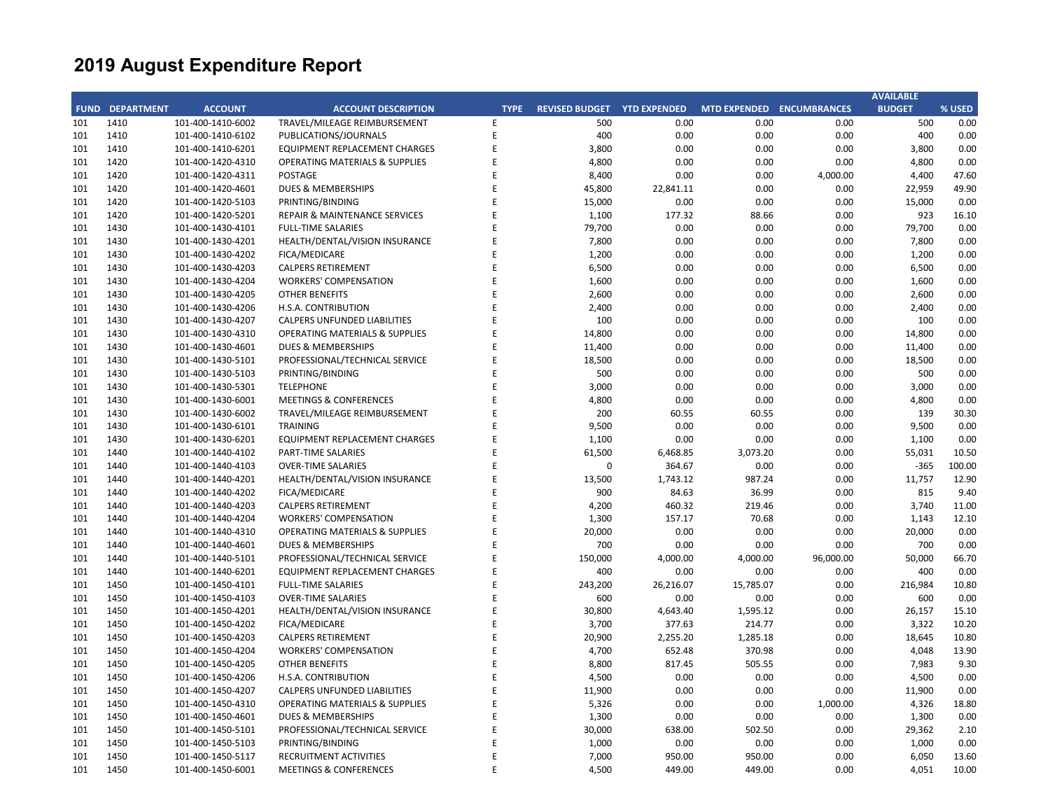# 2019 August Expenditure Report

| FUND | DEPARTMENT | ACCOUNT | ACCOUNT DESCRIPTION | TYPE | REVISED BUDGET | YTD EXPENDED | MTD EXPENDED | ENCUMBRANCES | AVAILABLE BUDGET | % USED |
|---|---|---|---|---|---|---|---|---|---|---|
| 101 | 1410 | 101-400-1410-6002 | TRAVEL/MILEAGE REIMBURSEMENT | E | 500 | 0.00 | 0.00 | 0.00 | 500 | 0.00 |
| 101 | 1410 | 101-400-1410-6102 | PUBLICATIONS/JOURNALS | E | 400 | 0.00 | 0.00 | 0.00 | 400 | 0.00 |
| 101 | 1410 | 101-400-1410-6201 | EQUIPMENT REPLACEMENT CHARGES | E | 3,800 | 0.00 | 0.00 | 0.00 | 3,800 | 0.00 |
| 101 | 1420 | 101-400-1420-4310 | OPERATING MATERIALS & SUPPLIES | E | 4,800 | 0.00 | 0.00 | 0.00 | 4,800 | 0.00 |
| 101 | 1420 | 101-400-1420-4311 | POSTAGE | E | 8,400 | 0.00 | 0.00 | 4,000.00 | 4,400 | 47.60 |
| 101 | 1420 | 101-400-1420-4601 | DUES & MEMBERSHIPS | E | 45,800 | 22,841.11 | 0.00 | 0.00 | 22,959 | 49.90 |
| 101 | 1420 | 101-400-1420-5103 | PRINTING/BINDING | E | 15,000 | 0.00 | 0.00 | 0.00 | 15,000 | 0.00 |
| 101 | 1420 | 101-400-1420-5201 | REPAIR & MAINTENANCE SERVICES | E | 1,100 | 177.32 | 88.66 | 0.00 | 923 | 16.10 |
| 101 | 1430 | 101-400-1430-4101 | FULL-TIME SALARIES | E | 79,700 | 0.00 | 0.00 | 0.00 | 79,700 | 0.00 |
| 101 | 1430 | 101-400-1430-4201 | HEALTH/DENTAL/VISION INSURANCE | E | 7,800 | 0.00 | 0.00 | 0.00 | 7,800 | 0.00 |
| 101 | 1430 | 101-400-1430-4202 | FICA/MEDICARE | E | 1,200 | 0.00 | 0.00 | 0.00 | 1,200 | 0.00 |
| 101 | 1430 | 101-400-1430-4203 | CALPERS RETIREMENT | E | 6,500 | 0.00 | 0.00 | 0.00 | 6,500 | 0.00 |
| 101 | 1430 | 101-400-1430-4204 | WORKERS' COMPENSATION | E | 1,600 | 0.00 | 0.00 | 0.00 | 1,600 | 0.00 |
| 101 | 1430 | 101-400-1430-4205 | OTHER BENEFITS | E | 2,600 | 0.00 | 0.00 | 0.00 | 2,600 | 0.00 |
| 101 | 1430 | 101-400-1430-4206 | H.S.A. CONTRIBUTION | E | 2,400 | 0.00 | 0.00 | 0.00 | 2,400 | 0.00 |
| 101 | 1430 | 101-400-1430-4207 | CALPERS UNFUNDED LIABILITIES | E | 100 | 0.00 | 0.00 | 0.00 | 100 | 0.00 |
| 101 | 1430 | 101-400-1430-4310 | OPERATING MATERIALS & SUPPLIES | E | 14,800 | 0.00 | 0.00 | 0.00 | 14,800 | 0.00 |
| 101 | 1430 | 101-400-1430-4601 | DUES & MEMBERSHIPS | E | 11,400 | 0.00 | 0.00 | 0.00 | 11,400 | 0.00 |
| 101 | 1430 | 101-400-1430-5101 | PROFESSIONAL/TECHNICAL SERVICE | E | 18,500 | 0.00 | 0.00 | 0.00 | 18,500 | 0.00 |
| 101 | 1430 | 101-400-1430-5103 | PRINTING/BINDING | E | 500 | 0.00 | 0.00 | 0.00 | 500 | 0.00 |
| 101 | 1430 | 101-400-1430-5301 | TELEPHONE | E | 3,000 | 0.00 | 0.00 | 0.00 | 3,000 | 0.00 |
| 101 | 1430 | 101-400-1430-6001 | MEETINGS & CONFERENCES | E | 4,800 | 0.00 | 0.00 | 0.00 | 4,800 | 0.00 |
| 101 | 1430 | 101-400-1430-6002 | TRAVEL/MILEAGE REIMBURSEMENT | E | 200 | 60.55 | 60.55 | 0.00 | 139 | 30.30 |
| 101 | 1430 | 101-400-1430-6101 | TRAINING | E | 9,500 | 0.00 | 0.00 | 0.00 | 9,500 | 0.00 |
| 101 | 1430 | 101-400-1430-6201 | EQUIPMENT REPLACEMENT CHARGES | E | 1,100 | 0.00 | 0.00 | 0.00 | 1,100 | 0.00 |
| 101 | 1440 | 101-400-1440-4102 | PART-TIME SALARIES | E | 61,500 | 6,468.85 | 3,073.20 | 0.00 | 55,031 | 10.50 |
| 101 | 1440 | 101-400-1440-4103 | OVER-TIME SALARIES | E | 0 | 364.67 | 0.00 | 0.00 | -365 | 100.00 |
| 101 | 1440 | 101-400-1440-4201 | HEALTH/DENTAL/VISION INSURANCE | E | 13,500 | 1,743.12 | 987.24 | 0.00 | 11,757 | 12.90 |
| 101 | 1440 | 101-400-1440-4202 | FICA/MEDICARE | E | 900 | 84.63 | 36.99 | 0.00 | 815 | 9.40 |
| 101 | 1440 | 101-400-1440-4203 | CALPERS RETIREMENT | E | 4,200 | 460.32 | 219.46 | 0.00 | 3,740 | 11.00 |
| 101 | 1440 | 101-400-1440-4204 | WORKERS' COMPENSATION | E | 1,300 | 157.17 | 70.68 | 0.00 | 1,143 | 12.10 |
| 101 | 1440 | 101-400-1440-4310 | OPERATING MATERIALS & SUPPLIES | E | 20,000 | 0.00 | 0.00 | 0.00 | 20,000 | 0.00 |
| 101 | 1440 | 101-400-1440-4601 | DUES & MEMBERSHIPS | E | 700 | 0.00 | 0.00 | 0.00 | 700 | 0.00 |
| 101 | 1440 | 101-400-1440-5101 | PROFESSIONAL/TECHNICAL SERVICE | E | 150,000 | 4,000.00 | 4,000.00 | 96,000.00 | 50,000 | 66.70 |
| 101 | 1440 | 101-400-1440-6201 | EQUIPMENT REPLACEMENT CHARGES | E | 400 | 0.00 | 0.00 | 0.00 | 400 | 0.00 |
| 101 | 1450 | 101-400-1450-4101 | FULL-TIME SALARIES | E | 243,200 | 26,216.07 | 15,785.07 | 0.00 | 216,984 | 10.80 |
| 101 | 1450 | 101-400-1450-4103 | OVER-TIME SALARIES | E | 600 | 0.00 | 0.00 | 0.00 | 600 | 0.00 |
| 101 | 1450 | 101-400-1450-4201 | HEALTH/DENTAL/VISION INSURANCE | E | 30,800 | 4,643.40 | 1,595.12 | 0.00 | 26,157 | 15.10 |
| 101 | 1450 | 101-400-1450-4202 | FICA/MEDICARE | E | 3,700 | 377.63 | 214.77 | 0.00 | 3,322 | 10.20 |
| 101 | 1450 | 101-400-1450-4203 | CALPERS RETIREMENT | E | 20,900 | 2,255.20 | 1,285.18 | 0.00 | 18,645 | 10.80 |
| 101 | 1450 | 101-400-1450-4204 | WORKERS' COMPENSATION | E | 4,700 | 652.48 | 370.98 | 0.00 | 4,048 | 13.90 |
| 101 | 1450 | 101-400-1450-4205 | OTHER BENEFITS | E | 8,800 | 817.45 | 505.55 | 0.00 | 7,983 | 9.30 |
| 101 | 1450 | 101-400-1450-4206 | H.S.A. CONTRIBUTION | E | 4,500 | 0.00 | 0.00 | 0.00 | 4,500 | 0.00 |
| 101 | 1450 | 101-400-1450-4207 | CALPERS UNFUNDED LIABILITIES | E | 11,900 | 0.00 | 0.00 | 0.00 | 11,900 | 0.00 |
| 101 | 1450 | 101-400-1450-4310 | OPERATING MATERIALS & SUPPLIES | E | 5,326 | 0.00 | 0.00 | 1,000.00 | 4,326 | 18.80 |
| 101 | 1450 | 101-400-1450-4601 | DUES & MEMBERSHIPS | E | 1,300 | 0.00 | 0.00 | 0.00 | 1,300 | 0.00 |
| 101 | 1450 | 101-400-1450-5101 | PROFESSIONAL/TECHNICAL SERVICE | E | 30,000 | 638.00 | 502.50 | 0.00 | 29,362 | 2.10 |
| 101 | 1450 | 101-400-1450-5103 | PRINTING/BINDING | E | 1,000 | 0.00 | 0.00 | 0.00 | 1,000 | 0.00 |
| 101 | 1450 | 101-400-1450-5117 | RECRUITMENT ACTIVITIES | E | 7,000 | 950.00 | 950.00 | 0.00 | 6,050 | 13.60 |
| 101 | 1450 | 101-400-1450-6001 | MEETINGS & CONFERENCES | E | 4,500 | 449.00 | 449.00 | 0.00 | 4,051 | 10.00 |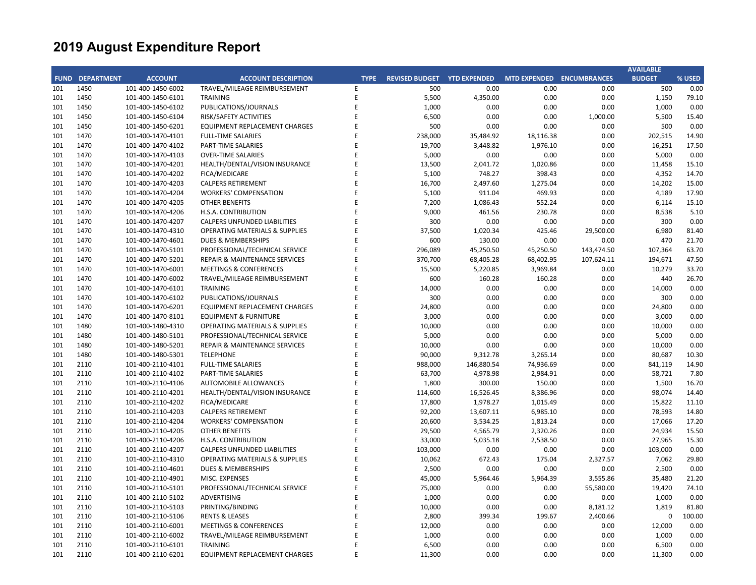# 2019 August Expenditure Report

| FUND | DEPARTMENT | ACCOUNT | ACCOUNT DESCRIPTION | TYPE | REVISED BUDGET | YTD EXPENDED | MTD EXPENDED | ENCUMBRANCES | AVAILABLE BUDGET | % USED |
|---|---|---|---|---|---|---|---|---|---|---|
| 101 | 1450 | 101-400-1450-6002 | TRAVEL/MILEAGE REIMBURSEMENT | E | 500 | 0.00 | 0.00 | 0.00 | 500 | 0.00 |
| 101 | 1450 | 101-400-1450-6101 | TRAINING | E | 5,500 | 4,350.00 | 0.00 | 0.00 | 1,150 | 79.10 |
| 101 | 1450 | 101-400-1450-6102 | PUBLICATIONS/JOURNALS | E | 1,000 | 0.00 | 0.00 | 0.00 | 1,000 | 0.00 |
| 101 | 1450 | 101-400-1450-6104 | RISK/SAFETY ACTIVITIES | E | 6,500 | 0.00 | 0.00 | 1,000.00 | 5,500 | 15.40 |
| 101 | 1450 | 101-400-1450-6201 | EQUIPMENT REPLACEMENT CHARGES | E | 500 | 0.00 | 0.00 | 0.00 | 500 | 0.00 |
| 101 | 1470 | 101-400-1470-4101 | FULL-TIME SALARIES | E | 238,000 | 35,484.92 | 18,116.38 | 0.00 | 202,515 | 14.90 |
| 101 | 1470 | 101-400-1470-4102 | PART-TIME SALARIES | E | 19,700 | 3,448.82 | 1,976.10 | 0.00 | 16,251 | 17.50 |
| 101 | 1470 | 101-400-1470-4103 | OVER-TIME SALARIES | E | 5,000 | 0.00 | 0.00 | 0.00 | 5,000 | 0.00 |
| 101 | 1470 | 101-400-1470-4201 | HEALTH/DENTAL/VISION INSURANCE | E | 13,500 | 2,041.72 | 1,020.86 | 0.00 | 11,458 | 15.10 |
| 101 | 1470 | 101-400-1470-4202 | FICA/MEDICARE | E | 5,100 | 748.27 | 398.43 | 0.00 | 4,352 | 14.70 |
| 101 | 1470 | 101-400-1470-4203 | CALPERS RETIREMENT | E | 16,700 | 2,497.60 | 1,275.04 | 0.00 | 14,202 | 15.00 |
| 101 | 1470 | 101-400-1470-4204 | WORKERS' COMPENSATION | E | 5,100 | 911.04 | 469.93 | 0.00 | 4,189 | 17.90 |
| 101 | 1470 | 101-400-1470-4205 | OTHER BENEFITS | E | 7,200 | 1,086.43 | 552.24 | 0.00 | 6,114 | 15.10 |
| 101 | 1470 | 101-400-1470-4206 | H.S.A. CONTRIBUTION | E | 9,000 | 461.56 | 230.78 | 0.00 | 8,538 | 5.10 |
| 101 | 1470 | 101-400-1470-4207 | CALPERS UNFUNDED LIABILITIES | E | 300 | 0.00 | 0.00 | 0.00 | 300 | 0.00 |
| 101 | 1470 | 101-400-1470-4310 | OPERATING MATERIALS & SUPPLIES | E | 37,500 | 1,020.34 | 425.46 | 29,500.00 | 6,980 | 81.40 |
| 101 | 1470 | 101-400-1470-4601 | DUES & MEMBERSHIPS | E | 600 | 130.00 | 0.00 | 0.00 | 470 | 21.70 |
| 101 | 1470 | 101-400-1470-5101 | PROFESSIONAL/TECHNICAL SERVICE | E | 296,089 | 45,250.50 | 45,250.50 | 143,474.50 | 107,364 | 63.70 |
| 101 | 1470 | 101-400-1470-5201 | REPAIR & MAINTENANCE SERVICES | E | 370,700 | 68,405.28 | 68,402.95 | 107,624.11 | 194,671 | 47.50 |
| 101 | 1470 | 101-400-1470-6001 | MEETINGS & CONFERENCES | E | 15,500 | 5,220.85 | 3,969.84 | 0.00 | 10,279 | 33.70 |
| 101 | 1470 | 101-400-1470-6002 | TRAVEL/MILEAGE REIMBURSEMENT | E | 600 | 160.28 | 160.28 | 0.00 | 440 | 26.70 |
| 101 | 1470 | 101-400-1470-6101 | TRAINING | E | 14,000 | 0.00 | 0.00 | 0.00 | 14,000 | 0.00 |
| 101 | 1470 | 101-400-1470-6102 | PUBLICATIONS/JOURNALS | E | 300 | 0.00 | 0.00 | 0.00 | 300 | 0.00 |
| 101 | 1470 | 101-400-1470-6201 | EQUIPMENT REPLACEMENT CHARGES | E | 24,800 | 0.00 | 0.00 | 0.00 | 24,800 | 0.00 |
| 101 | 1470 | 101-400-1470-8101 | EQUIPMENT & FURNITURE | E | 3,000 | 0.00 | 0.00 | 0.00 | 3,000 | 0.00 |
| 101 | 1480 | 101-400-1480-4310 | OPERATING MATERIALS & SUPPLIES | E | 10,000 | 0.00 | 0.00 | 0.00 | 10,000 | 0.00 |
| 101 | 1480 | 101-400-1480-5101 | PROFESSIONAL/TECHNICAL SERVICE | E | 5,000 | 0.00 | 0.00 | 0.00 | 5,000 | 0.00 |
| 101 | 1480 | 101-400-1480-5201 | REPAIR & MAINTENANCE SERVICES | E | 10,000 | 0.00 | 0.00 | 0.00 | 10,000 | 0.00 |
| 101 | 1480 | 101-400-1480-5301 | TELEPHONE | E | 90,000 | 9,312.78 | 3,265.14 | 0.00 | 80,687 | 10.30 |
| 101 | 2110 | 101-400-2110-4101 | FULL-TIME SALARIES | E | 988,000 | 146,880.54 | 74,936.69 | 0.00 | 841,119 | 14.90 |
| 101 | 2110 | 101-400-2110-4102 | PART-TIME SALARIES | E | 63,700 | 4,978.98 | 2,984.91 | 0.00 | 58,721 | 7.80 |
| 101 | 2110 | 101-400-2110-4106 | AUTOMOBILE ALLOWANCES | E | 1,800 | 300.00 | 150.00 | 0.00 | 1,500 | 16.70 |
| 101 | 2110 | 101-400-2110-4201 | HEALTH/DENTAL/VISION INSURANCE | E | 114,600 | 16,526.45 | 8,386.96 | 0.00 | 98,074 | 14.40 |
| 101 | 2110 | 101-400-2110-4202 | FICA/MEDICARE | E | 17,800 | 1,978.27 | 1,015.49 | 0.00 | 15,822 | 11.10 |
| 101 | 2110 | 101-400-2110-4203 | CALPERS RETIREMENT | E | 92,200 | 13,607.11 | 6,985.10 | 0.00 | 78,593 | 14.80 |
| 101 | 2110 | 101-400-2110-4204 | WORKERS' COMPENSATION | E | 20,600 | 3,534.25 | 1,813.24 | 0.00 | 17,066 | 17.20 |
| 101 | 2110 | 101-400-2110-4205 | OTHER BENEFITS | E | 29,500 | 4,565.79 | 2,320.26 | 0.00 | 24,934 | 15.50 |
| 101 | 2110 | 101-400-2110-4206 | H.S.A. CONTRIBUTION | E | 33,000 | 5,035.18 | 2,538.50 | 0.00 | 27,965 | 15.30 |
| 101 | 2110 | 101-400-2110-4207 | CALPERS UNFUNDED LIABILITIES | E | 103,000 | 0.00 | 0.00 | 0.00 | 103,000 | 0.00 |
| 101 | 2110 | 101-400-2110-4310 | OPERATING MATERIALS & SUPPLIES | E | 10,062 | 672.43 | 175.04 | 2,327.57 | 7,062 | 29.80 |
| 101 | 2110 | 101-400-2110-4601 | DUES & MEMBERSHIPS | E | 2,500 | 0.00 | 0.00 | 0.00 | 2,500 | 0.00 |
| 101 | 2110 | 101-400-2110-4901 | MISC. EXPENSES | E | 45,000 | 5,964.46 | 5,964.39 | 3,555.86 | 35,480 | 21.20 |
| 101 | 2110 | 101-400-2110-5101 | PROFESSIONAL/TECHNICAL SERVICE | E | 75,000 | 0.00 | 0.00 | 55,580.00 | 19,420 | 74.10 |
| 101 | 2110 | 101-400-2110-5102 | ADVERTISING | E | 1,000 | 0.00 | 0.00 | 0.00 | 1,000 | 0.00 |
| 101 | 2110 | 101-400-2110-5103 | PRINTING/BINDING | E | 10,000 | 0.00 | 0.00 | 8,181.12 | 1,819 | 81.80 |
| 101 | 2110 | 101-400-2110-5106 | RENTS & LEASES | E | 2,800 | 399.34 | 199.67 | 2,400.66 | 0 | 100.00 |
| 101 | 2110 | 101-400-2110-6001 | MEETINGS & CONFERENCES | E | 12,000 | 0.00 | 0.00 | 0.00 | 12,000 | 0.00 |
| 101 | 2110 | 101-400-2110-6002 | TRAVEL/MILEAGE REIMBURSEMENT | E | 1,000 | 0.00 | 0.00 | 0.00 | 1,000 | 0.00 |
| 101 | 2110 | 101-400-2110-6101 | TRAINING | E | 6,500 | 0.00 | 0.00 | 0.00 | 6,500 | 0.00 |
| 101 | 2110 | 101-400-2110-6201 | EQUIPMENT REPLACEMENT CHARGES | E | 11,300 | 0.00 | 0.00 | 0.00 | 11,300 | 0.00 |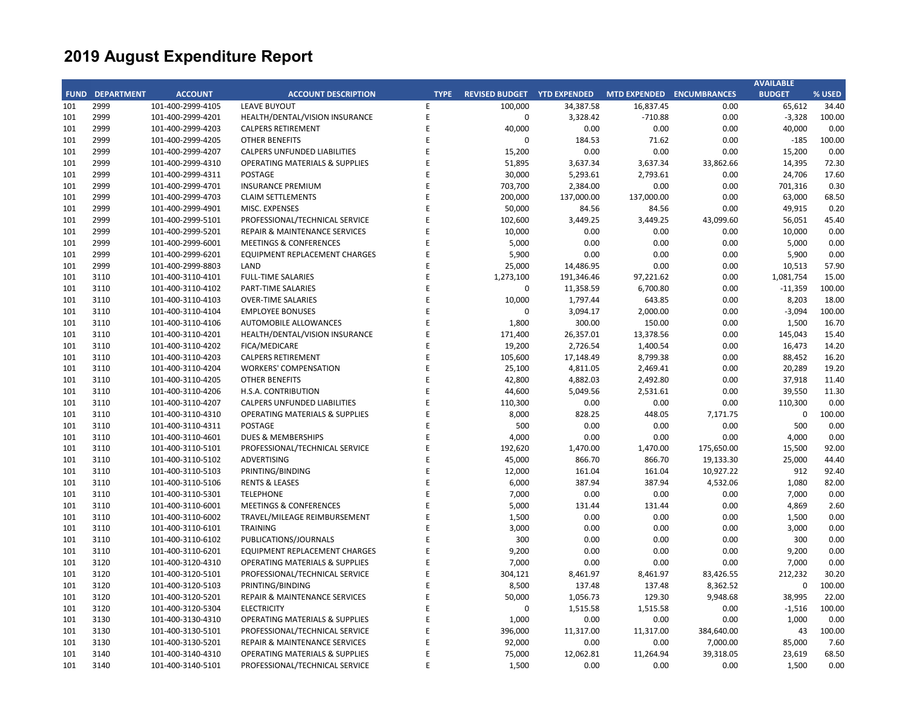# 2019 August Expenditure Report

| FUND | DEPARTMENT | ACCOUNT | ACCOUNT DESCRIPTION | TYPE | REVISED BUDGET | YTD EXPENDED | MTD EXPENDED | ENCUMBRANCES | AVAILABLE BUDGET | % USED |
|---|---|---|---|---|---|---|---|---|---|---|
| 101 | 2999 | 101-400-2999-4105 | LEAVE BUYOUT | E | 100,000 | 34,387.58 | 16,837.45 | 0.00 | 65,612 | 34.40 |
| 101 | 2999 | 101-400-2999-4201 | HEALTH/DENTAL/VISION INSURANCE | E | 0 | 3,328.42 | -710.88 | 0.00 | -3,328 | 100.00 |
| 101 | 2999 | 101-400-2999-4203 | CALPERS RETIREMENT | E | 40,000 | 0.00 | 0.00 | 0.00 | 40,000 | 0.00 |
| 101 | 2999 | 101-400-2999-4205 | OTHER BENEFITS | E | 0 | 184.53 | 71.62 | 0.00 | -185 | 100.00 |
| 101 | 2999 | 101-400-2999-4207 | CALPERS UNFUNDED LIABILITIES | E | 15,200 | 0.00 | 0.00 | 0.00 | 15,200 | 0.00 |
| 101 | 2999 | 101-400-2999-4310 | OPERATING MATERIALS & SUPPLIES | E | 51,895 | 3,637.34 | 3,637.34 | 33,862.66 | 14,395 | 72.30 |
| 101 | 2999 | 101-400-2999-4311 | POSTAGE | E | 30,000 | 5,293.61 | 2,793.61 | 0.00 | 24,706 | 17.60 |
| 101 | 2999 | 101-400-2999-4701 | INSURANCE PREMIUM | E | 703,700 | 2,384.00 | 0.00 | 0.00 | 701,316 | 0.30 |
| 101 | 2999 | 101-400-2999-4703 | CLAIM SETTLEMENTS | E | 200,000 | 137,000.00 | 137,000.00 | 0.00 | 63,000 | 68.50 |
| 101 | 2999 | 101-400-2999-4901 | MISC. EXPENSES | E | 50,000 | 84.56 | 84.56 | 0.00 | 49,915 | 0.20 |
| 101 | 2999 | 101-400-2999-5101 | PROFESSIONAL/TECHNICAL SERVICE | E | 102,600 | 3,449.25 | 3,449.25 | 43,099.60 | 56,051 | 45.40 |
| 101 | 2999 | 101-400-2999-5201 | REPAIR & MAINTENANCE SERVICES | E | 10,000 | 0.00 | 0.00 | 0.00 | 10,000 | 0.00 |
| 101 | 2999 | 101-400-2999-6001 | MEETINGS & CONFERENCES | E | 5,000 | 0.00 | 0.00 | 0.00 | 5,000 | 0.00 |
| 101 | 2999 | 101-400-2999-6201 | EQUIPMENT REPLACEMENT CHARGES | E | 5,900 | 0.00 | 0.00 | 0.00 | 5,900 | 0.00 |
| 101 | 2999 | 101-400-2999-8803 | LAND | E | 25,000 | 14,486.95 | 0.00 | 0.00 | 10,513 | 57.90 |
| 101 | 3110 | 101-400-3110-4101 | FULL-TIME SALARIES | E | 1,273,100 | 191,346.46 | 97,221.62 | 0.00 | 1,081,754 | 15.00 |
| 101 | 3110 | 101-400-3110-4102 | PART-TIME SALARIES | E | 0 | 11,358.59 | 6,700.80 | 0.00 | -11,359 | 100.00 |
| 101 | 3110 | 101-400-3110-4103 | OVER-TIME SALARIES | E | 10,000 | 1,797.44 | 643.85 | 0.00 | 8,203 | 18.00 |
| 101 | 3110 | 101-400-3110-4104 | EMPLOYEE BONUSES | E | 0 | 3,094.17 | 2,000.00 | 0.00 | -3,094 | 100.00 |
| 101 | 3110 | 101-400-3110-4106 | AUTOMOBILE ALLOWANCES | E | 1,800 | 300.00 | 150.00 | 0.00 | 1,500 | 16.70 |
| 101 | 3110 | 101-400-3110-4201 | HEALTH/DENTAL/VISION INSURANCE | E | 171,400 | 26,357.01 | 13,378.56 | 0.00 | 145,043 | 15.40 |
| 101 | 3110 | 101-400-3110-4202 | FICA/MEDICARE | E | 19,200 | 2,726.54 | 1,400.54 | 0.00 | 16,473 | 14.20 |
| 101 | 3110 | 101-400-3110-4203 | CALPERS RETIREMENT | E | 105,600 | 17,148.49 | 8,799.38 | 0.00 | 88,452 | 16.20 |
| 101 | 3110 | 101-400-3110-4204 | WORKERS' COMPENSATION | E | 25,100 | 4,811.05 | 2,469.41 | 0.00 | 20,289 | 19.20 |
| 101 | 3110 | 101-400-3110-4205 | OTHER BENEFITS | E | 42,800 | 4,882.03 | 2,492.80 | 0.00 | 37,918 | 11.40 |
| 101 | 3110 | 101-400-3110-4206 | H.S.A. CONTRIBUTION | E | 44,600 | 5,049.56 | 2,531.61 | 0.00 | 39,550 | 11.30 |
| 101 | 3110 | 101-400-3110-4207 | CALPERS UNFUNDED LIABILITIES | E | 110,300 | 0.00 | 0.00 | 0.00 | 110,300 | 0.00 |
| 101 | 3110 | 101-400-3110-4310 | OPERATING MATERIALS & SUPPLIES | E | 8,000 | 828.25 | 448.05 | 7,171.75 | 0 | 100.00 |
| 101 | 3110 | 101-400-3110-4311 | POSTAGE | E | 500 | 0.00 | 0.00 | 0.00 | 500 | 0.00 |
| 101 | 3110 | 101-400-3110-4601 | DUES & MEMBERSHIPS | E | 4,000 | 0.00 | 0.00 | 0.00 | 4,000 | 0.00 |
| 101 | 3110 | 101-400-3110-5101 | PROFESSIONAL/TECHNICAL SERVICE | E | 192,620 | 1,470.00 | 1,470.00 | 175,650.00 | 15,500 | 92.00 |
| 101 | 3110 | 101-400-3110-5102 | ADVERTISING | E | 45,000 | 866.70 | 866.70 | 19,133.30 | 25,000 | 44.40 |
| 101 | 3110 | 101-400-3110-5103 | PRINTING/BINDING | E | 12,000 | 161.04 | 161.04 | 10,927.22 | 912 | 92.40 |
| 101 | 3110 | 101-400-3110-5106 | RENTS & LEASES | E | 6,000 | 387.94 | 387.94 | 4,532.06 | 1,080 | 82.00 |
| 101 | 3110 | 101-400-3110-5301 | TELEPHONE | E | 7,000 | 0.00 | 0.00 | 0.00 | 7,000 | 0.00 |
| 101 | 3110 | 101-400-3110-6001 | MEETINGS & CONFERENCES | E | 5,000 | 131.44 | 131.44 | 0.00 | 4,869 | 2.60 |
| 101 | 3110 | 101-400-3110-6002 | TRAVEL/MILEAGE REIMBURSEMENT | E | 1,500 | 0.00 | 0.00 | 0.00 | 1,500 | 0.00 |
| 101 | 3110 | 101-400-3110-6101 | TRAINING | E | 3,000 | 0.00 | 0.00 | 0.00 | 3,000 | 0.00 |
| 101 | 3110 | 101-400-3110-6102 | PUBLICATIONS/JOURNALS | E | 300 | 0.00 | 0.00 | 0.00 | 300 | 0.00 |
| 101 | 3110 | 101-400-3110-6201 | EQUIPMENT REPLACEMENT CHARGES | E | 9,200 | 0.00 | 0.00 | 0.00 | 9,200 | 0.00 |
| 101 | 3120 | 101-400-3120-4310 | OPERATING MATERIALS & SUPPLIES | E | 7,000 | 0.00 | 0.00 | 0.00 | 7,000 | 0.00 |
| 101 | 3120 | 101-400-3120-5101 | PROFESSIONAL/TECHNICAL SERVICE | E | 304,121 | 8,461.97 | 8,461.97 | 83,426.55 | 212,232 | 30.20 |
| 101 | 3120 | 101-400-3120-5103 | PRINTING/BINDING | E | 8,500 | 137.48 | 137.48 | 8,362.52 | 0 | 100.00 |
| 101 | 3120 | 101-400-3120-5201 | REPAIR & MAINTENANCE SERVICES | E | 50,000 | 1,056.73 | 129.30 | 9,948.68 | 38,995 | 22.00 |
| 101 | 3120 | 101-400-3120-5304 | ELECTRICITY | E | 0 | 1,515.58 | 1,515.58 | 0.00 | -1,516 | 100.00 |
| 101 | 3130 | 101-400-3130-4310 | OPERATING MATERIALS & SUPPLIES | E | 1,000 | 0.00 | 0.00 | 0.00 | 1,000 | 0.00 |
| 101 | 3130 | 101-400-3130-5101 | PROFESSIONAL/TECHNICAL SERVICE | E | 396,000 | 11,317.00 | 11,317.00 | 384,640.00 | 43 | 100.00 |
| 101 | 3130 | 101-400-3130-5201 | REPAIR & MAINTENANCE SERVICES | E | 92,000 | 0.00 | 0.00 | 7,000.00 | 85,000 | 7.60 |
| 101 | 3140 | 101-400-3140-4310 | OPERATING MATERIALS & SUPPLIES | E | 75,000 | 12,062.81 | 11,264.94 | 39,318.05 | 23,619 | 68.50 |
| 101 | 3140 | 101-400-3140-5101 | PROFESSIONAL/TECHNICAL SERVICE | E | 1,500 | 0.00 | 0.00 | 0.00 | 1,500 | 0.00 |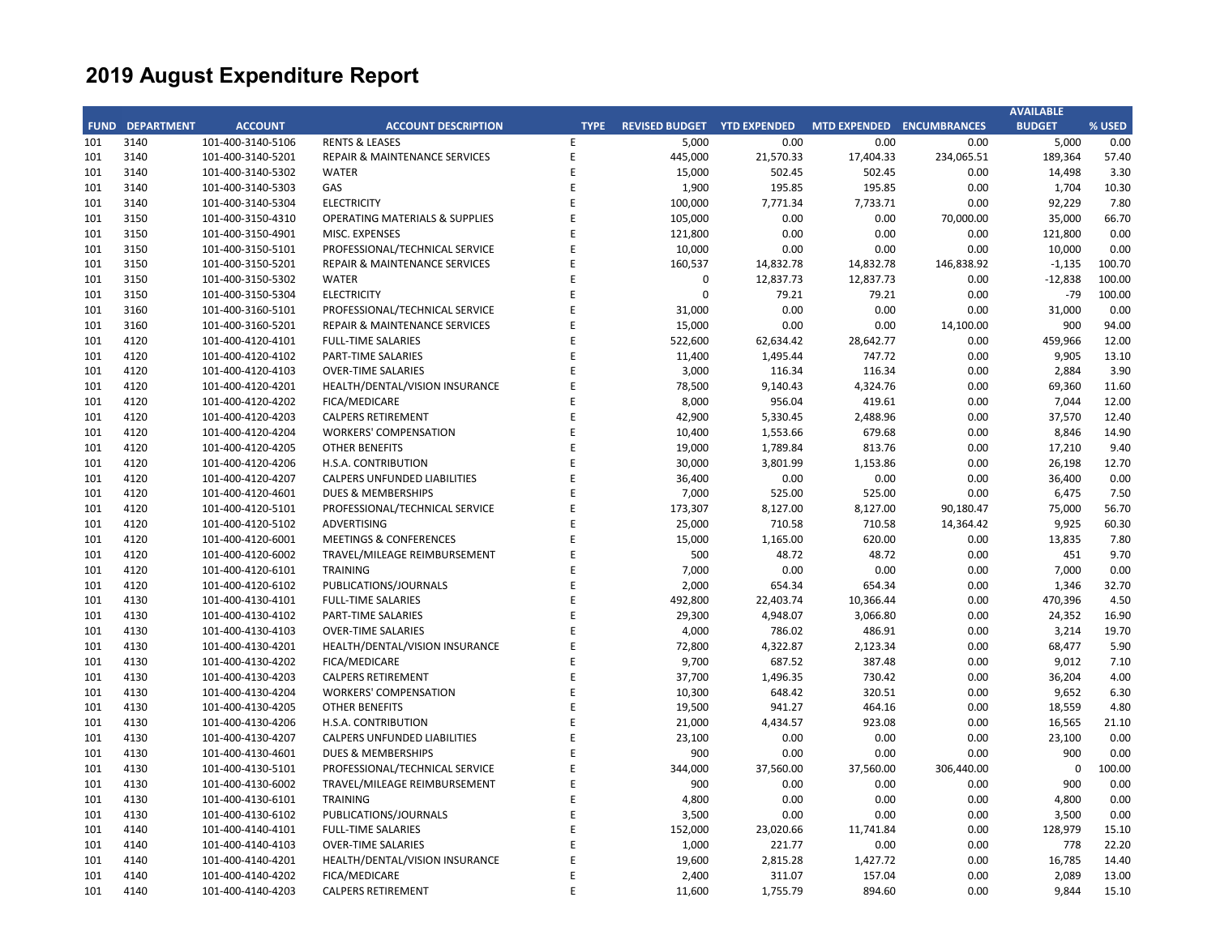# 2019 August Expenditure Report

| FUND | DEPARTMENT | ACCOUNT | ACCOUNT DESCRIPTION | TYPE | REVISED BUDGET | YTD EXPENDED | MTD EXPENDED | ENCUMBRANCES | AVAILABLE BUDGET | % USED |
|---|---|---|---|---|---|---|---|---|---|---|
| 101 | 3140 | 101-400-3140-5106 | RENTS & LEASES | E | 5,000 | 0.00 | 0.00 | 0.00 | 5,000 | 0.00 |
| 101 | 3140 | 101-400-3140-5201 | REPAIR & MAINTENANCE SERVICES | E | 445,000 | 21,570.33 | 17,404.33 | 234,065.51 | 189,364 | 57.40 |
| 101 | 3140 | 101-400-3140-5302 | WATER | E | 15,000 | 502.45 | 502.45 | 0.00 | 14,498 | 3.30 |
| 101 | 3140 | 101-400-3140-5303 | GAS | E | 1,900 | 195.85 | 195.85 | 0.00 | 1,704 | 10.30 |
| 101 | 3140 | 101-400-3140-5304 | ELECTRICITY | E | 100,000 | 7,771.34 | 7,733.71 | 0.00 | 92,229 | 7.80 |
| 101 | 3150 | 101-400-3150-4310 | OPERATING MATERIALS & SUPPLIES | E | 105,000 | 0.00 | 0.00 | 70,000.00 | 35,000 | 66.70 |
| 101 | 3150 | 101-400-3150-4901 | MISC. EXPENSES | E | 121,800 | 0.00 | 0.00 | 0.00 | 121,800 | 0.00 |
| 101 | 3150 | 101-400-3150-5101 | PROFESSIONAL/TECHNICAL SERVICE | E | 10,000 | 0.00 | 0.00 | 0.00 | 10,000 | 0.00 |
| 101 | 3150 | 101-400-3150-5201 | REPAIR & MAINTENANCE SERVICES | E | 160,537 | 14,832.78 | 14,832.78 | 146,838.92 | -1,135 | 100.70 |
| 101 | 3150 | 101-400-3150-5302 | WATER | E | 0 | 12,837.73 | 12,837.73 | 0.00 | -12,838 | 100.00 |
| 101 | 3150 | 101-400-3150-5304 | ELECTRICITY | E | 0 | 79.21 | 79.21 | 0.00 | -79 | 100.00 |
| 101 | 3160 | 101-400-3160-5101 | PROFESSIONAL/TECHNICAL SERVICE | E | 31,000 | 0.00 | 0.00 | 0.00 | 31,000 | 0.00 |
| 101 | 3160 | 101-400-3160-5201 | REPAIR & MAINTENANCE SERVICES | E | 15,000 | 0.00 | 0.00 | 14,100.00 | 900 | 94.00 |
| 101 | 4120 | 101-400-4120-4101 | FULL-TIME SALARIES | E | 522,600 | 62,634.42 | 28,642.77 | 0.00 | 459,966 | 12.00 |
| 101 | 4120 | 101-400-4120-4102 | PART-TIME SALARIES | E | 11,400 | 1,495.44 | 747.72 | 0.00 | 9,905 | 13.10 |
| 101 | 4120 | 101-400-4120-4103 | OVER-TIME SALARIES | E | 3,000 | 116.34 | 116.34 | 0.00 | 2,884 | 3.90 |
| 101 | 4120 | 101-400-4120-4201 | HEALTH/DENTAL/VISION INSURANCE | E | 78,500 | 9,140.43 | 4,324.76 | 0.00 | 69,360 | 11.60 |
| 101 | 4120 | 101-400-4120-4202 | FICA/MEDICARE | E | 8,000 | 956.04 | 419.61 | 0.00 | 7,044 | 12.00 |
| 101 | 4120 | 101-400-4120-4203 | CALPERS RETIREMENT | E | 42,900 | 5,330.45 | 2,488.96 | 0.00 | 37,570 | 12.40 |
| 101 | 4120 | 101-400-4120-4204 | WORKERS' COMPENSATION | E | 10,400 | 1,553.66 | 679.68 | 0.00 | 8,846 | 14.90 |
| 101 | 4120 | 101-400-4120-4205 | OTHER BENEFITS | E | 19,000 | 1,789.84 | 813.76 | 0.00 | 17,210 | 9.40 |
| 101 | 4120 | 101-400-4120-4206 | H.S.A. CONTRIBUTION | E | 30,000 | 3,801.99 | 1,153.86 | 0.00 | 26,198 | 12.70 |
| 101 | 4120 | 101-400-4120-4207 | CALPERS UNFUNDED LIABILITIES | E | 36,400 | 0.00 | 0.00 | 0.00 | 36,400 | 0.00 |
| 101 | 4120 | 101-400-4120-4601 | DUES & MEMBERSHIPS | E | 7,000 | 525.00 | 525.00 | 0.00 | 6,475 | 7.50 |
| 101 | 4120 | 101-400-4120-5101 | PROFESSIONAL/TECHNICAL SERVICE | E | 173,307 | 8,127.00 | 8,127.00 | 90,180.47 | 75,000 | 56.70 |
| 101 | 4120 | 101-400-4120-5102 | ADVERTISING | E | 25,000 | 710.58 | 710.58 | 14,364.42 | 9,925 | 60.30 |
| 101 | 4120 | 101-400-4120-6001 | MEETINGS & CONFERENCES | E | 15,000 | 1,165.00 | 620.00 | 0.00 | 13,835 | 7.80 |
| 101 | 4120 | 101-400-4120-6002 | TRAVEL/MILEAGE REIMBURSEMENT | E | 500 | 48.72 | 48.72 | 0.00 | 451 | 9.70 |
| 101 | 4120 | 101-400-4120-6101 | TRAINING | E | 7,000 | 0.00 | 0.00 | 0.00 | 7,000 | 0.00 |
| 101 | 4120 | 101-400-4120-6102 | PUBLICATIONS/JOURNALS | E | 2,000 | 654.34 | 654.34 | 0.00 | 1,346 | 32.70 |
| 101 | 4130 | 101-400-4130-4101 | FULL-TIME SALARIES | E | 492,800 | 22,403.74 | 10,366.44 | 0.00 | 470,396 | 4.50 |
| 101 | 4130 | 101-400-4130-4102 | PART-TIME SALARIES | E | 29,300 | 4,948.07 | 3,066.80 | 0.00 | 24,352 | 16.90 |
| 101 | 4130 | 101-400-4130-4103 | OVER-TIME SALARIES | E | 4,000 | 786.02 | 486.91 | 0.00 | 3,214 | 19.70 |
| 101 | 4130 | 101-400-4130-4201 | HEALTH/DENTAL/VISION INSURANCE | E | 72,800 | 4,322.87 | 2,123.34 | 0.00 | 68,477 | 5.90 |
| 101 | 4130 | 101-400-4130-4202 | FICA/MEDICARE | E | 9,700 | 687.52 | 387.48 | 0.00 | 9,012 | 7.10 |
| 101 | 4130 | 101-400-4130-4203 | CALPERS RETIREMENT | E | 37,700 | 1,496.35 | 730.42 | 0.00 | 36,204 | 4.00 |
| 101 | 4130 | 101-400-4130-4204 | WORKERS' COMPENSATION | E | 10,300 | 648.42 | 320.51 | 0.00 | 9,652 | 6.30 |
| 101 | 4130 | 101-400-4130-4205 | OTHER BENEFITS | E | 19,500 | 941.27 | 464.16 | 0.00 | 18,559 | 4.80 |
| 101 | 4130 | 101-400-4130-4206 | H.S.A. CONTRIBUTION | E | 21,000 | 4,434.57 | 923.08 | 0.00 | 16,565 | 21.10 |
| 101 | 4130 | 101-400-4130-4207 | CALPERS UNFUNDED LIABILITIES | E | 23,100 | 0.00 | 0.00 | 0.00 | 23,100 | 0.00 |
| 101 | 4130 | 101-400-4130-4601 | DUES & MEMBERSHIPS | E | 900 | 0.00 | 0.00 | 0.00 | 900 | 0.00 |
| 101 | 4130 | 101-400-4130-5101 | PROFESSIONAL/TECHNICAL SERVICE | E | 344,000 | 37,560.00 | 37,560.00 | 306,440.00 | 0 | 100.00 |
| 101 | 4130 | 101-400-4130-6002 | TRAVEL/MILEAGE REIMBURSEMENT | E | 900 | 0.00 | 0.00 | 0.00 | 900 | 0.00 |
| 101 | 4130 | 101-400-4130-6101 | TRAINING | E | 4,800 | 0.00 | 0.00 | 0.00 | 4,800 | 0.00 |
| 101 | 4130 | 101-400-4130-6102 | PUBLICATIONS/JOURNALS | E | 3,500 | 0.00 | 0.00 | 0.00 | 3,500 | 0.00 |
| 101 | 4140 | 101-400-4140-4101 | FULL-TIME SALARIES | E | 152,000 | 23,020.66 | 11,741.84 | 0.00 | 128,979 | 15.10 |
| 101 | 4140 | 101-400-4140-4103 | OVER-TIME SALARIES | E | 1,000 | 221.77 | 0.00 | 0.00 | 778 | 22.20 |
| 101 | 4140 | 101-400-4140-4201 | HEALTH/DENTAL/VISION INSURANCE | E | 19,600 | 2,815.28 | 1,427.72 | 0.00 | 16,785 | 14.40 |
| 101 | 4140 | 101-400-4140-4202 | FICA/MEDICARE | E | 2,400 | 311.07 | 157.04 | 0.00 | 2,089 | 13.00 |
| 101 | 4140 | 101-400-4140-4203 | CALPERS RETIREMENT | E | 11,600 | 1,755.79 | 894.60 | 0.00 | 9,844 | 15.10 |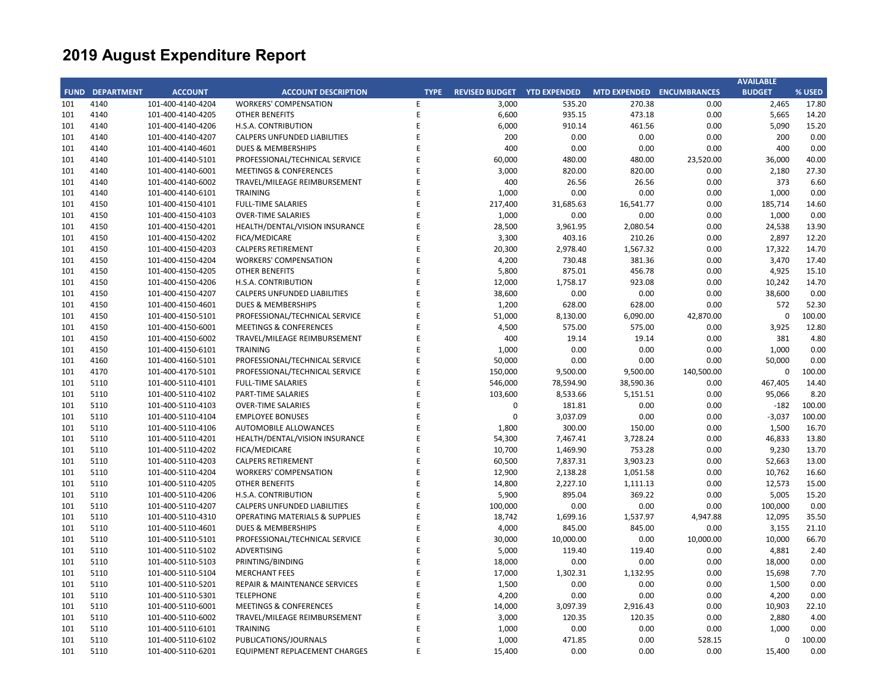# 2019 August Expenditure Report

| FUND | DEPARTMENT | ACCOUNT | ACCOUNT DESCRIPTION | TYPE | REVISED BUDGET | YTD EXPENDED | MTD EXPENDED | ENCUMBRANCES | AVAILABLE BUDGET | % USED |
|---|---|---|---|---|---|---|---|---|---|---|
| 101 | 4140 | 101-400-4140-4204 | WORKERS' COMPENSATION | E | 3,000 | 535.20 | 270.38 | 0.00 | 2,465 | 17.80 |
| 101 | 4140 | 101-400-4140-4205 | OTHER BENEFITS | E | 6,600 | 935.15 | 473.18 | 0.00 | 5,665 | 14.20 |
| 101 | 4140 | 101-400-4140-4206 | H.S.A. CONTRIBUTION | E | 6,000 | 910.14 | 461.56 | 0.00 | 5,090 | 15.20 |
| 101 | 4140 | 101-400-4140-4207 | CALPERS UNFUNDED LIABILITIES | E | 200 | 0.00 | 0.00 | 0.00 | 200 | 0.00 |
| 101 | 4140 | 101-400-4140-4601 | DUES & MEMBERSHIPS | E | 400 | 0.00 | 0.00 | 0.00 | 400 | 0.00 |
| 101 | 4140 | 101-400-4140-5101 | PROFESSIONAL/TECHNICAL SERVICE | E | 60,000 | 480.00 | 480.00 | 23,520.00 | 36,000 | 40.00 |
| 101 | 4140 | 101-400-4140-6001 | MEETINGS & CONFERENCES | E | 3,000 | 820.00 | 820.00 | 0.00 | 2,180 | 27.30 |
| 101 | 4140 | 101-400-4140-6002 | TRAVEL/MILEAGE REIMBURSEMENT | E | 400 | 26.56 | 26.56 | 0.00 | 373 | 6.60 |
| 101 | 4140 | 101-400-4140-6101 | TRAINING | E | 1,000 | 0.00 | 0.00 | 0.00 | 1,000 | 0.00 |
| 101 | 4150 | 101-400-4150-4101 | FULL-TIME SALARIES | E | 217,400 | 31,685.63 | 16,541.77 | 0.00 | 185,714 | 14.60 |
| 101 | 4150 | 101-400-4150-4103 | OVER-TIME SALARIES | E | 1,000 | 0.00 | 0.00 | 0.00 | 1,000 | 0.00 |
| 101 | 4150 | 101-400-4150-4201 | HEALTH/DENTAL/VISION INSURANCE | E | 28,500 | 3,961.95 | 2,080.54 | 0.00 | 24,538 | 13.90 |
| 101 | 4150 | 101-400-4150-4202 | FICA/MEDICARE | E | 3,300 | 403.16 | 210.26 | 0.00 | 2,897 | 12.20 |
| 101 | 4150 | 101-400-4150-4203 | CALPERS RETIREMENT | E | 20,300 | 2,978.40 | 1,567.32 | 0.00 | 17,322 | 14.70 |
| 101 | 4150 | 101-400-4150-4204 | WORKERS' COMPENSATION | E | 4,200 | 730.48 | 381.36 | 0.00 | 3,470 | 17.40 |
| 101 | 4150 | 101-400-4150-4205 | OTHER BENEFITS | E | 5,800 | 875.01 | 456.78 | 0.00 | 4,925 | 15.10 |
| 101 | 4150 | 101-400-4150-4206 | H.S.A. CONTRIBUTION | E | 12,000 | 1,758.17 | 923.08 | 0.00 | 10,242 | 14.70 |
| 101 | 4150 | 101-400-4150-4207 | CALPERS UNFUNDED LIABILITIES | E | 38,600 | 0.00 | 0.00 | 0.00 | 38,600 | 0.00 |
| 101 | 4150 | 101-400-4150-4601 | DUES & MEMBERSHIPS | E | 1,200 | 628.00 | 628.00 | 0.00 | 572 | 52.30 |
| 101 | 4150 | 101-400-4150-5101 | PROFESSIONAL/TECHNICAL SERVICE | E | 51,000 | 8,130.00 | 6,090.00 | 42,870.00 | 0 | 100.00 |
| 101 | 4150 | 101-400-4150-6001 | MEETINGS & CONFERENCES | E | 4,500 | 575.00 | 575.00 | 0.00 | 3,925 | 12.80 |
| 101 | 4150 | 101-400-4150-6002 | TRAVEL/MILEAGE REIMBURSEMENT | E | 400 | 19.14 | 19.14 | 0.00 | 381 | 4.80 |
| 101 | 4150 | 101-400-4150-6101 | TRAINING | E | 1,000 | 0.00 | 0.00 | 0.00 | 1,000 | 0.00 |
| 101 | 4160 | 101-400-4160-5101 | PROFESSIONAL/TECHNICAL SERVICE | E | 50,000 | 0.00 | 0.00 | 0.00 | 50,000 | 0.00 |
| 101 | 4170 | 101-400-4170-5101 | PROFESSIONAL/TECHNICAL SERVICE | E | 150,000 | 9,500.00 | 9,500.00 | 140,500.00 | 0 | 100.00 |
| 101 | 5110 | 101-400-5110-4101 | FULL-TIME SALARIES | E | 546,000 | 78,594.90 | 38,590.36 | 0.00 | 467,405 | 14.40 |
| 101 | 5110 | 101-400-5110-4102 | PART-TIME SALARIES | E | 103,600 | 8,533.66 | 5,151.51 | 0.00 | 95,066 | 8.20 |
| 101 | 5110 | 101-400-5110-4103 | OVER-TIME SALARIES | E | 0 | 181.81 | 0.00 | 0.00 | -182 | 100.00 |
| 101 | 5110 | 101-400-5110-4104 | EMPLOYEE BONUSES | E | 0 | 3,037.09 | 0.00 | 0.00 | -3,037 | 100.00 |
| 101 | 5110 | 101-400-5110-4106 | AUTOMOBILE ALLOWANCES | E | 1,800 | 300.00 | 150.00 | 0.00 | 1,500 | 16.70 |
| 101 | 5110 | 101-400-5110-4201 | HEALTH/DENTAL/VISION INSURANCE | E | 54,300 | 7,467.41 | 3,728.24 | 0.00 | 46,833 | 13.80 |
| 101 | 5110 | 101-400-5110-4202 | FICA/MEDICARE | E | 10,700 | 1,469.90 | 753.28 | 0.00 | 9,230 | 13.70 |
| 101 | 5110 | 101-400-5110-4203 | CALPERS RETIREMENT | E | 60,500 | 7,837.31 | 3,903.23 | 0.00 | 52,663 | 13.00 |
| 101 | 5110 | 101-400-5110-4204 | WORKERS' COMPENSATION | E | 12,900 | 2,138.28 | 1,051.58 | 0.00 | 10,762 | 16.60 |
| 101 | 5110 | 101-400-5110-4205 | OTHER BENEFITS | E | 14,800 | 2,227.10 | 1,111.13 | 0.00 | 12,573 | 15.00 |
| 101 | 5110 | 101-400-5110-4206 | H.S.A. CONTRIBUTION | E | 5,900 | 895.04 | 369.22 | 0.00 | 5,005 | 15.20 |
| 101 | 5110 | 101-400-5110-4207 | CALPERS UNFUNDED LIABILITIES | E | 100,000 | 0.00 | 0.00 | 0.00 | 100,000 | 0.00 |
| 101 | 5110 | 101-400-5110-4310 | OPERATING MATERIALS & SUPPLIES | E | 18,742 | 1,699.16 | 1,537.97 | 4,947.88 | 12,095 | 35.50 |
| 101 | 5110 | 101-400-5110-4601 | DUES & MEMBERSHIPS | E | 4,000 | 845.00 | 845.00 | 0.00 | 3,155 | 21.10 |
| 101 | 5110 | 101-400-5110-5101 | PROFESSIONAL/TECHNICAL SERVICE | E | 30,000 | 10,000.00 | 0.00 | 10,000.00 | 10,000 | 66.70 |
| 101 | 5110 | 101-400-5110-5102 | ADVERTISING | E | 5,000 | 119.40 | 119.40 | 0.00 | 4,881 | 2.40 |
| 101 | 5110 | 101-400-5110-5103 | PRINTING/BINDING | E | 18,000 | 0.00 | 0.00 | 0.00 | 18,000 | 0.00 |
| 101 | 5110 | 101-400-5110-5104 | MERCHANT FEES | E | 17,000 | 1,302.31 | 1,132.95 | 0.00 | 15,698 | 7.70 |
| 101 | 5110 | 101-400-5110-5201 | REPAIR & MAINTENANCE SERVICES | E | 1,500 | 0.00 | 0.00 | 0.00 | 1,500 | 0.00 |
| 101 | 5110 | 101-400-5110-5301 | TELEPHONE | E | 4,200 | 0.00 | 0.00 | 0.00 | 4,200 | 0.00 |
| 101 | 5110 | 101-400-5110-6001 | MEETINGS & CONFERENCES | E | 14,000 | 3,097.39 | 2,916.43 | 0.00 | 10,903 | 22.10 |
| 101 | 5110 | 101-400-5110-6002 | TRAVEL/MILEAGE REIMBURSEMENT | E | 3,000 | 120.35 | 120.35 | 0.00 | 2,880 | 4.00 |
| 101 | 5110 | 101-400-5110-6101 | TRAINING | E | 1,000 | 0.00 | 0.00 | 0.00 | 1,000 | 0.00 |
| 101 | 5110 | 101-400-5110-6102 | PUBLICATIONS/JOURNALS | E | 1,000 | 471.85 | 0.00 | 528.15 | 0 | 100.00 |
| 101 | 5110 | 101-400-5110-6201 | EQUIPMENT REPLACEMENT CHARGES | E | 15,400 | 0.00 | 0.00 | 0.00 | 15,400 | 0.00 |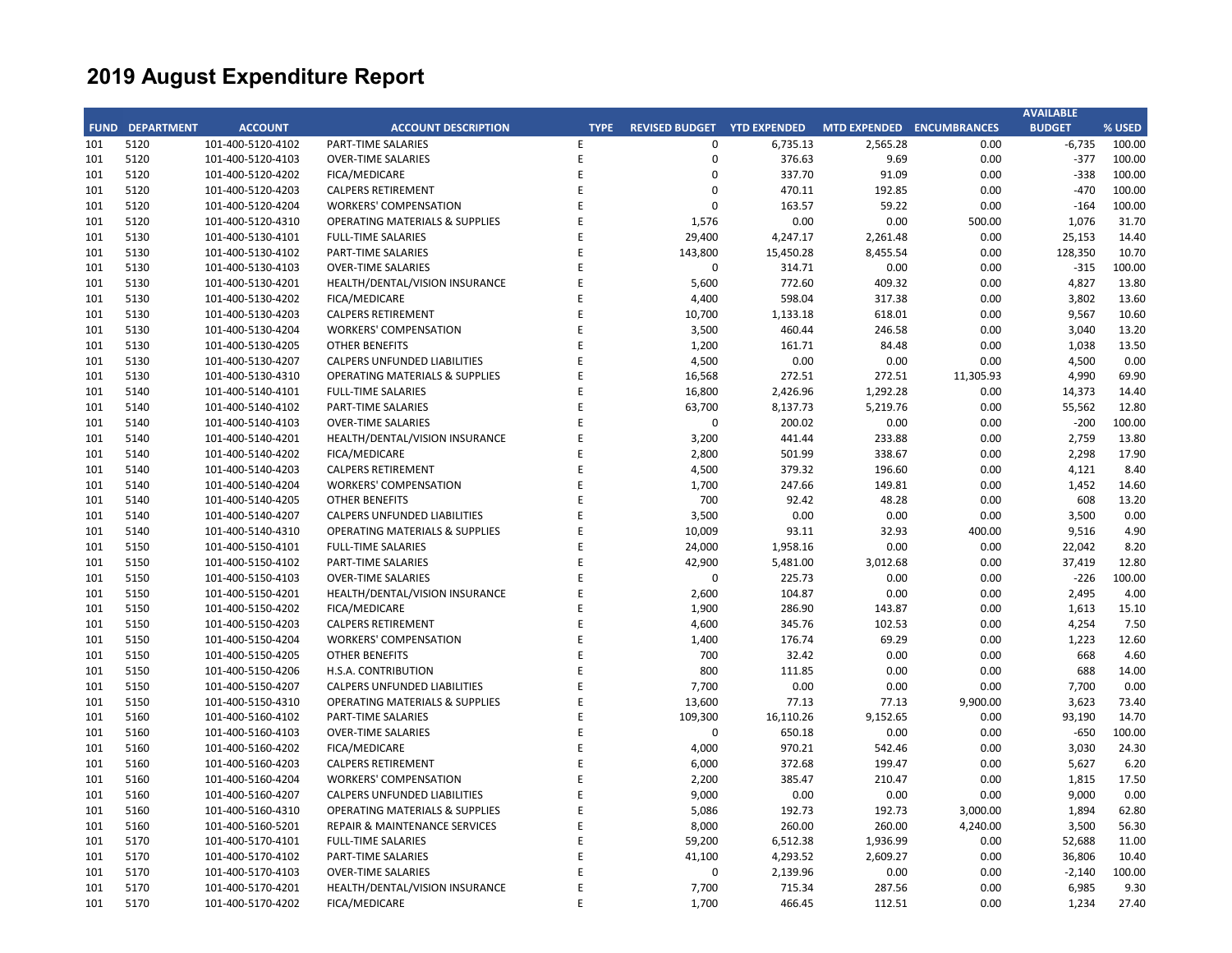# 2019 August Expenditure Report

| FUND | DEPARTMENT | ACCOUNT | ACCOUNT DESCRIPTION | TYPE | REVISED BUDGET | YTD EXPENDED | MTD EXPENDED | ENCUMBRANCES | AVAILABLE BUDGET | % USED |
|---|---|---|---|---|---|---|---|---|---|---|
| 101 | 5120 | 101-400-5120-4102 | PART-TIME SALARIES | E | 0 | 6,735.13 | 2,565.28 | 0.00 | -6,735 | 100.00 |
| 101 | 5120 | 101-400-5120-4103 | OVER-TIME SALARIES | E | 0 | 376.63 | 9.69 | 0.00 | -377 | 100.00 |
| 101 | 5120 | 101-400-5120-4202 | FICA/MEDICARE | E | 0 | 337.70 | 91.09 | 0.00 | -338 | 100.00 |
| 101 | 5120 | 101-400-5120-4203 | CALPERS RETIREMENT | E | 0 | 470.11 | 192.85 | 0.00 | -470 | 100.00 |
| 101 | 5120 | 101-400-5120-4204 | WORKERS' COMPENSATION | E | 0 | 163.57 | 59.22 | 0.00 | -164 | 100.00 |
| 101 | 5120 | 101-400-5120-4310 | OPERATING MATERIALS & SUPPLIES | E | 1,576 | 0.00 | 0.00 | 500.00 | 1,076 | 31.70 |
| 101 | 5130 | 101-400-5130-4101 | FULL-TIME SALARIES | E | 29,400 | 4,247.17 | 2,261.48 | 0.00 | 25,153 | 14.40 |
| 101 | 5130 | 101-400-5130-4102 | PART-TIME SALARIES | E | 143,800 | 15,450.28 | 8,455.54 | 0.00 | 128,350 | 10.70 |
| 101 | 5130 | 101-400-5130-4103 | OVER-TIME SALARIES | E | 0 | 314.71 | 0.00 | 0.00 | -315 | 100.00 |
| 101 | 5130 | 101-400-5130-4201 | HEALTH/DENTAL/VISION INSURANCE | E | 5,600 | 772.60 | 409.32 | 0.00 | 4,827 | 13.80 |
| 101 | 5130 | 101-400-5130-4202 | FICA/MEDICARE | E | 4,400 | 598.04 | 317.38 | 0.00 | 3,802 | 13.60 |
| 101 | 5130 | 101-400-5130-4203 | CALPERS RETIREMENT | E | 10,700 | 1,133.18 | 618.01 | 0.00 | 9,567 | 10.60 |
| 101 | 5130 | 101-400-5130-4204 | WORKERS' COMPENSATION | E | 3,500 | 460.44 | 246.58 | 0.00 | 3,040 | 13.20 |
| 101 | 5130 | 101-400-5130-4205 | OTHER BENEFITS | E | 1,200 | 161.71 | 84.48 | 0.00 | 1,038 | 13.50 |
| 101 | 5130 | 101-400-5130-4207 | CALPERS UNFUNDED LIABILITIES | E | 4,500 | 0.00 | 0.00 | 0.00 | 4,500 | 0.00 |
| 101 | 5130 | 101-400-5130-4310 | OPERATING MATERIALS & SUPPLIES | E | 16,568 | 272.51 | 272.51 | 11,305.93 | 4,990 | 69.90 |
| 101 | 5140 | 101-400-5140-4101 | FULL-TIME SALARIES | E | 16,800 | 2,426.96 | 1,292.28 | 0.00 | 14,373 | 14.40 |
| 101 | 5140 | 101-400-5140-4102 | PART-TIME SALARIES | E | 63,700 | 8,137.73 | 5,219.76 | 0.00 | 55,562 | 12.80 |
| 101 | 5140 | 101-400-5140-4103 | OVER-TIME SALARIES | E | 0 | 200.02 | 0.00 | 0.00 | -200 | 100.00 |
| 101 | 5140 | 101-400-5140-4201 | HEALTH/DENTAL/VISION INSURANCE | E | 3,200 | 441.44 | 233.88 | 0.00 | 2,759 | 13.80 |
| 101 | 5140 | 101-400-5140-4202 | FICA/MEDICARE | E | 2,800 | 501.99 | 338.67 | 0.00 | 2,298 | 17.90 |
| 101 | 5140 | 101-400-5140-4203 | CALPERS RETIREMENT | E | 4,500 | 379.32 | 196.60 | 0.00 | 4,121 | 8.40 |
| 101 | 5140 | 101-400-5140-4204 | WORKERS' COMPENSATION | E | 1,700 | 247.66 | 149.81 | 0.00 | 1,452 | 14.60 |
| 101 | 5140 | 101-400-5140-4205 | OTHER BENEFITS | E | 700 | 92.42 | 48.28 | 0.00 | 608 | 13.20 |
| 101 | 5140 | 101-400-5140-4207 | CALPERS UNFUNDED LIABILITIES | E | 3,500 | 0.00 | 0.00 | 0.00 | 3,500 | 0.00 |
| 101 | 5140 | 101-400-5140-4310 | OPERATING MATERIALS & SUPPLIES | E | 10,009 | 93.11 | 32.93 | 400.00 | 9,516 | 4.90 |
| 101 | 5150 | 101-400-5150-4101 | FULL-TIME SALARIES | E | 24,000 | 1,958.16 | 0.00 | 0.00 | 22,042 | 8.20 |
| 101 | 5150 | 101-400-5150-4102 | PART-TIME SALARIES | E | 42,900 | 5,481.00 | 3,012.68 | 0.00 | 37,419 | 12.80 |
| 101 | 5150 | 101-400-5150-4103 | OVER-TIME SALARIES | E | 0 | 225.73 | 0.00 | 0.00 | -226 | 100.00 |
| 101 | 5150 | 101-400-5150-4201 | HEALTH/DENTAL/VISION INSURANCE | E | 2,600 | 104.87 | 0.00 | 0.00 | 2,495 | 4.00 |
| 101 | 5150 | 101-400-5150-4202 | FICA/MEDICARE | E | 1,900 | 286.90 | 143.87 | 0.00 | 1,613 | 15.10 |
| 101 | 5150 | 101-400-5150-4203 | CALPERS RETIREMENT | E | 4,600 | 345.76 | 102.53 | 0.00 | 4,254 | 7.50 |
| 101 | 5150 | 101-400-5150-4204 | WORKERS' COMPENSATION | E | 1,400 | 176.74 | 69.29 | 0.00 | 1,223 | 12.60 |
| 101 | 5150 | 101-400-5150-4205 | OTHER BENEFITS | E | 700 | 32.42 | 0.00 | 0.00 | 668 | 4.60 |
| 101 | 5150 | 101-400-5150-4206 | H.S.A. CONTRIBUTION | E | 800 | 111.85 | 0.00 | 0.00 | 688 | 14.00 |
| 101 | 5150 | 101-400-5150-4207 | CALPERS UNFUNDED LIABILITIES | E | 7,700 | 0.00 | 0.00 | 0.00 | 7,700 | 0.00 |
| 101 | 5150 | 101-400-5150-4310 | OPERATING MATERIALS & SUPPLIES | E | 13,600 | 77.13 | 77.13 | 9,900.00 | 3,623 | 73.40 |
| 101 | 5160 | 101-400-5160-4102 | PART-TIME SALARIES | E | 109,300 | 16,110.26 | 9,152.65 | 0.00 | 93,190 | 14.70 |
| 101 | 5160 | 101-400-5160-4103 | OVER-TIME SALARIES | E | 0 | 650.18 | 0.00 | 0.00 | -650 | 100.00 |
| 101 | 5160 | 101-400-5160-4202 | FICA/MEDICARE | E | 4,000 | 970.21 | 542.46 | 0.00 | 3,030 | 24.30 |
| 101 | 5160 | 101-400-5160-4203 | CALPERS RETIREMENT | E | 6,000 | 372.68 | 199.47 | 0.00 | 5,627 | 6.20 |
| 101 | 5160 | 101-400-5160-4204 | WORKERS' COMPENSATION | E | 2,200 | 385.47 | 210.47 | 0.00 | 1,815 | 17.50 |
| 101 | 5160 | 101-400-5160-4207 | CALPERS UNFUNDED LIABILITIES | E | 9,000 | 0.00 | 0.00 | 0.00 | 9,000 | 0.00 |
| 101 | 5160 | 101-400-5160-4310 | OPERATING MATERIALS & SUPPLIES | E | 5,086 | 192.73 | 192.73 | 3,000.00 | 1,894 | 62.80 |
| 101 | 5160 | 101-400-5160-5201 | REPAIR & MAINTENANCE SERVICES | E | 8,000 | 260.00 | 260.00 | 4,240.00 | 3,500 | 56.30 |
| 101 | 5170 | 101-400-5170-4101 | FULL-TIME SALARIES | E | 59,200 | 6,512.38 | 1,936.99 | 0.00 | 52,688 | 11.00 |
| 101 | 5170 | 101-400-5170-4102 | PART-TIME SALARIES | E | 41,100 | 4,293.52 | 2,609.27 | 0.00 | 36,806 | 10.40 |
| 101 | 5170 | 101-400-5170-4103 | OVER-TIME SALARIES | E | 0 | 2,139.96 | 0.00 | 0.00 | -2,140 | 100.00 |
| 101 | 5170 | 101-400-5170-4201 | HEALTH/DENTAL/VISION INSURANCE | E | 7,700 | 715.34 | 287.56 | 0.00 | 6,985 | 9.30 |
| 101 | 5170 | 101-400-5170-4202 | FICA/MEDICARE | E | 1,700 | 466.45 | 112.51 | 0.00 | 1,234 | 27.40 |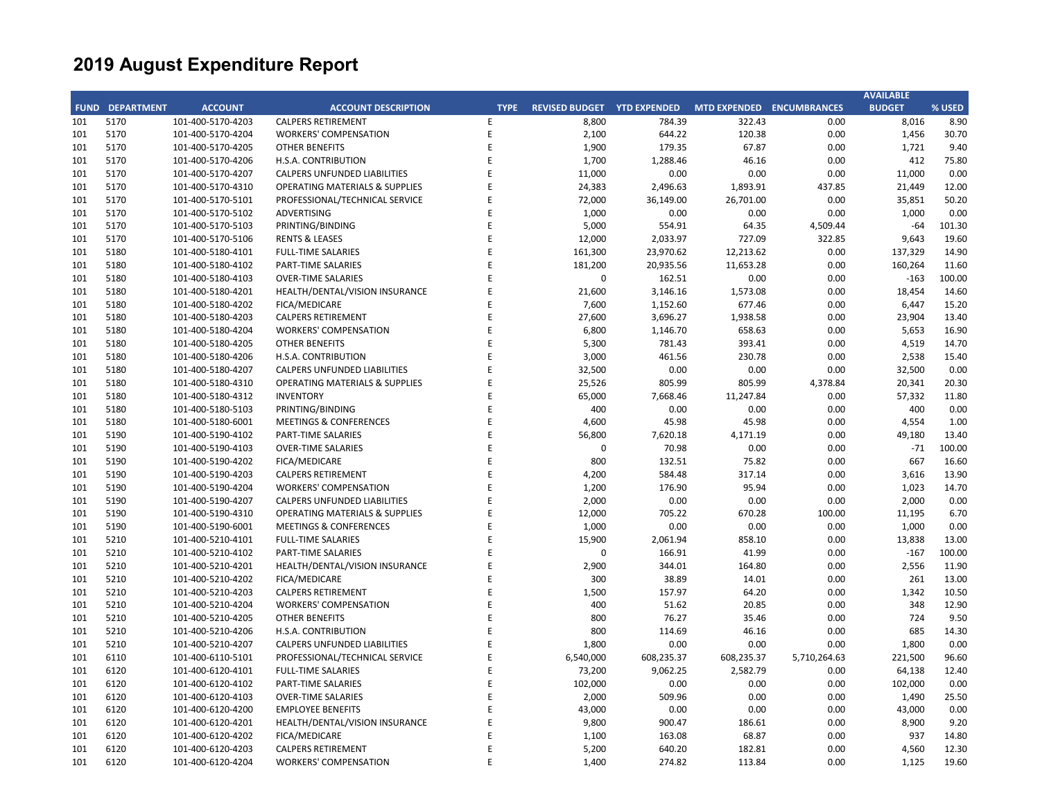# 2019 August Expenditure Report

| FUND | DEPARTMENT | ACCOUNT | ACCOUNT DESCRIPTION | TYPE | REVISED BUDGET | YTD EXPENDED | MTD EXPENDED | ENCUMBRANCES | AVAILABLE BUDGET | % USED |
|---|---|---|---|---|---|---|---|---|---|---|
| 101 | 5170 | 101-400-5170-4203 | CALPERS RETIREMENT | E | 8,800 | 784.39 | 322.43 | 0.00 | 8,016 | 8.90 |
| 101 | 5170 | 101-400-5170-4204 | WORKERS' COMPENSATION | E | 2,100 | 644.22 | 120.38 | 0.00 | 1,456 | 30.70 |
| 101 | 5170 | 101-400-5170-4205 | OTHER BENEFITS | E | 1,900 | 179.35 | 67.87 | 0.00 | 1,721 | 9.40 |
| 101 | 5170 | 101-400-5170-4206 | H.S.A. CONTRIBUTION | E | 1,700 | 1,288.46 | 46.16 | 0.00 | 412 | 75.80 |
| 101 | 5170 | 101-400-5170-4207 | CALPERS UNFUNDED LIABILITIES | E | 11,000 | 0.00 | 0.00 | 0.00 | 11,000 | 0.00 |
| 101 | 5170 | 101-400-5170-4310 | OPERATING MATERIALS & SUPPLIES | E | 24,383 | 2,496.63 | 1,893.91 | 437.85 | 21,449 | 12.00 |
| 101 | 5170 | 101-400-5170-5101 | PROFESSIONAL/TECHNICAL SERVICE | E | 72,000 | 36,149.00 | 26,701.00 | 0.00 | 35,851 | 50.20 |
| 101 | 5170 | 101-400-5170-5102 | ADVERTISING | E | 1,000 | 0.00 | 0.00 | 0.00 | 1,000 | 0.00 |
| 101 | 5170 | 101-400-5170-5103 | PRINTING/BINDING | E | 5,000 | 554.91 | 64.35 | 4,509.44 | -64 | 101.30 |
| 101 | 5170 | 101-400-5170-5106 | RENTS & LEASES | E | 12,000 | 2,033.97 | 727.09 | 322.85 | 9,643 | 19.60 |
| 101 | 5180 | 101-400-5180-4101 | FULL-TIME SALARIES | E | 161,300 | 23,970.62 | 12,213.62 | 0.00 | 137,329 | 14.90 |
| 101 | 5180 | 101-400-5180-4102 | PART-TIME SALARIES | E | 181,200 | 20,935.56 | 11,653.28 | 0.00 | 160,264 | 11.60 |
| 101 | 5180 | 101-400-5180-4103 | OVER-TIME SALARIES | E | 0 | 162.51 | 0.00 | 0.00 | -163 | 100.00 |
| 101 | 5180 | 101-400-5180-4201 | HEALTH/DENTAL/VISION INSURANCE | E | 21,600 | 3,146.16 | 1,573.08 | 0.00 | 18,454 | 14.60 |
| 101 | 5180 | 101-400-5180-4202 | FICA/MEDICARE | E | 7,600 | 1,152.60 | 677.46 | 0.00 | 6,447 | 15.20 |
| 101 | 5180 | 101-400-5180-4203 | CALPERS RETIREMENT | E | 27,600 | 3,696.27 | 1,938.58 | 0.00 | 23,904 | 13.40 |
| 101 | 5180 | 101-400-5180-4204 | WORKERS' COMPENSATION | E | 6,800 | 1,146.70 | 658.63 | 0.00 | 5,653 | 16.90 |
| 101 | 5180 | 101-400-5180-4205 | OTHER BENEFITS | E | 5,300 | 781.43 | 393.41 | 0.00 | 4,519 | 14.70 |
| 101 | 5180 | 101-400-5180-4206 | H.S.A. CONTRIBUTION | E | 3,000 | 461.56 | 230.78 | 0.00 | 2,538 | 15.40 |
| 101 | 5180 | 101-400-5180-4207 | CALPERS UNFUNDED LIABILITIES | E | 32,500 | 0.00 | 0.00 | 0.00 | 32,500 | 0.00 |
| 101 | 5180 | 101-400-5180-4310 | OPERATING MATERIALS & SUPPLIES | E | 25,526 | 805.99 | 805.99 | 4,378.84 | 20,341 | 20.30 |
| 101 | 5180 | 101-400-5180-4312 | INVENTORY | E | 65,000 | 7,668.46 | 11,247.84 | 0.00 | 57,332 | 11.80 |
| 101 | 5180 | 101-400-5180-5103 | PRINTING/BINDING | E | 400 | 0.00 | 0.00 | 0.00 | 400 | 0.00 |
| 101 | 5180 | 101-400-5180-6001 | MEETINGS & CONFERENCES | E | 4,600 | 45.98 | 45.98 | 0.00 | 4,554 | 1.00 |
| 101 | 5190 | 101-400-5190-4102 | PART-TIME SALARIES | E | 56,800 | 7,620.18 | 4,171.19 | 0.00 | 49,180 | 13.40 |
| 101 | 5190 | 101-400-5190-4103 | OVER-TIME SALARIES | E | 0 | 70.98 | 0.00 | 0.00 | -71 | 100.00 |
| 101 | 5190 | 101-400-5190-4202 | FICA/MEDICARE | E | 800 | 132.51 | 75.82 | 0.00 | 667 | 16.60 |
| 101 | 5190 | 101-400-5190-4203 | CALPERS RETIREMENT | E | 4,200 | 584.48 | 317.14 | 0.00 | 3,616 | 13.90 |
| 101 | 5190 | 101-400-5190-4204 | WORKERS' COMPENSATION | E | 1,200 | 176.90 | 95.94 | 0.00 | 1,023 | 14.70 |
| 101 | 5190 | 101-400-5190-4207 | CALPERS UNFUNDED LIABILITIES | E | 2,000 | 0.00 | 0.00 | 0.00 | 2,000 | 0.00 |
| 101 | 5190 | 101-400-5190-4310 | OPERATING MATERIALS & SUPPLIES | E | 12,000 | 705.22 | 670.28 | 100.00 | 11,195 | 6.70 |
| 101 | 5190 | 101-400-5190-6001 | MEETINGS & CONFERENCES | E | 1,000 | 0.00 | 0.00 | 0.00 | 1,000 | 0.00 |
| 101 | 5210 | 101-400-5210-4101 | FULL-TIME SALARIES | E | 15,900 | 2,061.94 | 858.10 | 0.00 | 13,838 | 13.00 |
| 101 | 5210 | 101-400-5210-4102 | PART-TIME SALARIES | E | 0 | 166.91 | 41.99 | 0.00 | -167 | 100.00 |
| 101 | 5210 | 101-400-5210-4201 | HEALTH/DENTAL/VISION INSURANCE | E | 2,900 | 344.01 | 164.80 | 0.00 | 2,556 | 11.90 |
| 101 | 5210 | 101-400-5210-4202 | FICA/MEDICARE | E | 300 | 38.89 | 14.01 | 0.00 | 261 | 13.00 |
| 101 | 5210 | 101-400-5210-4203 | CALPERS RETIREMENT | E | 1,500 | 157.97 | 64.20 | 0.00 | 1,342 | 10.50 |
| 101 | 5210 | 101-400-5210-4204 | WORKERS' COMPENSATION | E | 400 | 51.62 | 20.85 | 0.00 | 348 | 12.90 |
| 101 | 5210 | 101-400-5210-4205 | OTHER BENEFITS | E | 800 | 76.27 | 35.46 | 0.00 | 724 | 9.50 |
| 101 | 5210 | 101-400-5210-4206 | H.S.A. CONTRIBUTION | E | 800 | 114.69 | 46.16 | 0.00 | 685 | 14.30 |
| 101 | 5210 | 101-400-5210-4207 | CALPERS UNFUNDED LIABILITIES | E | 1,800 | 0.00 | 0.00 | 0.00 | 1,800 | 0.00 |
| 101 | 6110 | 101-400-6110-5101 | PROFESSIONAL/TECHNICAL SERVICE | E | 6,540,000 | 608,235.37 | 608,235.37 | 5,710,264.63 | 221,500 | 96.60 |
| 101 | 6120 | 101-400-6120-4101 | FULL-TIME SALARIES | E | 73,200 | 9,062.25 | 2,582.79 | 0.00 | 64,138 | 12.40 |
| 101 | 6120 | 101-400-6120-4102 | PART-TIME SALARIES | E | 102,000 | 0.00 | 0.00 | 0.00 | 102,000 | 0.00 |
| 101 | 6120 | 101-400-6120-4103 | OVER-TIME SALARIES | E | 2,000 | 509.96 | 0.00 | 0.00 | 1,490 | 25.50 |
| 101 | 6120 | 101-400-6120-4200 | EMPLOYEE BENEFITS | E | 43,000 | 0.00 | 0.00 | 0.00 | 43,000 | 0.00 |
| 101 | 6120 | 101-400-6120-4201 | HEALTH/DENTAL/VISION INSURANCE | E | 9,800 | 900.47 | 186.61 | 0.00 | 8,900 | 9.20 |
| 101 | 6120 | 101-400-6120-4202 | FICA/MEDICARE | E | 1,100 | 163.08 | 68.87 | 0.00 | 937 | 14.80 |
| 101 | 6120 | 101-400-6120-4203 | CALPERS RETIREMENT | E | 5,200 | 640.20 | 182.81 | 0.00 | 4,560 | 12.30 |
| 101 | 6120 | 101-400-6120-4204 | WORKERS' COMPENSATION | E | 1,400 | 274.82 | 113.84 | 0.00 | 1,125 | 19.60 |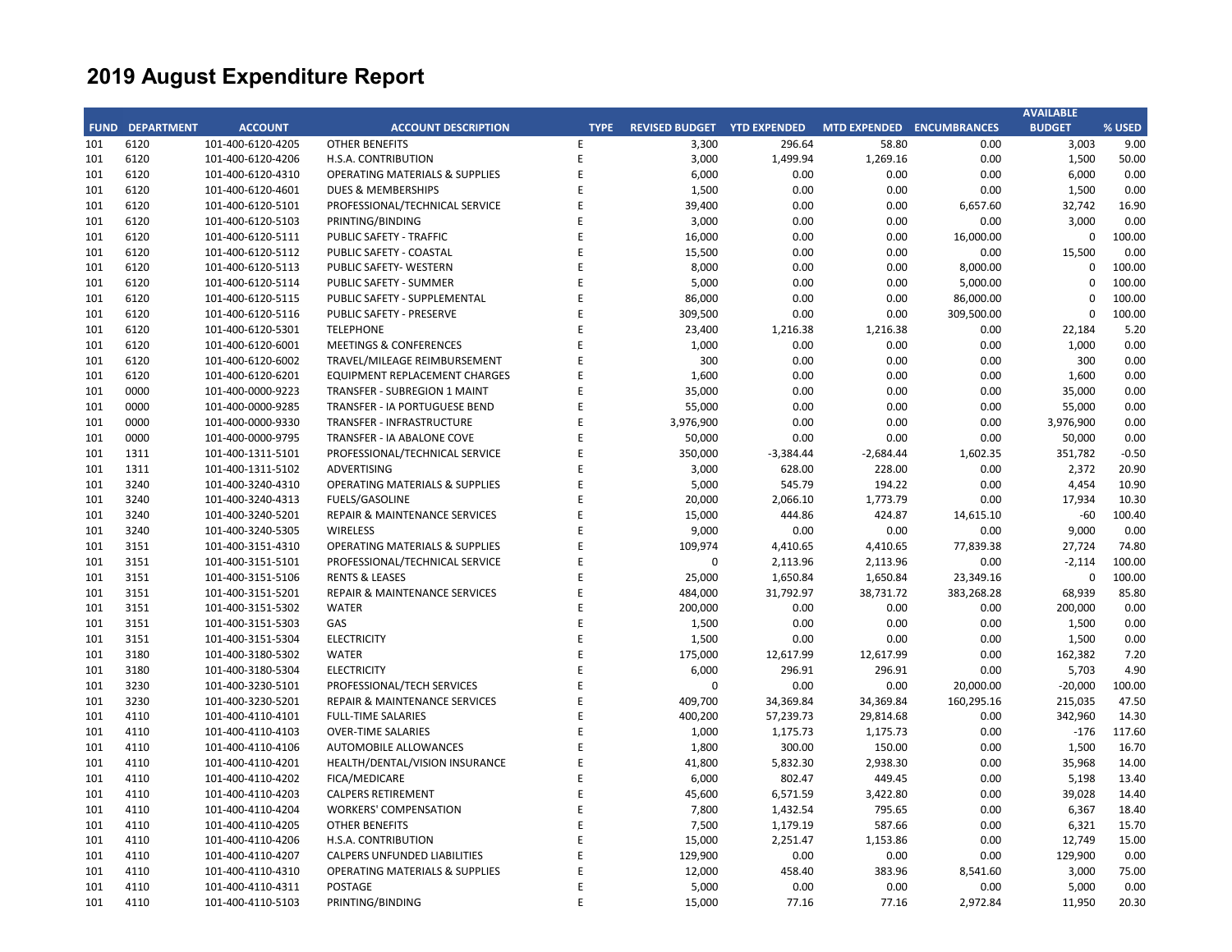# 2019 August Expenditure Report

| FUND | DEPARTMENT | ACCOUNT | ACCOUNT DESCRIPTION | TYPE | REVISED BUDGET | YTD EXPENDED | MTD EXPENDED | ENCUMBRANCES | AVAILABLE BUDGET | % USED |
|---|---|---|---|---|---|---|---|---|---|---|
| 101 | 6120 | 101-400-6120-4205 | OTHER BENEFITS | E | 3,300 | 296.64 | 58.80 | 0.00 | 3,003 | 9.00 |
| 101 | 6120 | 101-400-6120-4206 | H.S.A. CONTRIBUTION | E | 3,000 | 1,499.94 | 1,269.16 | 0.00 | 1,500 | 50.00 |
| 101 | 6120 | 101-400-6120-4310 | OPERATING MATERIALS & SUPPLIES | E | 6,000 | 0.00 | 0.00 | 0.00 | 6,000 | 0.00 |
| 101 | 6120 | 101-400-6120-4601 | DUES & MEMBERSHIPS | E | 1,500 | 0.00 | 0.00 | 0.00 | 1,500 | 0.00 |
| 101 | 6120 | 101-400-6120-5101 | PROFESSIONAL/TECHNICAL SERVICE | E | 39,400 | 0.00 | 0.00 | 6,657.60 | 32,742 | 16.90 |
| 101 | 6120 | 101-400-6120-5103 | PRINTING/BINDING | E | 3,000 | 0.00 | 0.00 | 0.00 | 3,000 | 0.00 |
| 101 | 6120 | 101-400-6120-5111 | PUBLIC SAFETY - TRAFFIC | E | 16,000 | 0.00 | 0.00 | 16,000.00 | 0 | 100.00 |
| 101 | 6120 | 101-400-6120-5112 | PUBLIC SAFETY - COASTAL | E | 15,500 | 0.00 | 0.00 | 0.00 | 15,500 | 0.00 |
| 101 | 6120 | 101-400-6120-5113 | PUBLIC SAFETY- WESTERN | E | 8,000 | 0.00 | 0.00 | 8,000.00 | 0 | 100.00 |
| 101 | 6120 | 101-400-6120-5114 | PUBLIC SAFETY - SUMMER | E | 5,000 | 0.00 | 0.00 | 5,000.00 | 0 | 100.00 |
| 101 | 6120 | 101-400-6120-5115 | PUBLIC SAFETY - SUPPLEMENTAL | E | 86,000 | 0.00 | 0.00 | 86,000.00 | 0 | 100.00 |
| 101 | 6120 | 101-400-6120-5116 | PUBLIC SAFETY - PRESERVE | E | 309,500 | 0.00 | 0.00 | 309,500.00 | 0 | 100.00 |
| 101 | 6120 | 101-400-6120-5301 | TELEPHONE | E | 23,400 | 1,216.38 | 1,216.38 | 0.00 | 22,184 | 5.20 |
| 101 | 6120 | 101-400-6120-6001 | MEETINGS & CONFERENCES | E | 1,000 | 0.00 | 0.00 | 0.00 | 1,000 | 0.00 |
| 101 | 6120 | 101-400-6120-6002 | TRAVEL/MILEAGE REIMBURSEMENT | E | 300 | 0.00 | 0.00 | 0.00 | 300 | 0.00 |
| 101 | 6120 | 101-400-6120-6201 | EQUIPMENT REPLACEMENT CHARGES | E | 1,600 | 0.00 | 0.00 | 0.00 | 1,600 | 0.00 |
| 101 | 0000 | 101-400-0000-9223 | TRANSFER - SUBREGION 1 MAINT | E | 35,000 | 0.00 | 0.00 | 0.00 | 35,000 | 0.00 |
| 101 | 0000 | 101-400-0000-9285 | TRANSFER - IA PORTUGUESE BEND | E | 55,000 | 0.00 | 0.00 | 0.00 | 55,000 | 0.00 |
| 101 | 0000 | 101-400-0000-9330 | TRANSFER - INFRASTRUCTURE | E | 3,976,900 | 0.00 | 0.00 | 0.00 | 3,976,900 | 0.00 |
| 101 | 0000 | 101-400-0000-9795 | TRANSFER - IA ABALONE COVE | E | 50,000 | 0.00 | 0.00 | 0.00 | 50,000 | 0.00 |
| 101 | 1311 | 101-400-1311-5101 | PROFESSIONAL/TECHNICAL SERVICE | E | 350,000 | -3,384.44 | -2,684.44 | 1,602.35 | 351,782 | -0.50 |
| 101 | 1311 | 101-400-1311-5102 | ADVERTISING | E | 3,000 | 628.00 | 228.00 | 0.00 | 2,372 | 20.90 |
| 101 | 3240 | 101-400-3240-4310 | OPERATING MATERIALS & SUPPLIES | E | 5,000 | 545.79 | 194.22 | 0.00 | 4,454 | 10.90 |
| 101 | 3240 | 101-400-3240-4313 | FUELS/GASOLINE | E | 20,000 | 2,066.10 | 1,773.79 | 0.00 | 17,934 | 10.30 |
| 101 | 3240 | 101-400-3240-5201 | REPAIR & MAINTENANCE SERVICES | E | 15,000 | 444.86 | 424.87 | 14,615.10 | -60 | 100.40 |
| 101 | 3240 | 101-400-3240-5305 | WIRELESS | E | 9,000 | 0.00 | 0.00 | 0.00 | 9,000 | 0.00 |
| 101 | 3151 | 101-400-3151-4310 | OPERATING MATERIALS & SUPPLIES | E | 109,974 | 4,410.65 | 4,410.65 | 77,839.38 | 27,724 | 74.80 |
| 101 | 3151 | 101-400-3151-5101 | PROFESSIONAL/TECHNICAL SERVICE | E | 0 | 2,113.96 | 2,113.96 | 0.00 | -2,114 | 100.00 |
| 101 | 3151 | 101-400-3151-5106 | RENTS & LEASES | E | 25,000 | 1,650.84 | 1,650.84 | 23,349.16 | 0 | 100.00 |
| 101 | 3151 | 101-400-3151-5201 | REPAIR & MAINTENANCE SERVICES | E | 484,000 | 31,792.97 | 38,731.72 | 383,268.28 | 68,939 | 85.80 |
| 101 | 3151 | 101-400-3151-5302 | WATER | E | 200,000 | 0.00 | 0.00 | 0.00 | 200,000 | 0.00 |
| 101 | 3151 | 101-400-3151-5303 | GAS | E | 1,500 | 0.00 | 0.00 | 0.00 | 1,500 | 0.00 |
| 101 | 3151 | 101-400-3151-5304 | ELECTRICITY | E | 1,500 | 0.00 | 0.00 | 0.00 | 1,500 | 0.00 |
| 101 | 3180 | 101-400-3180-5302 | WATER | E | 175,000 | 12,617.99 | 12,617.99 | 0.00 | 162,382 | 7.20 |
| 101 | 3180 | 101-400-3180-5304 | ELECTRICITY | E | 6,000 | 296.91 | 296.91 | 0.00 | 5,703 | 4.90 |
| 101 | 3230 | 101-400-3230-5101 | PROFESSIONAL/TECH SERVICES | E | 0 | 0.00 | 0.00 | 20,000.00 | -20,000 | 100.00 |
| 101 | 3230 | 101-400-3230-5201 | REPAIR & MAINTENANCE SERVICES | E | 409,700 | 34,369.84 | 34,369.84 | 160,295.16 | 215,035 | 47.50 |
| 101 | 4110 | 101-400-4110-4101 | FULL-TIME SALARIES | E | 400,200 | 57,239.73 | 29,814.68 | 0.00 | 342,960 | 14.30 |
| 101 | 4110 | 101-400-4110-4103 | OVER-TIME SALARIES | E | 1,000 | 1,175.73 | 1,175.73 | 0.00 | -176 | 117.60 |
| 101 | 4110 | 101-400-4110-4106 | AUTOMOBILE ALLOWANCES | E | 1,800 | 300.00 | 150.00 | 0.00 | 1,500 | 16.70 |
| 101 | 4110 | 101-400-4110-4201 | HEALTH/DENTAL/VISION INSURANCE | E | 41,800 | 5,832.30 | 2,938.30 | 0.00 | 35,968 | 14.00 |
| 101 | 4110 | 101-400-4110-4202 | FICA/MEDICARE | E | 6,000 | 802.47 | 449.45 | 0.00 | 5,198 | 13.40 |
| 101 | 4110 | 101-400-4110-4203 | CALPERS RETIREMENT | E | 45,600 | 6,571.59 | 3,422.80 | 0.00 | 39,028 | 14.40 |
| 101 | 4110 | 101-400-4110-4204 | WORKERS' COMPENSATION | E | 7,800 | 1,432.54 | 795.65 | 0.00 | 6,367 | 18.40 |
| 101 | 4110 | 101-400-4110-4205 | OTHER BENEFITS | E | 7,500 | 1,179.19 | 587.66 | 0.00 | 6,321 | 15.70 |
| 101 | 4110 | 101-400-4110-4206 | H.S.A. CONTRIBUTION | E | 15,000 | 2,251.47 | 1,153.86 | 0.00 | 12,749 | 15.00 |
| 101 | 4110 | 101-400-4110-4207 | CALPERS UNFUNDED LIABILITIES | E | 129,900 | 0.00 | 0.00 | 0.00 | 129,900 | 0.00 |
| 101 | 4110 | 101-400-4110-4310 | OPERATING MATERIALS & SUPPLIES | E | 12,000 | 458.40 | 383.96 | 8,541.60 | 3,000 | 75.00 |
| 101 | 4110 | 101-400-4110-4311 | POSTAGE | E | 5,000 | 0.00 | 0.00 | 0.00 | 5,000 | 0.00 |
| 101 | 4110 | 101-400-4110-5103 | PRINTING/BINDING | E | 15,000 | 77.16 | 77.16 | 2,972.84 | 11,950 | 20.30 |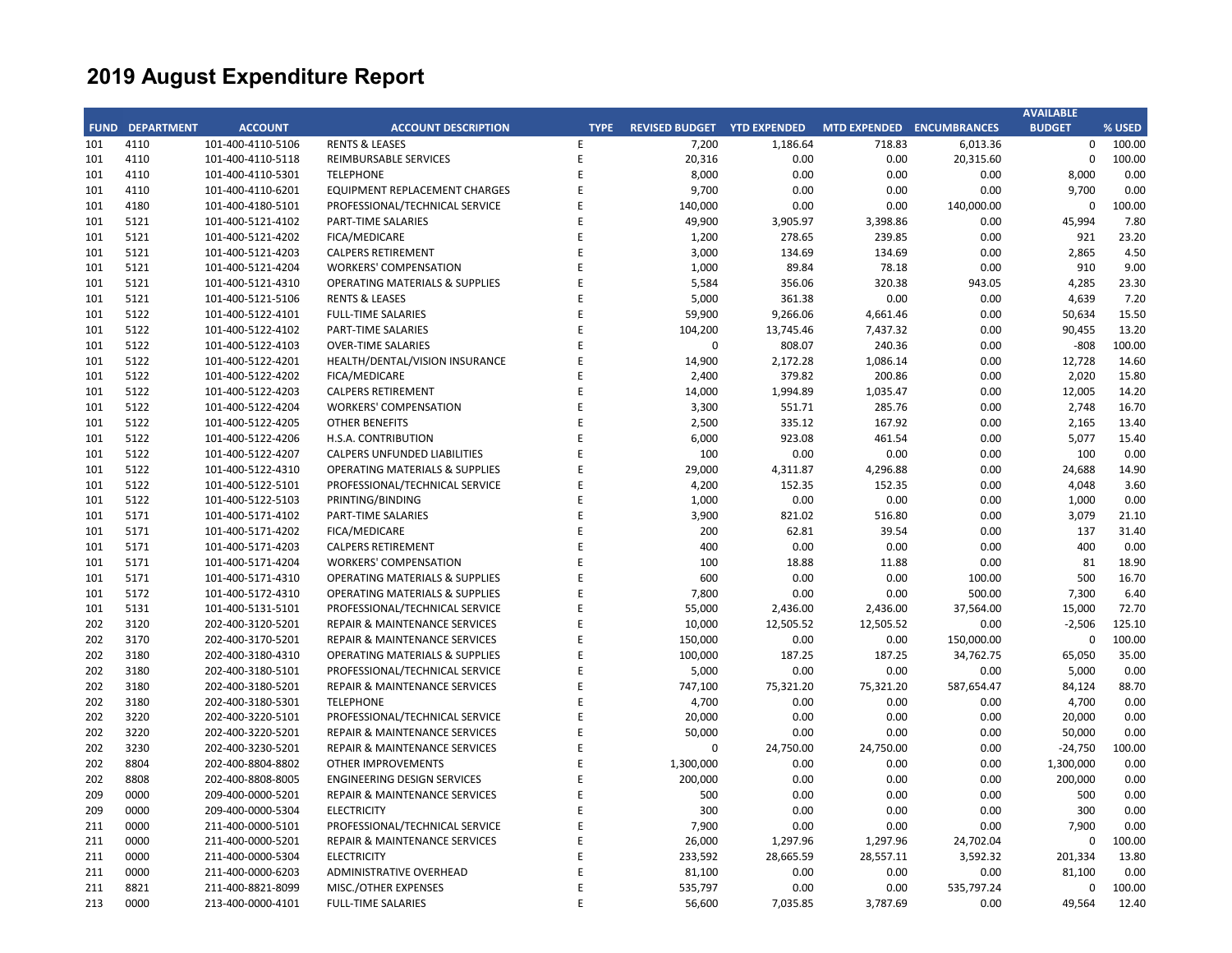# 2019 August Expenditure Report

| FUND | DEPARTMENT | ACCOUNT | ACCOUNT DESCRIPTION | TYPE | REVISED BUDGET | YTD EXPENDED | MTD EXPENDED | ENCUMBRANCES | AVAILABLE BUDGET | % USED |
|---|---|---|---|---|---|---|---|---|---|---|
| 101 | 4110 | 101-400-4110-5106 | RENTS & LEASES | E | 7,200 | 1,186.64 | 718.83 | 6,013.36 | 0 | 100.00 |
| 101 | 4110 | 101-400-4110-5118 | REIMBURSABLE SERVICES | E | 20,316 | 0.00 | 0.00 | 20,315.60 | 0 | 100.00 |
| 101 | 4110 | 101-400-4110-5301 | TELEPHONE | E | 8,000 | 0.00 | 0.00 | 0.00 | 8,000 | 0.00 |
| 101 | 4110 | 101-400-4110-6201 | EQUIPMENT REPLACEMENT CHARGES | E | 9,700 | 0.00 | 0.00 | 0.00 | 9,700 | 0.00 |
| 101 | 4180 | 101-400-4180-5101 | PROFESSIONAL/TECHNICAL SERVICE | E | 140,000 | 0.00 | 0.00 | 140,000.00 | 0 | 100.00 |
| 101 | 5121 | 101-400-5121-4102 | PART-TIME SALARIES | E | 49,900 | 3,905.97 | 3,398.86 | 0.00 | 45,994 | 7.80 |
| 101 | 5121 | 101-400-5121-4202 | FICA/MEDICARE | E | 1,200 | 278.65 | 239.85 | 0.00 | 921 | 23.20 |
| 101 | 5121 | 101-400-5121-4203 | CALPERS RETIREMENT | E | 3,000 | 134.69 | 134.69 | 0.00 | 2,865 | 4.50 |
| 101 | 5121 | 101-400-5121-4204 | WORKERS' COMPENSATION | E | 1,000 | 89.84 | 78.18 | 0.00 | 910 | 9.00 |
| 101 | 5121 | 101-400-5121-4310 | OPERATING MATERIALS & SUPPLIES | E | 5,584 | 356.06 | 320.38 | 943.05 | 4,285 | 23.30 |
| 101 | 5121 | 101-400-5121-5106 | RENTS & LEASES | E | 5,000 | 361.38 | 0.00 | 0.00 | 4,639 | 7.20 |
| 101 | 5122 | 101-400-5122-4101 | FULL-TIME SALARIES | E | 59,900 | 9,266.06 | 4,661.46 | 0.00 | 50,634 | 15.50 |
| 101 | 5122 | 101-400-5122-4102 | PART-TIME SALARIES | E | 104,200 | 13,745.46 | 7,437.32 | 0.00 | 90,455 | 13.20 |
| 101 | 5122 | 101-400-5122-4103 | OVER-TIME SALARIES | E | 0 | 808.07 | 240.36 | 0.00 | -808 | 100.00 |
| 101 | 5122 | 101-400-5122-4201 | HEALTH/DENTAL/VISION INSURANCE | E | 14,900 | 2,172.28 | 1,086.14 | 0.00 | 12,728 | 14.60 |
| 101 | 5122 | 101-400-5122-4202 | FICA/MEDICARE | E | 2,400 | 379.82 | 200.86 | 0.00 | 2,020 | 15.80 |
| 101 | 5122 | 101-400-5122-4203 | CALPERS RETIREMENT | E | 14,000 | 1,994.89 | 1,035.47 | 0.00 | 12,005 | 14.20 |
| 101 | 5122 | 101-400-5122-4204 | WORKERS' COMPENSATION | E | 3,300 | 551.71 | 285.76 | 0.00 | 2,748 | 16.70 |
| 101 | 5122 | 101-400-5122-4205 | OTHER BENEFITS | E | 2,500 | 335.12 | 167.92 | 0.00 | 2,165 | 13.40 |
| 101 | 5122 | 101-400-5122-4206 | H.S.A. CONTRIBUTION | E | 6,000 | 923.08 | 461.54 | 0.00 | 5,077 | 15.40 |
| 101 | 5122 | 101-400-5122-4207 | CALPERS UNFUNDED LIABILITIES | E | 100 | 0.00 | 0.00 | 0.00 | 100 | 0.00 |
| 101 | 5122 | 101-400-5122-4310 | OPERATING MATERIALS & SUPPLIES | E | 29,000 | 4,311.87 | 4,296.88 | 0.00 | 24,688 | 14.90 |
| 101 | 5122 | 101-400-5122-5101 | PROFESSIONAL/TECHNICAL SERVICE | E | 4,200 | 152.35 | 152.35 | 0.00 | 4,048 | 3.60 |
| 101 | 5122 | 101-400-5122-5103 | PRINTING/BINDING | E | 1,000 | 0.00 | 0.00 | 0.00 | 1,000 | 0.00 |
| 101 | 5171 | 101-400-5171-4102 | PART-TIME SALARIES | E | 3,900 | 821.02 | 516.80 | 0.00 | 3,079 | 21.10 |
| 101 | 5171 | 101-400-5171-4202 | FICA/MEDICARE | E | 200 | 62.81 | 39.54 | 0.00 | 137 | 31.40 |
| 101 | 5171 | 101-400-5171-4203 | CALPERS RETIREMENT | E | 400 | 0.00 | 0.00 | 0.00 | 400 | 0.00 |
| 101 | 5171 | 101-400-5171-4204 | WORKERS' COMPENSATION | E | 100 | 18.88 | 11.88 | 0.00 | 81 | 18.90 |
| 101 | 5171 | 101-400-5171-4310 | OPERATING MATERIALS & SUPPLIES | E | 600 | 0.00 | 0.00 | 100.00 | 500 | 16.70 |
| 101 | 5172 | 101-400-5172-4310 | OPERATING MATERIALS & SUPPLIES | E | 7,800 | 0.00 | 0.00 | 500.00 | 7,300 | 6.40 |
| 101 | 5131 | 101-400-5131-5101 | PROFESSIONAL/TECHNICAL SERVICE | E | 55,000 | 2,436.00 | 2,436.00 | 37,564.00 | 15,000 | 72.70 |
| 202 | 3120 | 202-400-3120-5201 | REPAIR & MAINTENANCE SERVICES | E | 10,000 | 12,505.52 | 12,505.52 | 0.00 | -2,506 | 125.10 |
| 202 | 3170 | 202-400-3170-5201 | REPAIR & MAINTENANCE SERVICES | E | 150,000 | 0.00 | 0.00 | 150,000.00 | 0 | 100.00 |
| 202 | 3180 | 202-400-3180-4310 | OPERATING MATERIALS & SUPPLIES | E | 100,000 | 187.25 | 187.25 | 34,762.75 | 65,050 | 35.00 |
| 202 | 3180 | 202-400-3180-5101 | PROFESSIONAL/TECHNICAL SERVICE | E | 5,000 | 0.00 | 0.00 | 0.00 | 5,000 | 0.00 |
| 202 | 3180 | 202-400-3180-5201 | REPAIR & MAINTENANCE SERVICES | E | 747,100 | 75,321.20 | 75,321.20 | 587,654.47 | 84,124 | 88.70 |
| 202 | 3180 | 202-400-3180-5301 | TELEPHONE | E | 4,700 | 0.00 | 0.00 | 0.00 | 4,700 | 0.00 |
| 202 | 3220 | 202-400-3220-5101 | PROFESSIONAL/TECHNICAL SERVICE | E | 20,000 | 0.00 | 0.00 | 0.00 | 20,000 | 0.00 |
| 202 | 3220 | 202-400-3220-5201 | REPAIR & MAINTENANCE SERVICES | E | 50,000 | 0.00 | 0.00 | 0.00 | 50,000 | 0.00 |
| 202 | 3230 | 202-400-3230-5201 | REPAIR & MAINTENANCE SERVICES | E | 0 | 24,750.00 | 24,750.00 | 0.00 | -24,750 | 100.00 |
| 202 | 8804 | 202-400-8804-8802 | OTHER IMPROVEMENTS | E | 1,300,000 | 0.00 | 0.00 | 0.00 | 1,300,000 | 0.00 |
| 202 | 8808 | 202-400-8808-8005 | ENGINEERING DESIGN SERVICES | E | 200,000 | 0.00 | 0.00 | 0.00 | 200,000 | 0.00 |
| 209 | 0000 | 209-400-0000-5201 | REPAIR & MAINTENANCE SERVICES | E | 500 | 0.00 | 0.00 | 0.00 | 500 | 0.00 |
| 209 | 0000 | 209-400-0000-5304 | ELECTRICITY | E | 300 | 0.00 | 0.00 | 0.00 | 300 | 0.00 |
| 211 | 0000 | 211-400-0000-5101 | PROFESSIONAL/TECHNICAL SERVICE | E | 7,900 | 0.00 | 0.00 | 0.00 | 7,900 | 0.00 |
| 211 | 0000 | 211-400-0000-5201 | REPAIR & MAINTENANCE SERVICES | E | 26,000 | 1,297.96 | 1,297.96 | 24,702.04 | 0 | 100.00 |
| 211 | 0000 | 211-400-0000-5304 | ELECTRICITY | E | 233,592 | 28,665.59 | 28,557.11 | 3,592.32 | 201,334 | 13.80 |
| 211 | 0000 | 211-400-0000-6203 | ADMINISTRATIVE OVERHEAD | E | 81,100 | 0.00 | 0.00 | 0.00 | 81,100 | 0.00 |
| 211 | 8821 | 211-400-8821-8099 | MISC./OTHER EXPENSES | E | 535,797 | 0.00 | 0.00 | 535,797.24 | 0 | 100.00 |
| 213 | 0000 | 213-400-0000-4101 | FULL-TIME SALARIES | E | 56,600 | 7,035.85 | 3,787.69 | 0.00 | 49,564 | 12.40 |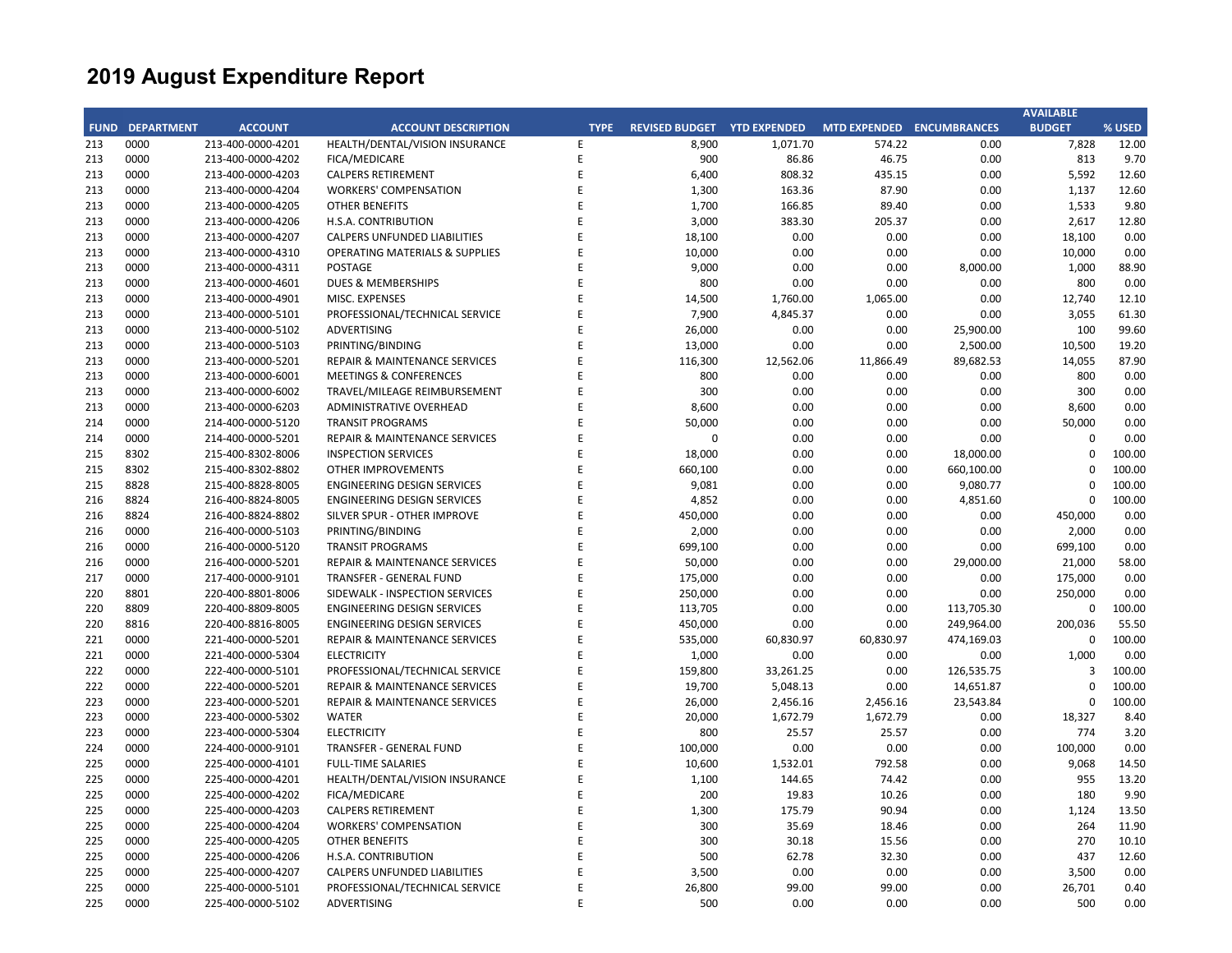# 2019 August Expenditure Report

| FUND | DEPARTMENT | ACCOUNT | ACCOUNT DESCRIPTION | TYPE | REVISED BUDGET | YTD EXPENDED | MTD EXPENDED | ENCUMBRANCES | AVAILABLE BUDGET | % USED |
|---|---|---|---|---|---|---|---|---|---|---|
| 213 | 0000 | 213-400-0000-4201 | HEALTH/DENTAL/VISION INSURANCE | E | 8,900 | 1,071.70 | 574.22 | 0.00 | 7,828 | 12.00 |
| 213 | 0000 | 213-400-0000-4202 | FICA/MEDICARE | E | 900 | 86.86 | 46.75 | 0.00 | 813 | 9.70 |
| 213 | 0000 | 213-400-0000-4203 | CALPERS RETIREMENT | E | 6,400 | 808.32 | 435.15 | 0.00 | 5,592 | 12.60 |
| 213 | 0000 | 213-400-0000-4204 | WORKERS' COMPENSATION | E | 1,300 | 163.36 | 87.90 | 0.00 | 1,137 | 12.60 |
| 213 | 0000 | 213-400-0000-4205 | OTHER BENEFITS | E | 1,700 | 166.85 | 89.40 | 0.00 | 1,533 | 9.80 |
| 213 | 0000 | 213-400-0000-4206 | H.S.A. CONTRIBUTION | E | 3,000 | 383.30 | 205.37 | 0.00 | 2,617 | 12.80 |
| 213 | 0000 | 213-400-0000-4207 | CALPERS UNFUNDED LIABILITIES | E | 18,100 | 0.00 | 0.00 | 0.00 | 18,100 | 0.00 |
| 213 | 0000 | 213-400-0000-4310 | OPERATING MATERIALS & SUPPLIES | E | 10,000 | 0.00 | 0.00 | 0.00 | 10,000 | 0.00 |
| 213 | 0000 | 213-400-0000-4311 | POSTAGE | E | 9,000 | 0.00 | 0.00 | 8,000.00 | 1,000 | 88.90 |
| 213 | 0000 | 213-400-0000-4601 | DUES & MEMBERSHIPS | E | 800 | 0.00 | 0.00 | 0.00 | 800 | 0.00 |
| 213 | 0000 | 213-400-0000-4901 | MISC. EXPENSES | E | 14,500 | 1,760.00 | 1,065.00 | 0.00 | 12,740 | 12.10 |
| 213 | 0000 | 213-400-0000-5101 | PROFESSIONAL/TECHNICAL SERVICE | E | 7,900 | 4,845.37 | 0.00 | 0.00 | 3,055 | 61.30 |
| 213 | 0000 | 213-400-0000-5102 | ADVERTISING | E | 26,000 | 0.00 | 0.00 | 25,900.00 | 100 | 99.60 |
| 213 | 0000 | 213-400-0000-5103 | PRINTING/BINDING | E | 13,000 | 0.00 | 0.00 | 2,500.00 | 10,500 | 19.20 |
| 213 | 0000 | 213-400-0000-5201 | REPAIR & MAINTENANCE SERVICES | E | 116,300 | 12,562.06 | 11,866.49 | 89,682.53 | 14,055 | 87.90 |
| 213 | 0000 | 213-400-0000-6001 | MEETINGS & CONFERENCES | E | 800 | 0.00 | 0.00 | 0.00 | 800 | 0.00 |
| 213 | 0000 | 213-400-0000-6002 | TRAVEL/MILEAGE REIMBURSEMENT | E | 300 | 0.00 | 0.00 | 0.00 | 300 | 0.00 |
| 213 | 0000 | 213-400-0000-6203 | ADMINISTRATIVE OVERHEAD | E | 8,600 | 0.00 | 0.00 | 0.00 | 8,600 | 0.00 |
| 214 | 0000 | 214-400-0000-5120 | TRANSIT PROGRAMS | E | 50,000 | 0.00 | 0.00 | 0.00 | 50,000 | 0.00 |
| 214 | 0000 | 214-400-0000-5201 | REPAIR & MAINTENANCE SERVICES | E | 0 | 0.00 | 0.00 | 0.00 | 0 | 0.00 |
| 215 | 8302 | 215-400-8302-8006 | INSPECTION SERVICES | E | 18,000 | 0.00 | 0.00 | 18,000.00 | 0 | 100.00 |
| 215 | 8302 | 215-400-8302-8802 | OTHER IMPROVEMENTS | E | 660,100 | 0.00 | 0.00 | 660,100.00 | 0 | 100.00 |
| 215 | 8828 | 215-400-8828-8005 | ENGINEERING DESIGN SERVICES | E | 9,081 | 0.00 | 0.00 | 9,080.77 | 0 | 100.00 |
| 216 | 8824 | 216-400-8824-8005 | ENGINEERING DESIGN SERVICES | E | 4,852 | 0.00 | 0.00 | 4,851.60 | 0 | 100.00 |
| 216 | 8824 | 216-400-8824-8802 | SILVER SPUR - OTHER IMPROVE | E | 450,000 | 0.00 | 0.00 | 0.00 | 450,000 | 0.00 |
| 216 | 0000 | 216-400-0000-5103 | PRINTING/BINDING | E | 2,000 | 0.00 | 0.00 | 0.00 | 2,000 | 0.00 |
| 216 | 0000 | 216-400-0000-5120 | TRANSIT PROGRAMS | E | 699,100 | 0.00 | 0.00 | 0.00 | 699,100 | 0.00 |
| 216 | 0000 | 216-400-0000-5201 | REPAIR & MAINTENANCE SERVICES | E | 50,000 | 0.00 | 0.00 | 29,000.00 | 21,000 | 58.00 |
| 217 | 0000 | 217-400-0000-9101 | TRANSFER - GENERAL FUND | E | 175,000 | 0.00 | 0.00 | 0.00 | 175,000 | 0.00 |
| 220 | 8801 | 220-400-8801-8006 | SIDEWALK - INSPECTION SERVICES | E | 250,000 | 0.00 | 0.00 | 0.00 | 250,000 | 0.00 |
| 220 | 8809 | 220-400-8809-8005 | ENGINEERING DESIGN SERVICES | E | 113,705 | 0.00 | 0.00 | 113,705.30 | 0 | 100.00 |
| 220 | 8816 | 220-400-8816-8005 | ENGINEERING DESIGN SERVICES | E | 450,000 | 0.00 | 0.00 | 249,964.00 | 200,036 | 55.50 |
| 221 | 0000 | 221-400-0000-5201 | REPAIR & MAINTENANCE SERVICES | E | 535,000 | 60,830.97 | 60,830.97 | 474,169.03 | 0 | 100.00 |
| 221 | 0000 | 221-400-0000-5304 | ELECTRICITY | E | 1,000 | 0.00 | 0.00 | 0.00 | 1,000 | 0.00 |
| 222 | 0000 | 222-400-0000-5101 | PROFESSIONAL/TECHNICAL SERVICE | E | 159,800 | 33,261.25 | 0.00 | 126,535.75 | 3 | 100.00 |
| 222 | 0000 | 222-400-0000-5201 | REPAIR & MAINTENANCE SERVICES | E | 19,700 | 5,048.13 | 0.00 | 14,651.87 | 0 | 100.00 |
| 223 | 0000 | 223-400-0000-5201 | REPAIR & MAINTENANCE SERVICES | E | 26,000 | 2,456.16 | 2,456.16 | 23,543.84 | 0 | 100.00 |
| 223 | 0000 | 223-400-0000-5302 | WATER | E | 20,000 | 1,672.79 | 1,672.79 | 0.00 | 18,327 | 8.40 |
| 223 | 0000 | 223-400-0000-5304 | ELECTRICITY | E | 800 | 25.57 | 25.57 | 0.00 | 774 | 3.20 |
| 224 | 0000 | 224-400-0000-9101 | TRANSFER - GENERAL FUND | E | 100,000 | 0.00 | 0.00 | 0.00 | 100,000 | 0.00 |
| 225 | 0000 | 225-400-0000-4101 | FULL-TIME SALARIES | E | 10,600 | 1,532.01 | 792.58 | 0.00 | 9,068 | 14.50 |
| 225 | 0000 | 225-400-0000-4201 | HEALTH/DENTAL/VISION INSURANCE | E | 1,100 | 144.65 | 74.42 | 0.00 | 955 | 13.20 |
| 225 | 0000 | 225-400-0000-4202 | FICA/MEDICARE | E | 200 | 19.83 | 10.26 | 0.00 | 180 | 9.90 |
| 225 | 0000 | 225-400-0000-4203 | CALPERS RETIREMENT | E | 1,300 | 175.79 | 90.94 | 0.00 | 1,124 | 13.50 |
| 225 | 0000 | 225-400-0000-4204 | WORKERS' COMPENSATION | E | 300 | 35.69 | 18.46 | 0.00 | 264 | 11.90 |
| 225 | 0000 | 225-400-0000-4205 | OTHER BENEFITS | E | 300 | 30.18 | 15.56 | 0.00 | 270 | 10.10 |
| 225 | 0000 | 225-400-0000-4206 | H.S.A. CONTRIBUTION | E | 500 | 62.78 | 32.30 | 0.00 | 437 | 12.60 |
| 225 | 0000 | 225-400-0000-4207 | CALPERS UNFUNDED LIABILITIES | E | 3,500 | 0.00 | 0.00 | 0.00 | 3,500 | 0.00 |
| 225 | 0000 | 225-400-0000-5101 | PROFESSIONAL/TECHNICAL SERVICE | E | 26,800 | 99.00 | 99.00 | 0.00 | 26,701 | 0.40 |
| 225 | 0000 | 225-400-0000-5102 | ADVERTISING | E | 500 | 0.00 | 0.00 | 0.00 | 500 | 0.00 |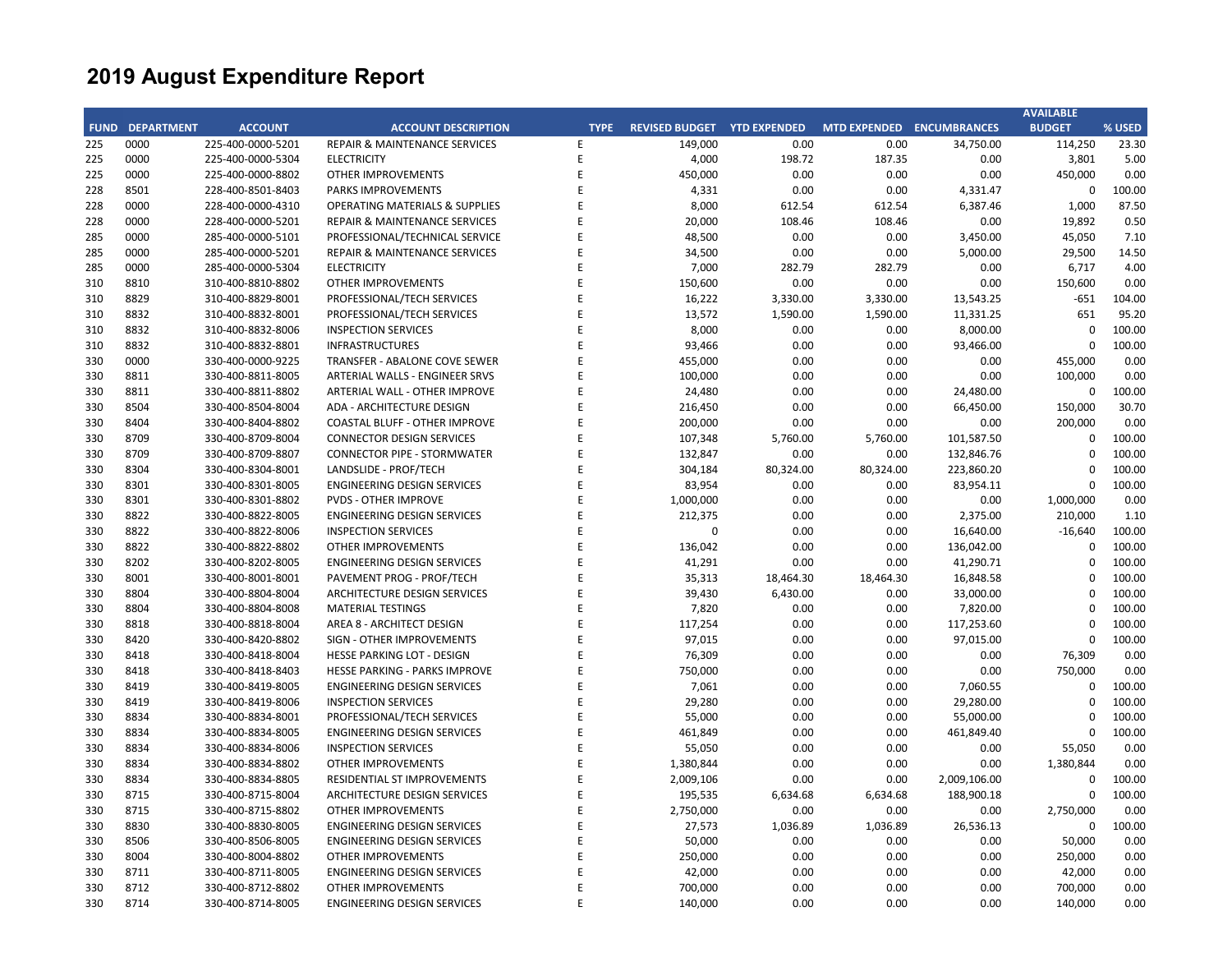# 2019 August Expenditure Report

| FUND | DEPARTMENT | ACCOUNT | ACCOUNT DESCRIPTION | TYPE | REVISED BUDGET | YTD EXPENDED | MTD EXPENDED | ENCUMBRANCES | AVAILABLE BUDGET | % USED |
|---|---|---|---|---|---|---|---|---|---|---|
| 225 | 0000 | 225-400-0000-5201 | REPAIR & MAINTENANCE SERVICES | E | 149,000 | 0.00 | 0.00 | 34,750.00 | 114,250 | 23.30 |
| 225 | 0000 | 225-400-0000-5304 | ELECTRICITY | E | 4,000 | 198.72 | 187.35 | 0.00 | 3,801 | 5.00 |
| 225 | 0000 | 225-400-0000-8802 | OTHER IMPROVEMENTS | E | 450,000 | 0.00 | 0.00 | 0.00 | 450,000 | 0.00 |
| 228 | 8501 | 228-400-8501-8403 | PARKS IMPROVEMENTS | E | 4,331 | 0.00 | 0.00 | 4,331.47 | 0 | 100.00 |
| 228 | 0000 | 228-400-0000-4310 | OPERATING MATERIALS & SUPPLIES | E | 8,000 | 612.54 | 612.54 | 6,387.46 | 1,000 | 87.50 |
| 228 | 0000 | 228-400-0000-5201 | REPAIR & MAINTENANCE SERVICES | E | 20,000 | 108.46 | 108.46 | 0.00 | 19,892 | 0.50 |
| 285 | 0000 | 285-400-0000-5101 | PROFESSIONAL/TECHNICAL SERVICE | E | 48,500 | 0.00 | 0.00 | 3,450.00 | 45,050 | 7.10 |
| 285 | 0000 | 285-400-0000-5201 | REPAIR & MAINTENANCE SERVICES | E | 34,500 | 0.00 | 0.00 | 5,000.00 | 29,500 | 14.50 |
| 285 | 0000 | 285-400-0000-5304 | ELECTRICITY | E | 7,000 | 282.79 | 282.79 | 0.00 | 6,717 | 4.00 |
| 310 | 8810 | 310-400-8810-8802 | OTHER IMPROVEMENTS | E | 150,600 | 0.00 | 0.00 | 0.00 | 150,600 | 0.00 |
| 310 | 8829 | 310-400-8829-8001 | PROFESSIONAL/TECH SERVICES | E | 16,222 | 3,330.00 | 3,330.00 | 13,543.25 | -651 | 104.00 |
| 310 | 8832 | 310-400-8832-8001 | PROFESSIONAL/TECH SERVICES | E | 13,572 | 1,590.00 | 1,590.00 | 11,331.25 | 651 | 95.20 |
| 310 | 8832 | 310-400-8832-8006 | INSPECTION SERVICES | E | 8,000 | 0.00 | 0.00 | 8,000.00 | 0 | 100.00 |
| 310 | 8832 | 310-400-8832-8801 | INFRASTRUCTURES | E | 93,466 | 0.00 | 0.00 | 93,466.00 | 0 | 100.00 |
| 330 | 0000 | 330-400-0000-9225 | TRANSFER - ABALONE COVE SEWER | E | 455,000 | 0.00 | 0.00 | 0.00 | 455,000 | 0.00 |
| 330 | 8811 | 330-400-8811-8005 | ARTERIAL WALLS - ENGINEER SRVS | E | 100,000 | 0.00 | 0.00 | 0.00 | 100,000 | 0.00 |
| 330 | 8811 | 330-400-8811-8802 | ARTERIAL WALL - OTHER IMPROVE | E | 24,480 | 0.00 | 0.00 | 24,480.00 | 0 | 100.00 |
| 330 | 8504 | 330-400-8504-8004 | ADA - ARCHITECTURE DESIGN | E | 216,450 | 0.00 | 0.00 | 66,450.00 | 150,000 | 30.70 |
| 330 | 8404 | 330-400-8404-8802 | COASTAL BLUFF - OTHER IMPROVE | E | 200,000 | 0.00 | 0.00 | 0.00 | 200,000 | 0.00 |
| 330 | 8709 | 330-400-8709-8004 | CONNECTOR DESIGN SERVICES | E | 107,348 | 5,760.00 | 5,760.00 | 101,587.50 | 0 | 100.00 |
| 330 | 8709 | 330-400-8709-8807 | CONNECTOR PIPE - STORMWATER | E | 132,847 | 0.00 | 0.00 | 132,846.76 | 0 | 100.00 |
| 330 | 8304 | 330-400-8304-8001 | LANDSLIDE - PROF/TECH | E | 304,184 | 80,324.00 | 80,324.00 | 223,860.20 | 0 | 100.00 |
| 330 | 8301 | 330-400-8301-8005 | ENGINEERING DESIGN SERVICES | E | 83,954 | 0.00 | 0.00 | 83,954.11 | 0 | 100.00 |
| 330 | 8301 | 330-400-8301-8802 | PVDS - OTHER IMPROVE | E | 1,000,000 | 0.00 | 0.00 | 0.00 | 1,000,000 | 0.00 |
| 330 | 8822 | 330-400-8822-8005 | ENGINEERING DESIGN SERVICES | E | 212,375 | 0.00 | 0.00 | 2,375.00 | 210,000 | 1.10 |
| 330 | 8822 | 330-400-8822-8006 | INSPECTION SERVICES | E | 0 | 0.00 | 0.00 | 16,640.00 | -16,640 | 100.00 |
| 330 | 8822 | 330-400-8822-8802 | OTHER IMPROVEMENTS | E | 136,042 | 0.00 | 0.00 | 136,042.00 | 0 | 100.00 |
| 330 | 8202 | 330-400-8202-8005 | ENGINEERING DESIGN SERVICES | E | 41,291 | 0.00 | 0.00 | 41,290.71 | 0 | 100.00 |
| 330 | 8001 | 330-400-8001-8001 | PAVEMENT PROG - PROF/TECH | E | 35,313 | 18,464.30 | 18,464.30 | 16,848.58 | 0 | 100.00 |
| 330 | 8804 | 330-400-8804-8004 | ARCHITECTURE DESIGN SERVICES | E | 39,430 | 6,430.00 | 0.00 | 33,000.00 | 0 | 100.00 |
| 330 | 8804 | 330-400-8804-8008 | MATERIAL TESTINGS | E | 7,820 | 0.00 | 0.00 | 7,820.00 | 0 | 100.00 |
| 330 | 8818 | 330-400-8818-8004 | AREA 8 - ARCHITECT DESIGN | E | 117,254 | 0.00 | 0.00 | 117,253.60 | 0 | 100.00 |
| 330 | 8420 | 330-400-8420-8802 | SIGN - OTHER IMPROVEMENTS | E | 97,015 | 0.00 | 0.00 | 97,015.00 | 0 | 100.00 |
| 330 | 8418 | 330-400-8418-8004 | HESSE PARKING LOT - DESIGN | E | 76,309 | 0.00 | 0.00 | 0.00 | 76,309 | 0.00 |
| 330 | 8418 | 330-400-8418-8403 | HESSE PARKING - PARKS IMPROVE | E | 750,000 | 0.00 | 0.00 | 0.00 | 750,000 | 0.00 |
| 330 | 8419 | 330-400-8419-8005 | ENGINEERING DESIGN SERVICES | E | 7,061 | 0.00 | 0.00 | 7,060.55 | 0 | 100.00 |
| 330 | 8419 | 330-400-8419-8006 | INSPECTION SERVICES | E | 29,280 | 0.00 | 0.00 | 29,280.00 | 0 | 100.00 |
| 330 | 8834 | 330-400-8834-8001 | PROFESSIONAL/TECH SERVICES | E | 55,000 | 0.00 | 0.00 | 55,000.00 | 0 | 100.00 |
| 330 | 8834 | 330-400-8834-8005 | ENGINEERING DESIGN SERVICES | E | 461,849 | 0.00 | 0.00 | 461,849.40 | 0 | 100.00 |
| 330 | 8834 | 330-400-8834-8006 | INSPECTION SERVICES | E | 55,050 | 0.00 | 0.00 | 0.00 | 55,050 | 0.00 |
| 330 | 8834 | 330-400-8834-8802 | OTHER IMPROVEMENTS | E | 1,380,844 | 0.00 | 0.00 | 0.00 | 1,380,844 | 0.00 |
| 330 | 8834 | 330-400-8834-8805 | RESIDENTIAL ST IMPROVEMENTS | E | 2,009,106 | 0.00 | 0.00 | 2,009,106.00 | 0 | 100.00 |
| 330 | 8715 | 330-400-8715-8004 | ARCHITECTURE DESIGN SERVICES | E | 195,535 | 6,634.68 | 6,634.68 | 188,900.18 | 0 | 100.00 |
| 330 | 8715 | 330-400-8715-8802 | OTHER IMPROVEMENTS | E | 2,750,000 | 0.00 | 0.00 | 0.00 | 2,750,000 | 0.00 |
| 330 | 8830 | 330-400-8830-8005 | ENGINEERING DESIGN SERVICES | E | 27,573 | 1,036.89 | 1,036.89 | 26,536.13 | 0 | 100.00 |
| 330 | 8506 | 330-400-8506-8005 | ENGINEERING DESIGN SERVICES | E | 50,000 | 0.00 | 0.00 | 0.00 | 50,000 | 0.00 |
| 330 | 8004 | 330-400-8004-8802 | OTHER IMPROVEMENTS | E | 250,000 | 0.00 | 0.00 | 0.00 | 250,000 | 0.00 |
| 330 | 8711 | 330-400-8711-8005 | ENGINEERING DESIGN SERVICES | E | 42,000 | 0.00 | 0.00 | 0.00 | 42,000 | 0.00 |
| 330 | 8712 | 330-400-8712-8802 | OTHER IMPROVEMENTS | E | 700,000 | 0.00 | 0.00 | 0.00 | 700,000 | 0.00 |
| 330 | 8714 | 330-400-8714-8005 | ENGINEERING DESIGN SERVICES | E | 140,000 | 0.00 | 0.00 | 0.00 | 140,000 | 0.00 |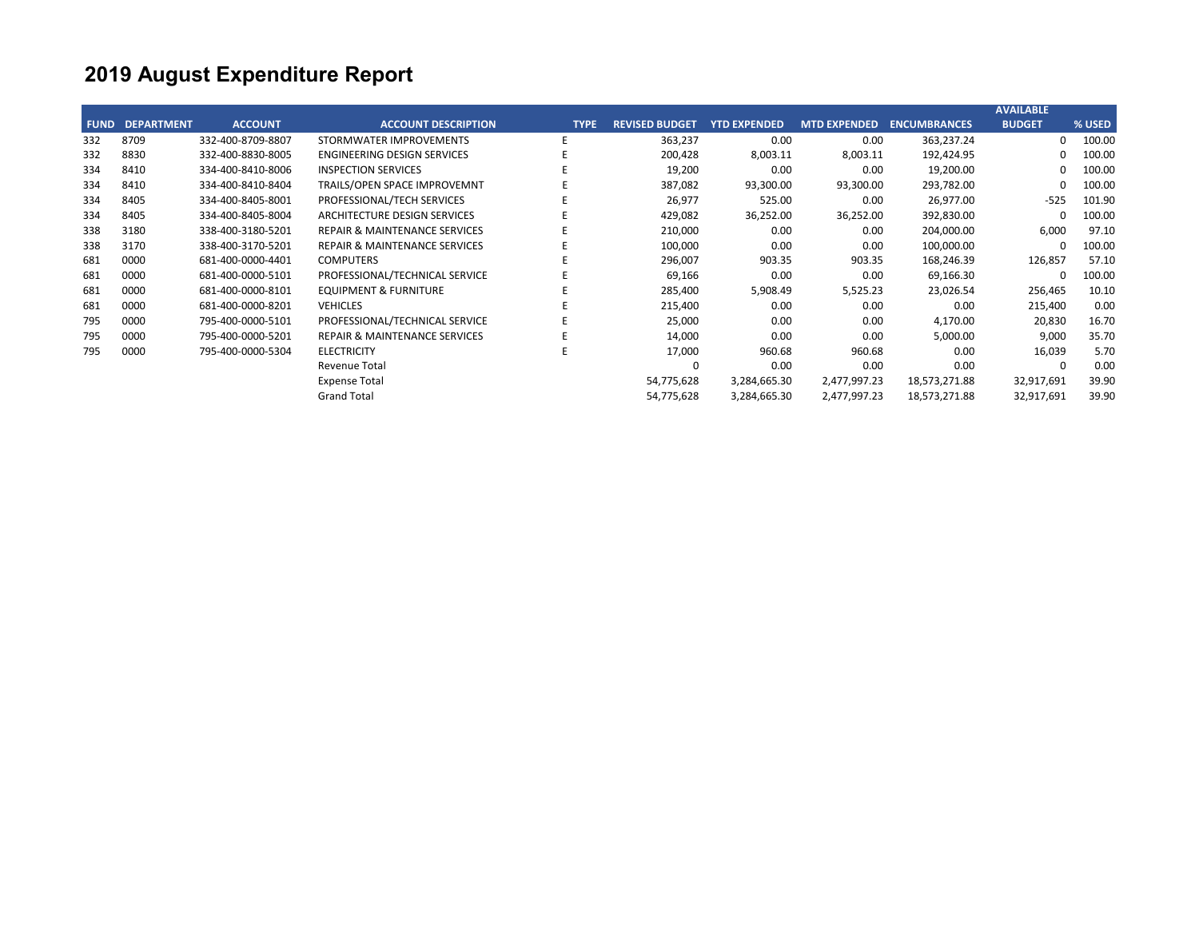# 2019 August Expenditure Report

| FUND | DEPARTMENT | ACCOUNT | ACCOUNT DESCRIPTION | TYPE | REVISED BUDGET | YTD EXPENDED | MTD EXPENDED | ENCUMBRANCES | AVAILABLE BUDGET | % USED |
|---|---|---|---|---|---|---|---|---|---|---|
| 332 | 8709 | 332-400-8709-8807 | STORMWATER IMPROVEMENTS | E | 363,237 | 0.00 | 0.00 | 363,237.24 | 0 | 100.00 |
| 332 | 8830 | 332-400-8830-8005 | ENGINEERING DESIGN SERVICES | E | 200,428 | 8,003.11 | 8,003.11 | 192,424.95 | 0 | 100.00 |
| 334 | 8410 | 334-400-8410-8006 | INSPECTION SERVICES | E | 19,200 | 0.00 | 0.00 | 19,200.00 | 0 | 100.00 |
| 334 | 8410 | 334-400-8410-8404 | TRAILS/OPEN SPACE IMPROVEMNT | E | 387,082 | 93,300.00 | 93,300.00 | 293,782.00 | 0 | 100.00 |
| 334 | 8405 | 334-400-8405-8001 | PROFESSIONAL/TECH SERVICES | E | 26,977 | 525.00 | 0.00 | 26,977.00 | -525 | 101.90 |
| 334 | 8405 | 334-400-8405-8004 | ARCHITECTURE DESIGN SERVICES | E | 429,082 | 36,252.00 | 36,252.00 | 392,830.00 | 0 | 100.00 |
| 338 | 3180 | 338-400-3180-5201 | REPAIR & MAINTENANCE SERVICES | E | 210,000 | 0.00 | 0.00 | 204,000.00 | 6,000 | 97.10 |
| 338 | 3170 | 338-400-3170-5201 | REPAIR & MAINTENANCE SERVICES | E | 100,000 | 0.00 | 0.00 | 100,000.00 | 0 | 100.00 |
| 681 | 0000 | 681-400-0000-4401 | COMPUTERS | E | 296,007 | 903.35 | 903.35 | 168,246.39 | 126,857 | 57.10 |
| 681 | 0000 | 681-400-0000-5101 | PROFESSIONAL/TECHNICAL SERVICE | E | 69,166 | 0.00 | 0.00 | 69,166.30 | 0 | 100.00 |
| 681 | 0000 | 681-400-0000-8101 | EQUIPMENT & FURNITURE | E | 285,400 | 5,908.49 | 5,525.23 | 23,026.54 | 256,465 | 10.10 |
| 681 | 0000 | 681-400-0000-8201 | VEHICLES | E | 215,400 | 0.00 | 0.00 | 0.00 | 215,400 | 0.00 |
| 795 | 0000 | 795-400-0000-5101 | PROFESSIONAL/TECHNICAL SERVICE | E | 25,000 | 0.00 | 0.00 | 4,170.00 | 20,830 | 16.70 |
| 795 | 0000 | 795-400-0000-5201 | REPAIR & MAINTENANCE SERVICES | E | 14,000 | 0.00 | 0.00 | 5,000.00 | 9,000 | 35.70 |
| 795 | 0000 | 795-400-0000-5304 | ELECTRICITY | E | 17,000 | 960.68 | 960.68 | 0.00 | 16,039 | 5.70 |
| | | | Revenue Total | | 0 | 0.00 | 0.00 | 0.00 | 0 | 0.00 |
| | | | Expense Total | | 54,775,628 | 3,284,665.30 | 2,477,997.23 | 18,573,271.88 | 32,917,691 | 39.90 |
| | | | Grand Total | | 54,775,628 | 3,284,665.30 | 2,477,997.23 | 18,573,271.88 | 32,917,691 | 39.90 |